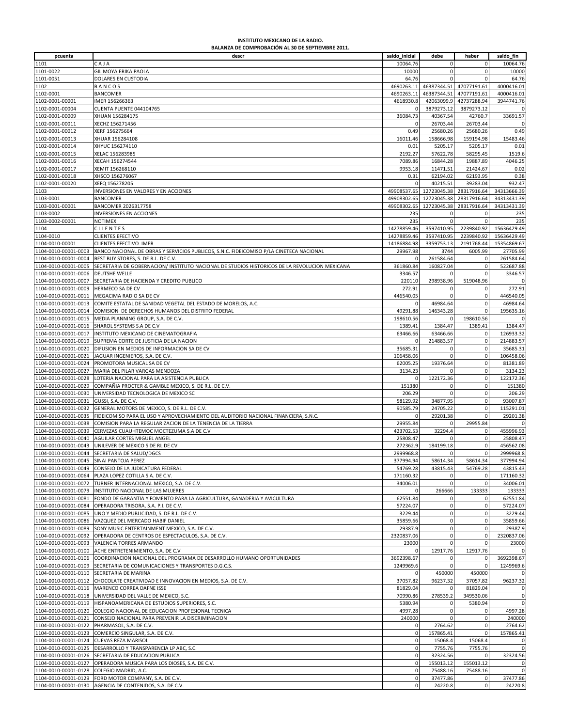**INSTITUTO MEXICANO DE LA RADIO.**
**BALANZA DE COMPROBACIÓN AL 30 DE SEPTIEMBRE 2011.**

| pcuenta | descr | saldo_inicial | debe | haber | saldo_fin |
|---|---|---|---|---|---|
| 1101 | C A J A | 10064.76 | 0 | 0 | 10064.76 |
| 1101-0022 | GIL MOYA ERIKA PAOLA | 10000 | 0 | 0 | 10000 |
| 1101-0051 | DOLARES EN CUSTODIA | 64.76 | 0 | 0 | 64.76 |
| 1102 | B A N C O S | 4690263.11 | 46387344.51 | 47077191.61 | 4000416.01 |
| 1102-0001 | BANCOMER | 4690263.11 | 46387344.51 | 47077191.61 | 4000416.01 |
| 1102-0001-00001 | IMER 156266363 | 4618930.8 | 42063099.9 | 42737288.94 | 3944741.76 |
| 1102-0001-00004 | CUENTA PUENTE 044104765 | 0 | 3879273.12 | 3879273.12 | 0 |
| 1102-0001-00009 | XHUAN 156284175 | 36084.73 | 40367.54 | 42760.7 | 33691.57 |
| 1102-0001-00011 | XECHZ 156271456 | 0 | 26703.44 | 26703.44 | 0 |
| 1102-0001-00012 | XERF 156275664 | 0.49 | 25680.26 | 25680.26 | 0.49 |
| 1102-0001-00013 | XHUAR 156284108 | 16011.46 | 158666.98 | 159194.98 | 15483.46 |
| 1102-0001-00014 | XHYUC 156274110 | 0.01 | 5205.17 | 5205.17 | 0.01 |
| 1102-0001-00015 | XELAC 156283985 | 2192.27 | 57622.78 | 58295.45 | 1519.6 |
| 1102-0001-00016 | XECAH 156274544 | 7089.86 | 16844.28 | 19887.89 | 4046.25 |
| 1102-0001-00017 | XEMIT 156268110 | 9953.18 | 11471.51 | 21424.67 | 0.02 |
| 1102-0001-00018 | XHSCO 156276067 | 0.31 | 62194.02 | 62193.95 | 0.38 |
| 1102-0001-00020 | XEFQ 156278205 | 0 | 40215.51 | 39283.04 | 932.47 |
| 1103 | INVERSIONES EN VALORES Y EN ACCIONES | 49908537.65 | 12723045.38 | 28317916.64 | 34313666.39 |
| 1103-0001 | BANCOMER | 49908302.65 | 12723045.38 | 28317916.64 | 34313431.39 |
| 1103-0001-00001 | BANCOMER 2026317758 | 49908302.65 | 12723045.38 | 28317916.64 | 34313431.39 |
| 1103-0002 | INVERSIONES EN ACCIONES | 235 | 0 | 0 | 235 |
| 1103-0002-00001 | NOTIMEX | 235 | 0 | 0 | 235 |
| 1104 | C L I E N T E S | 14278859.46 | 3597410.95 | 2239840.92 | 15636429.49 |
| 1104-0010 | CLIENTES EFECTIVO | 14278859.46 | 3597410.95 | 2239840.92 | 15636429.49 |
| 1104-0010-00001 | CLIENTES EFECTIVO IMER | 14186884.98 | 3359753.13 | 2191768.44 | 15354869.67 |
| 1104-0010-00001-0003 | BANCO NACIONAL DE OBRAS Y SERVICIOS PUBLICOS, S.N.C. FIDEICOMISO P/LA CINETECA NACIONAL | 29967.98 | 3744 | 6005.99 | 27705.99 |
| 1104-0010-00001-0004 | BEST BUY STORES, S. DE R.L. DE C.V. | 0 | 261584.64 | 0 | 261584.64 |
| 1104-0010-00001-0005 | SECRETARIA DE GOBERNACION/ INSTITUTO NACIONAL DE STUDIOS HISTORICOS DE LA REVOLUCION MEXICANA | 361860.84 | 160827.04 | 0 | 522687.88 |
| 1104-0010-00001-0006 | DEUTSHE WELLE | 3346.57 | 0 | 0 | 3346.57 |
| 1104-0010-00001-0007 | SECRETARIA DE HACIENDA Y CREDITO PUBLICO | 220110 | 298938.96 | 519048.96 | 0 |
| 1104-0010-00001-0009 | HERMECO SA DE CV | 272.91 | 0 | 0 | 272.91 |
| 1104-0010-00001-0011 | MEGACIMA RADIO SA DE CV | 446540.05 | 0 | 0 | 446540.05 |
| 1104-0010-00001-0013 | COMITE ESTATAL DE SANIDAD VEGETAL DEL ESTADO DE MORELOS, A.C. | 0 | 46984.64 | 0 | 46984.64 |
| 1104-0010-00001-0014 | COMISION DE DERECHOS HUMANOS DEL DISTRITO FEDERAL | 49291.88 | 146343.28 | 0 | 195635.16 |
| 1104-0010-00001-0015 | MEDIA PLANNING GROUP, S.A. DE C.V. | 198610.56 | 0 | 198610.56 | 0 |
| 1104-0010-00001-0016 | SHAROL SYSTEMS S.A DE C.V | 1389.41 | 1384.47 | 1389.41 | 1384.47 |
| 1104-0010-00001-0017 | INSTITUTO MEXICANO DE CINEMATOGRAFIA | 63466.66 | 63466.66 | 0 | 126933.32 |
| 1104-0010-00001-0019 | SUPREMA CORTE DE JUSTICIA DE LA NACION | 0 | 214883.57 | 0 | 214883.57 |
| 1104-0010-00001-0020 | DIFUSION EN MEDIOS DE INFORMACION SA DE CV | 35685.31 | 0 | 0 | 35685.31 |
| 1104-0010-00001-0021 | JAGUAR INGENIEROS, S.A. DE C.V. | 106458.06 | 0 | 0 | 106458.06 |
| 1104-0010-00001-0024 | PROMOTORA MUSICAL SA DE CV | 62005.25 | 19376.64 | 0 | 81381.89 |
| 1104-0010-00001-0027 | MARIA DEL PILAR VARGAS MENDOZA | 3134.23 | 0 | 0 | 3134.23 |
| 1104-0010-00001-0028 | LOTERIA NACIONAL PARA LA ASISTENCIA PUBLICA | 0 | 122172.36 | 0 | 122172.36 |
| 1104-0010-00001-0029 | COMPAÑIA PROCTER & GAMBLE MEXICO, S. DE R.L. DE C.V. | 151380 | 0 | 0 | 151380 |
| 1104-0010-00001-0030 | UNIVERSIDAD TECNOLOGICA DE MEXICO SC | 206.29 | 0 | 0 | 206.29 |
| 1104-0010-00001-0031 | GUSSI, S.A. DE C.V. | 58129.92 | 34877.95 | 0 | 93007.87 |
| 1104-0010-00001-0032 | GENERAL MOTORS DE MEXICO, S. DE R.L. DE C.V. | 90585.79 | 24705.22 | 0 | 115291.01 |
| 1104-0010-00001-0035 | FIDEICOMISO PARA EL USO Y APROVECHAMIENTO DEL AUDITORIO NACIONAL FINANCIERA, S.N.C. | 0 | 29201.38 | 0 | 29201.38 |
| 1104-0010-00001-0038 | COMISION PARA LA REGULARIZACION DE LA TENENCIA DE LA TIERRA | 29955.84 | 0 | 29955.84 | 0 |
| 1104-0010-00001-0039 | CERVEZAS CUAUHTEMOC MOCTEZUMA S.A DE C.V | 423702.53 | 32294.4 | 0 | 455996.93 |
| 1104-0010-00001-0040 | AGUILAR CORTES MIGUEL ANGEL | 25808.47 | 0 | 0 | 25808.47 |
| 1104-0010-00001-0043 | UNILEVER DE MEXICO S DE RL DE CV | 272362.9 | 184199.18 | 0 | 456562.08 |
| 1104-0010-00001-0044 | SECRETARIA DE SALUD/DGCS | 2999968.8 | 0 | 0 | 2999968.8 |
| 1104-0010-00001-0045 | SINAI PANTOJA PEREZ | 377994.94 | 58614.34 | 58614.34 | 377994.94 |
| 1104-0010-00001-0049 | CONSEJO DE LA JUDICATURA FEDERAL | 54769.28 | 43815.43 | 54769.28 | 43815.43 |
| 1104-0010-00001-0064 | PLAZA LOPEZ COTILLA S.A. DE C.V. | 171160.32 | 0 | 0 | 171160.32 |
| 1104-0010-00001-0072 | TURNER INTERNACIONAL MEXICO, S.A. DE C.V. | 34006.01 | 0 | 0 | 34006.01 |
| 1104-0010-00001-0079 | INSTITUTO NACIONAL DE LAS MUJERES | 0 | 266666 | 133333 | 133333 |
| 1104-0010-00001-0081 | FONDO DE GARANTIA Y FOMENTO PARA LA AGRICULTURA, GANADERIA Y AVICULTURA | 62551.84 | 0 | 0 | 62551.84 |
| 1104-0010-00001-0084 | OPERADORA TRISORA, S.A. P.I. DE C.V. | 57224.07 | 0 | 0 | 57224.07 |
| 1104-0010-00001-0085 | UNO Y MEDIO PUBLICIDAD, S. DE R.L. DE C.V. | 3229.44 | 0 | 0 | 3229.44 |
| 1104-0010-00001-0086 | VAZQUEZ DEL MERCADO HABIF DANIEL | 35859.66 | 0 | 0 | 35859.66 |
| 1104-0010-00001-0089 | SONY MUSIC ENTERTAINMENT MEXICO, S.A. DE C.V. | 29387.9 | 0 | 0 | 29387.9 |
| 1104-0010-00001-0092 | OPERADORA DE CENTROS DE ESPECTACULOS, S.A. DE C.V. | 2320837.06 | 0 | 0 | 2320837.06 |
| 1104-0010-00001-0093 | VALENCIA TORRES ARMANDO | 23000 | 0 | 0 | 23000 |
| 1104-0010-00001-0100 | ACHE ENTRETENIMIENTO, S.A. DE C.V | 0 | 12917.76 | 12917.76 | 0 |
| 1104-0010-00001-0106 | COORDINACION NACIONAL DEL PROGRAMA DE DESARROLLO HUMANO OPORTUNIDADES | 3692398.67 | 0 | 0 | 3692398.67 |
| 1104-0010-00001-0109 | SECRETARIA DE COMUNICACIONES Y TRANSPORTES D.G.C.S. | 1249969.6 | 0 | 0 | 1249969.6 |
| 1104-0010-00001-0110 | SECRETARIA DE MARINA | 0 | 450000 | 450000 | 0 |
| 1104-0010-00001-0112 | CHOCOLATE CREATIVIDAD E INNOVACION EN MEDIOS, S.A. DE C.V. | 37057.82 | 96237.32 | 37057.82 | 96237.32 |
| 1104-0010-00001-0116 | MARENCO CORREA DAFNE ISSE | 81829.04 | 0 | 81829.04 | 0 |
| 1104-0010-00001-0118 | UNIVERSIDAD DEL VALLE DE MEXICO, S.C. | 70990.86 | 278539.2 | 349530.06 | 0 |
| 1104-0010-00001-0119 | HISPANOAMERICANA DE ESTUDIOS SUPERIORES, S.C. | 5380.94 | 0 | 5380.94 | 0 |
| 1104-0010-00001-0120 | COLEGIO NACIONAL DE EDUCACION PROFESIONAL TECNICA | 4997.28 | 0 | 0 | 4997.28 |
| 1104-0010-00001-0121 | CONSEJO NACIONAL PARA PREVENIR LA DISCRIMINACION | 240000 | 0 | 0 | 240000 |
| 1104-0010-00001-0122 | PHARMASOL, S.A. DE C.V. | 0 | 2764.62 | 0 | 2764.62 |
| 1104-0010-00001-0123 | COMERCIO SINGULAR, S.A. DE C.V. | 0 | 157865.41 | 0 | 157865.41 |
| 1104-0010-00001-0124 | CUEVAS REZA MARISOL | 0 | 15068.4 | 15068.4 | 0 |
| 1104-0010-00001-0125 | DESARROLLO Y TRANSPARENCIA LP ABC, S.C. | 0 | 7755.76 | 7755.76 | 0 |
| 1104-0010-00001-0126 | SECRETARIA DE EDUCACION PUBLICA | 0 | 32324.56 | 0 | 32324.56 |
| 1104-0010-00001-0127 | OPERADORA MUSICA PARA LOS DIOSES, S.A. DE C.V. | 0 | 155013.12 | 155013.12 | 0 |
| 1104-0010-00001-0128 | COLEGIO MADRID, A.C. | 0 | 75488.16 | 75488.16 | 0 |
| 1104-0010-00001-0129 | FORD MOTOR COMPANY, S.A. DE C.V. | 0 | 37477.86 | 0 | 37477.86 |
| 1104-0010-00001-0130 | AGENCIA DE CONTENIDOS, S.A. DE C.V. | 0 | 24220.8 | 0 | 24220.8 |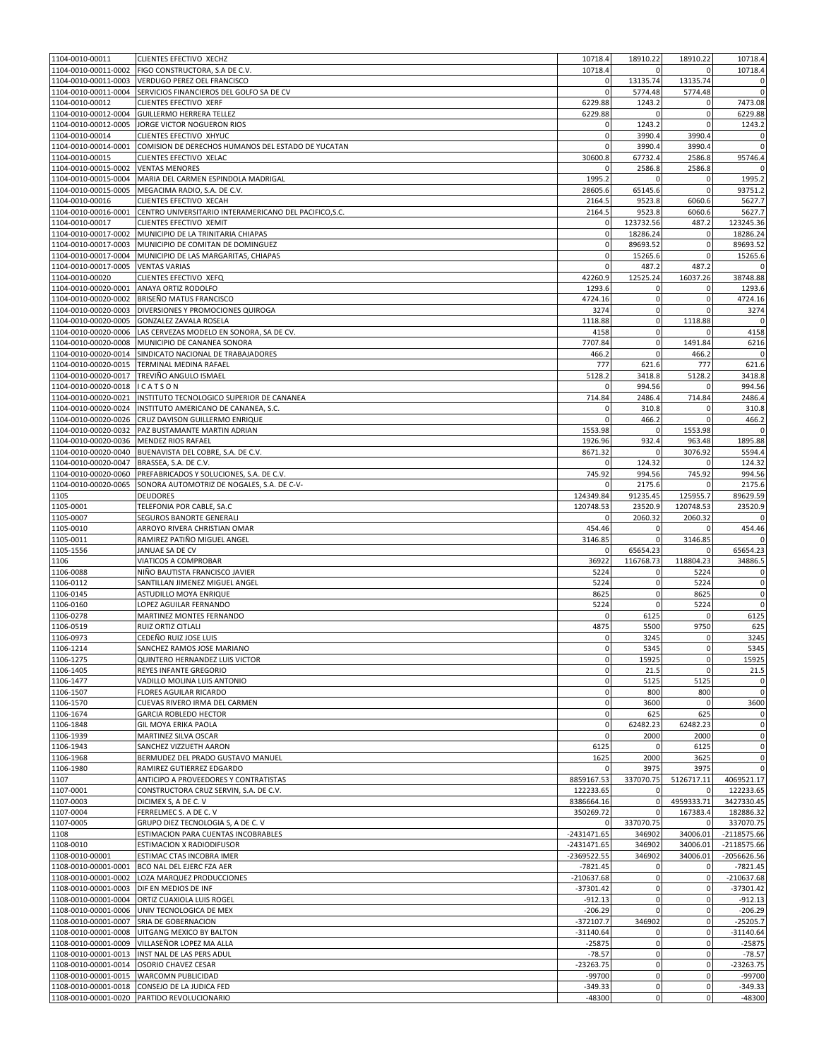| | | | | | |
|---|---|---|---|---|---|
| 1104-0010-00011 | CLIENTES EFECTIVO XECHZ | 10718.4 | 18910.22 | 18910.22 | 10718.4 |
| 1104-0010-00011-0002 | FIGO CONSTRUCTORA, S.A DE C.V. | 10718.4 | 0 | 0 | 10718.4 |
| 1104-0010-00011-0003 | VERDUGO PEREZ OEL FRANCISCO | 0 | 13135.74 | 13135.74 | 0 |
| 1104-0010-00011-0004 | SERVICIOS FINANCIEROS DEL GOLFO SA DE CV | 0 | 5774.48 | 5774.48 | 0 |
| 1104-0010-00012 | CLIENTES EFECTIVO XERF | 6229.88 | 1243.2 | 0 | 7473.08 |
| 1104-0010-00012-0004 | GUILLERMO HERRERA TELLEZ | 6229.88 | 0 | 0 | 6229.88 |
| 1104-0010-00012-0005 | JORGE VICTOR NOGUERON RIOS | 0 | 1243.2 | 0 | 1243.2 |
| 1104-0010-00014 | CLIENTES EFECTIVO XHYUC | 0 | 3990.4 | 3990.4 | 0 |
| 1104-0010-00014-0001 | COMISION DE DERECHOS HUMANOS DEL ESTADO DE YUCATAN | 0 | 3990.4 | 3990.4 | 0 |
| 1104-0010-00015 | CLIENTES EFECTIVO XELAC | 30600.8 | 67732.4 | 2586.8 | 95746.4 |
| 1104-0010-00015-0002 | VENTAS MENORES | 0 | 2586.8 | 2586.8 | 0 |
| 1104-0010-00015-0004 | MARIA DEL CARMEN ESPINDOLA MADRIGAL | 1995.2 | 0 | 0 | 1995.2 |
| 1104-0010-00015-0005 | MEGACIMA RADIO, S.A. DE C.V. | 28605.6 | 65145.6 | 0 | 93751.2 |
| 1104-0010-00016 | CLIENTES EFECTIVO XECAH | 2164.5 | 9523.8 | 6060.6 | 5627.7 |
| 1104-0010-00016-0001 | CENTRO UNIVERSITARIO INTERAMERICANO DEL PACIFICO,S.C. | 2164.5 | 9523.8 | 6060.6 | 5627.7 |
| 1104-0010-00017 | CLIENTES EFECTIVO XEMIT | 0 | 123732.56 | 487.2 | 123245.36 |
| 1104-0010-00017-0002 | MUNICIPIO DE LA TRINITARIA CHIAPAS | 0 | 18286.24 | 0 | 18286.24 |
| 1104-0010-00017-0003 | MUNICIPIO DE COMITAN DE DOMINGUEZ | 0 | 89693.52 | 0 | 89693.52 |
| 1104-0010-00017-0004 | MUNICIPIO DE LAS MARGARITAS, CHIAPAS | 0 | 15265.6 | 0 | 15265.6 |
| 1104-0010-00017-0005 | VENTAS VARIAS | 0 | 487.2 | 487.2 | 0 |
| 1104-0010-00020 | CLIENTES EFECTIVO XEFQ | 42260.9 | 12525.24 | 16037.26 | 38748.88 |
| 1104-0010-00020-0001 | ANAYA ORTIZ RODOLFO | 1293.6 | 0 | 0 | 1293.6 |
| 1104-0010-00020-0002 | BRISEÑO MATUS FRANCISCO | 4724.16 | 0 | 0 | 4724.16 |
| 1104-0010-00020-0003 | DIVERSIONES Y PROMOCIONES QUIROGA | 3274 | 0 | 0 | 3274 |
| 1104-0010-00020-0005 | GONZALEZ ZAVALA ROSELA | 1118.88 | 0 | 1118.88 | 0 |
| 1104-0010-00020-0006 | LAS CERVEZAS MODELO EN SONORA, SA DE CV. | 4158 | 0 | 0 | 4158 |
| 1104-0010-00020-0008 | MUNICIPIO DE CANANEA SONORA | 7707.84 | 0 | 1491.84 | 6216 |
| 1104-0010-00020-0014 | SINDICATO NACIONAL DE TRABAJADORES | 466.2 | 0 | 466.2 | 0 |
| 1104-0010-00020-0015 | TERMINAL MEDINA RAFAEL | 777 | 621.6 | 777 | 621.6 |
| 1104-0010-00020-0017 | TREVIÑO ANGULO ISMAEL | 5128.2 | 3418.8 | 5128.2 | 3418.8 |
| 1104-0010-00020-0018 | I C A T S O N | 0 | 994.56 | 0 | 994.56 |
| 1104-0010-00020-0021 | INSTITUTO TECNOLOGICO SUPERIOR DE CANANEA | 714.84 | 2486.4 | 714.84 | 2486.4 |
| 1104-0010-00020-0024 | INSTITUTO AMERICANO DE CANANEA, S.C. | 0 | 310.8 | 0 | 310.8 |
| 1104-0010-00020-0026 | CRUZ DAVISON GUILLERMO ENRIQUE | 0 | 466.2 | 0 | 466.2 |
| 1104-0010-00020-0032 | PAZ BUSTAMANTE MARTIN ADRIAN | 1553.98 | 0 | 1553.98 | 0 |
| 1104-0010-00020-0036 | MENDEZ RIOS RAFAEL | 1926.96 | 932.4 | 963.48 | 1895.88 |
| 1104-0010-00020-0040 | BUENAVISTA DEL COBRE, S.A. DE C.V. | 8671.32 | 0 | 3076.92 | 5594.4 |
| 1104-0010-00020-0047 | BRASSEA, S.A. DE C.V. | 0 | 124.32 | 0 | 124.32 |
| 1104-0010-00020-0060 | PREFABRICADOS Y SOLUCIONES, S.A. DE C.V. | 745.92 | 994.56 | 745.92 | 994.56 |
| 1104-0010-00020-0065 | SONORA AUTOMOTRIZ DE NOGALES, S.A. DE C-V- | 0 | 2175.6 | 0 | 2175.6 |
| 1105 | DEUDORES | 124349.84 | 91235.45 | 125955.7 | 89629.59 |
| 1105-0001 | TELEFONIA POR CABLE, SA.C | 120748.53 | 23520.9 | 120748.53 | 23520.9 |
| 1105-0007 | SEGUROS BANORTE GENERALI | 0 | 2060.32 | 2060.32 | 0 |
| 1105-0010 | ARROYO RIVERA CHRISTIAN OMAR | 454.46 | 0 | 0 | 454.46 |
| 1105-0011 | RAMIREZ PATIÑO MIGUEL ANGEL | 3146.85 | 0 | 3146.85 | 0 |
| 1105-1556 | JANUAE SA DE CV | 0 | 65654.23 | 0 | 65654.23 |
| 1106 | VIATICOS A COMPROBAR | 36922 | 116768.73 | 118804.23 | 34886.5 |
| 1106-0088 | NIÑO BAUTISTA FRANCISCO JAVIER | 5224 | 0 | 5224 | 0 |
| 1106-0112 | SANTILLAN JIMENEZ MIGUEL ANGEL | 5224 | 0 | 5224 | 0 |
| 1106-0145 | ASTUDILLO MOYA ENRIQUE | 8625 | 0 | 8625 | 0 |
| 1106-0160 | LOPEZ AGUILAR FERNANDO | 5224 | 0 | 5224 | 0 |
| 1106-0278 | MARTINEZ MONTES FERNANDO | 0 | 6125 | 0 | 6125 |
| 1106-0519 | RUIZ ORTIZ CITLALI | 4875 | 5500 | 9750 | 625 |
| 1106-0973 | CEDEÑO RUIZ JOSE LUIS | 0 | 3245 | 0 | 3245 |
| 1106-1214 | SANCHEZ RAMOS JOSE MARIANO | 0 | 5345 | 0 | 5345 |
| 1106-1275 | QUINTERO HERNANDEZ LUIS VICTOR | 0 | 15925 | 0 | 15925 |
| 1106-1405 | REYES INFANTE GREGORIO | 0 | 21.5 | 0 | 21.5 |
| 1106-1477 | VADILLO MOLINA LUIS ANTONIO | 0 | 5125 | 5125 | 0 |
| 1106-1507 | FLORES AGUILAR RICARDO | 0 | 800 | 800 | 0 |
| 1106-1570 | CUEVAS RIVERO IRMA DEL CARMEN | 0 | 3600 | 0 | 3600 |
| 1106-1674 | GARCIA ROBLEDO HECTOR | 0 | 625 | 625 | 0 |
| 1106-1848 | GIL MOYA ERIKA PAOLA | 0 | 62482.23 | 62482.23 | 0 |
| 1106-1939 | MARTINEZ SILVA OSCAR | 0 | 2000 | 2000 | 0 |
| 1106-1943 | SANCHEZ VIZZUETH AARON | 6125 | 0 | 6125 | 0 |
| 1106-1968 | BERMUDEZ DEL PRADO GUSTAVO MANUEL | 1625 | 2000 | 3625 | 0 |
| 1106-1980 | RAMIREZ GUTIERREZ EDGARDO | 0 | 3975 | 3975 | 0 |
| 1107 | ANTICIPO A PROVEEDORES Y CONTRATISTAS | 8859167.53 | 337070.75 | 5126717.11 | 4069521.17 |
| 1107-0001 | CONSTRUCTORA CRUZ SERVIN, S.A. DE C.V. | 122233.65 | 0 | 0 | 122233.65 |
| 1107-0003 | DICIMEX S, A DE C. V | 8386664.16 | 0 | 4959333.71 | 3427330.45 |
| 1107-0004 | FERRELMEC S. A DE C. V | 350269.72 | 0 | 167383.4 | 182886.32 |
| 1107-0005 | GRUPO DIEZ TECNOLOGIA S, A DE C. V | 0 | 337070.75 | 0 | 337070.75 |
| 1108 | ESTIMACION PARA CUENTAS INCOBRABLES | -2431471.65 | 346902 | 34006.01 | -2118575.66 |
| 1108-0010 | ESTIMACION X RADIODIFUSOR | -2431471.65 | 346902 | 34006.01 | -2118575.66 |
| 1108-0010-00001 | ESTIMAC CTAS INCOBRA IMER | -2369522.55 | 346902 | 34006.01 | -2056626.56 |
| 1108-0010-00001-0001 | BCO NAL DEL EJERC FZA AER | -7821.45 | 0 | 0 | -7821.45 |
| 1108-0010-00001-0002 | LOZA MARQUEZ PRODUCCIONES | -210637.68 | 0 | 0 | -210637.68 |
| 1108-0010-00001-0003 | DIF EN MEDIOS DE INF | -37301.42 | 0 | 0 | -37301.42 |
| 1108-0010-00001-0004 | ORTIZ CUAXIOLA LUIS ROGEL | -912.13 | 0 | 0 | -912.13 |
| 1108-0010-00001-0006 | UNIV TECNOLOGICA DE MEX | -206.29 | 0 | 0 | -206.29 |
| 1108-0010-00001-0007 | SRIA DE GOBERNACION | -372107.7 | 346902 | 0 | -25205.7 |
| 1108-0010-00001-0008 | UITGANG MEXICO BY BALTON | -31140.64 | 0 | 0 | -31140.64 |
| 1108-0010-00001-0009 | VILLASEÑOR LOPEZ MA ALLA | -25875 | 0 | 0 | -25875 |
| 1108-0010-00001-0013 | INST NAL DE LAS PERS ADUL | -78.57 | 0 | 0 | -78.57 |
| 1108-0010-00001-0014 | OSORIO CHAVEZ CESAR | -23263.75 | 0 | 0 | -23263.75 |
| 1108-0010-00001-0015 | WARCOMN PUBLICIDAD | -99700 | 0 | 0 | -99700 |
| 1108-0010-00001-0018 | CONSEJO DE LA JUDICA FED | -349.33 | 0 | 0 | -349.33 |
| 1108-0010-00001-0020 | PARTIDO REVOLUCIONARIO | -48300 | 0 | 0 | -48300 |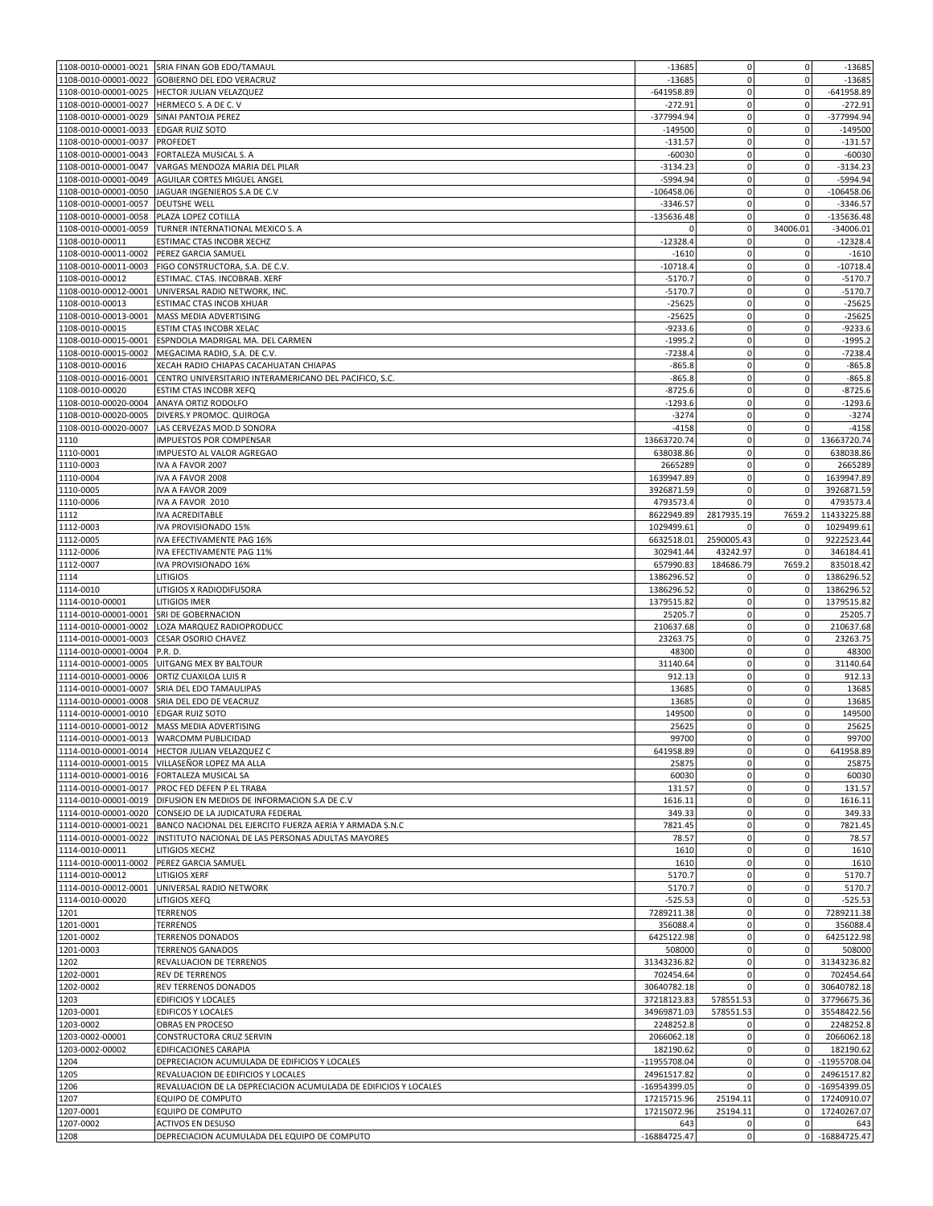| | | | | | |
|---|---|---|---|---|---|
| 1108-0010-00001-0021 | SRIA FINAN GOB EDO/TAMAUL | -13685 | 0 | 0 | -13685 |
| 1108-0010-00001-0022 | GOBIERNO DEL EDO VERACRUZ | -13685 | 0 | 0 | -13685 |
| 1108-0010-00001-0025 | HECTOR JULIAN VELAZQUEZ | -641958.89 | 0 | 0 | -641958.89 |
| 1108-0010-00001-0027 | HERMECO S. A DE C. V | -272.91 | 0 | 0 | -272.91 |
| 1108-0010-00001-0029 | SINAI PANTOJA PEREZ | -377994.94 | 0 | 0 | -377994.94 |
| 1108-0010-00001-0033 | EDGAR RUIZ SOTO | -149500 | 0 | 0 | -149500 |
| 1108-0010-00001-0037 | PROFEDET | -131.57 | 0 | 0 | -131.57 |
| 1108-0010-00001-0043 | FORTALEZA MUSICAL S. A | -60030 | 0 | 0 | -60030 |
| 1108-0010-00001-0047 | VARGAS MENDOZA MARIA DEL PILAR | -3134.23 | 0 | 0 | -3134.23 |
| 1108-0010-00001-0049 | AGUILAR CORTES MIGUEL ANGEL | -5994.94 | 0 | 0 | -5994.94 |
| 1108-0010-00001-0050 | JAGUAR INGENIEROS S.A DE C.V | -106458.06 | 0 | 0 | -106458.06 |
| 1108-0010-00001-0057 | DEUTSHE WELL | -3346.57 | 0 | 0 | -3346.57 |
| 1108-0010-00001-0058 | PLAZA LOPEZ COTILLA | -135636.48 | 0 | 0 | -135636.48 |
| 1108-0010-00001-0059 | TURNER INTERNATIONAL MEXICO S. A | 0 | 0 | 34006.01 | -34006.01 |
| 1108-0010-00011 | ESTIMAC CTAS INCOBR XECHZ | -12328.4 | 0 | 0 | -12328.4 |
| 1108-0010-00011-0002 | PEREZ GARCIA SAMUEL | -1610 | 0 | 0 | -1610 |
| 1108-0010-00011-0003 | FIGO CONSTRUCTORA, S.A. DE C.V. | -10718.4 | 0 | 0 | -10718.4 |
| 1108-0010-00012 | ESTIMAC. CTAS. INCOBRAB. XERF | -5170.7 | 0 | 0 | -5170.7 |
| 1108-0010-00012-0001 | UNIVERSAL RADIO NETWORK, INC. | -5170.7 | 0 | 0 | -5170.7 |
| 1108-0010-00013 | ESTIMAC CTAS INCOB XHUAR | -25625 | 0 | 0 | -25625 |
| 1108-0010-00013-0001 | MASS MEDIA ADVERTISING | -25625 | 0 | 0 | -25625 |
| 1108-0010-00015 | ESTIM CTAS INCOBR XELAC | -9233.6 | 0 | 0 | -9233.6 |
| 1108-0010-00015-0001 | ESPNDOLA MADRIGAL MA. DEL CARMEN | -1995.2 | 0 | 0 | -1995.2 |
| 1108-0010-00015-0002 | MEGACIMA RADIO, S.A. DE C.V. | -7238.4 | 0 | 0 | -7238.4 |
| 1108-0010-00016 | XECAH RADIO CHIAPAS CACAHUATAN CHIAPAS | -865.8 | 0 | 0 | -865.8 |
| 1108-0010-00016-0001 | CENTRO UNIVERSITARIO INTERAMERICANO DEL PACIFICO, S.C. | -865.8 | 0 | 0 | -865.8 |
| 1108-0010-00020 | ESTIM CTAS INCOBR XEFQ | -8725.6 | 0 | 0 | -8725.6 |
| 1108-0010-00020-0004 | ANAYA ORTIZ RODOLFO | -1293.6 | 0 | 0 | -1293.6 |
| 1108-0010-00020-0005 | DIVERS.Y PROMOC. QUIROGA | -3274 | 0 | 0 | -3274 |
| 1108-0010-00020-0007 | LAS CERVEZAS MOD.D SONORA | -4158 | 0 | 0 | -4158 |
| 1110 | IMPUESTOS POR COMPENSAR | 13663720.74 | 0 | 0 | 13663720.74 |
| 1110-0001 | IMPUESTO AL VALOR AGREGAO | 638038.86 | 0 | 0 | 638038.86 |
| 1110-0003 | IVA A FAVOR 2007 | 2665289 | 0 | 0 | 2665289 |
| 1110-0004 | IVA A FAVOR 2008 | 1639947.89 | 0 | 0 | 1639947.89 |
| 1110-0005 | IVA A FAVOR 2009 | 3926871.59 | 0 | 0 | 3926871.59 |
| 1110-0006 | IVA A FAVOR 2010 | 4793573.4 | 0 | 0 | 4793573.4 |
| 1112 | IVA ACREDITABLE | 8622949.89 | 2817935.19 | 7659.2 | 11433225.88 |
| 1112-0003 | IVA PROVISIONADO 15% | 1029499.61 | 0 | 0 | 1029499.61 |
| 1112-0005 | IVA EFECTIVAMENTE PAG 16% | 6632518.01 | 2590005.43 | 0 | 9222523.44 |
| 1112-0006 | IVA EFECTIVAMENTE PAG 11% | 302941.44 | 43242.97 | 0 | 346184.41 |
| 1112-0007 | IVA PROVISIONADO 16% | 657990.83 | 184686.79 | 7659.2 | 835018.42 |
| 1114 | LITIGIOS | 1386296.52 | 0 | 0 | 1386296.52 |
| 1114-0010 | LITIGIOS X RADIODIFUSORA | 1386296.52 | 0 | 0 | 1386296.52 |
| 1114-0010-00001 | LITIGIOS IMER | 1379515.82 | 0 | 0 | 1379515.82 |
| 1114-0010-00001-0001 | SRI DE GOBERNACION | 25205.7 | 0 | 0 | 25205.7 |
| 1114-0010-00001-0002 | LOZA MARQUEZ RADIOPRODUCC | 210637.68 | 0 | 0 | 210637.68 |
| 1114-0010-00001-0003 | CESAR OSORIO CHAVEZ | 23263.75 | 0 | 0 | 23263.75 |
| 1114-0010-00001-0004 | P.R. D. | 48300 | 0 | 0 | 48300 |
| 1114-0010-00001-0005 | UITGANG MEX BY BALTOUR | 31140.64 | 0 | 0 | 31140.64 |
| 1114-0010-00001-0006 | ORTIZ CUAXILOA LUIS R | 912.13 | 0 | 0 | 912.13 |
| 1114-0010-00001-0007 | SRIA DEL EDO TAMAULIPAS | 13685 | 0 | 0 | 13685 |
| 1114-0010-00001-0008 | SRIA DEL EDO DE VEACRUZ | 13685 | 0 | 0 | 13685 |
| 1114-0010-00001-0010 | EDGAR RUIZ SOTO | 149500 | 0 | 0 | 149500 |
| 1114-0010-00001-0012 | MASS MEDIA ADVERTISING | 25625 | 0 | 0 | 25625 |
| 1114-0010-00001-0013 | WARCOMM PUBLICIDAD | 99700 | 0 | 0 | 99700 |
| 1114-0010-00001-0014 | HECTOR JULIAN VELAZQUEZ C | 641958.89 | 0 | 0 | 641958.89 |
| 1114-0010-00001-0015 | VILLASEÑOR LOPEZ MA ALLA | 25875 | 0 | 0 | 25875 |
| 1114-0010-00001-0016 | FORTALEZA MUSICAL SA | 60030 | 0 | 0 | 60030 |
| 1114-0010-00001-0017 | PROC FED DEFEN P EL TRABA | 131.57 | 0 | 0 | 131.57 |
| 1114-0010-00001-0019 | DIFUSION EN MEDIOS DE INFORMACION S.A DE C.V | 1616.11 | 0 | 0 | 1616.11 |
| 1114-0010-00001-0020 | CONSEJO DE LA JUDICATURA FEDERAL | 349.33 | 0 | 0 | 349.33 |
| 1114-0010-00001-0021 | BANCO NACIONAL DEL EJERCITO FUERZA AERIA Y ARMADA S.N.C | 7821.45 | 0 | 0 | 7821.45 |
| 1114-0010-00001-0022 | INSTITUTO NACIONAL DE LAS PERSONAS ADULTAS MAYORES | 78.57 | 0 | 0 | 78.57 |
| 1114-0010-00011 | LITIGIOS XECHZ | 1610 | 0 | 0 | 1610 |
| 1114-0010-00011-0002 | PEREZ GARCIA SAMUEL | 1610 | 0 | 0 | 1610 |
| 1114-0010-00012 | LITIGIOS XERF | 5170.7 | 0 | 0 | 5170.7 |
| 1114-0010-00012-0001 | UNIVERSAL RADIO NETWORK | 5170.7 | 0 | 0 | 5170.7 |
| 1114-0010-00020 | LITIGIOS XEFQ | -525.53 | 0 | 0 | -525.53 |
| 1201 | TERRENOS | 7289211.38 | 0 | 0 | 7289211.38 |
| 1201-0001 | TERRENOS | 356088.4 | 0 | 0 | 356088.4 |
| 1201-0002 | TERRENOS DONADOS | 6425122.98 | 0 | 0 | 6425122.98 |
| 1201-0003 | TERRENOS GANADOS | 508000 | 0 | 0 | 508000 |
| 1202 | REVALUACION DE TERRENOS | 31343236.82 | 0 | 0 | 31343236.82 |
| 1202-0001 | REV DE TERRENOS | 702454.64 | 0 | 0 | 702454.64 |
| 1202-0002 | REV TERRENOS DONADOS | 30640782.18 | 0 | 0 | 30640782.18 |
| 1203 | EDIFICIOS Y LOCALES | 37218123.83 | 578551.53 | 0 | 37796675.36 |
| 1203-0001 | EDIFICOS Y LOCALES | 34969871.03 | 578551.53 | 0 | 35548422.56 |
| 1203-0002 | OBRAS EN PROCESO | 2248252.8 | 0 | 0 | 2248252.8 |
| 1203-0002-00001 | CONSTRUCTORA CRUZ SERVIN | 2066062.18 | 0 | 0 | 2066062.18 |
| 1203-0002-00002 | EDIFICACIONES CARAPIA | 182190.62 | 0 | 0 | 182190.62 |
| 1204 | DEPRECIACION ACUMULADA DE EDIFICIOS Y LOCALES | -11955708.04 | 0 | 0 | -11955708.04 |
| 1205 | REVALUACION DE EDIFICIOS Y LOCALES | 24961517.82 | 0 | 0 | 24961517.82 |
| 1206 | REVALUACION DE LA DEPRECIACION ACUMULADA DE EDIFICIOS Y LOCALES | -16954399.05 | 0 | 0 | -16954399.05 |
| 1207 | EQUIPO DE COMPUTO | 17215715.96 | 25194.11 | 0 | 17240910.07 |
| 1207-0001 | EQUIPO DE COMPUTO | 17215072.96 | 25194.11 | 0 | 17240267.07 |
| 1207-0002 | ACTIVOS EN DESUSO | 643 | 0 | 0 | 643 |
| 1208 | DEPRECIACION ACUMULADA DEL EQUIPO DE COMPUTO | -16884725.47 | 0 | 0 | -16884725.47 |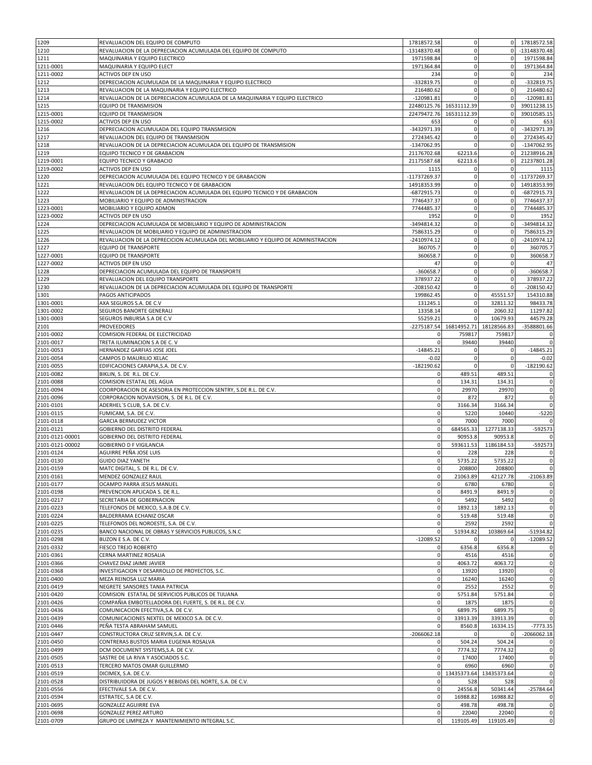| | | | | | |
|---|---|---|---|---|---|
| 1209 | REVALUACION DEL EQUIPO DE COMPUTO | 17818572.58 | 0 | 0 | 17818572.58 |
| 1210 | REVALUACION DE LA DEPRECIACION ACUMULADA DEL EQUIPO DE COMPUTO | -13148370.48 | 0 | 0 | -13148370.48 |
| 1211 | MAQUINARIA Y EQUIPO ELECTRICO | 1971598.84 | 0 | 0 | 1971598.84 |
| 1211-0001 | MAQUINARIA Y EQUIPO ELECT | 1971364.84 | 0 | 0 | 1971364.84 |
| 1211-0002 | ACTIVOS DEP EN USO | 234 | 0 | 0 | 234 |
| 1212 | DEPRECIACION ACUMULADA DE LA MAQUINARIA Y EQUIPO ELECTRICO | -332819.75 | 0 | 0 | -332819.75 |
| 1213 | REVALUACION DE LA MAQUINARIA Y EQUIPO ELECTRICO | 216480.62 | 0 | 0 | 216480.62 |
| 1214 | REVALUACION DE LA DEPRECIACION ACUMULADA DE LA MAQUINARIA Y EQUIPO ELECTRICO | -120981.81 | 0 | 0 | -120981.81 |
| 1215 | EQUIPO DE TRANSMISION | 22480125.76 | 16531112.39 | 0 | 39011238.15 |
| 1215-0001 | EQUIPO DE TRANSMISION | 22479472.76 | 16531112.39 | 0 | 39010585.15 |
| 1215-0002 | ACTIVOS DEP EN USO | 653 | 0 | 0 | 653 |
| 1216 | DEPRECIACION ACUMULADA DEL EQUIPO TRANSMISION | -3432971.39 | 0 | 0 | -3432971.39 |
| 1217 | REVALUACION DEL EQUIPO DE TRANSMISION | 2724345.42 | 0 | 0 | 2724345.42 |
| 1218 | REVALUACION DE LA DEPRECIACION ACUMULADA DEL EQUIPO DE TRANSMISION | -1347062.95 | 0 | 0 | -1347062.95 |
| 1219 | EQUIPO TECNICO Y DE GRABACION | 21176702.68 | 62213.6 | 0 | 21238916.28 |
| 1219-0001 | EQUIPO TECNICO Y GRABACIO | 21175587.68 | 62213.6 | 0 | 21237801.28 |
| 1219-0002 | ACTIVOS DEP EN USO | 1115 | 0 | 0 | 1115 |
| 1220 | DEPRECIACION ACUMULADA DEL EQUIPO TECNICO Y DE GRABACION | -11737269.37 | 0 | 0 | -11737269.37 |
| 1221 | REVALUACION DEL EQUIPO TECNICO Y DE GRABACION | 14918353.99 | 0 | 0 | 14918353.99 |
| 1222 | REVALUACION DE LA DEPRECIACION ACUMULADA DEL EQUIPO TECNICO Y DE GRABACION | -6872915.73 | 0 | 0 | -6872915.73 |
| 1223 | MOBILIARIO Y EQUIPO DE ADMINISTRACION | 7746437.37 | 0 | 0 | 7746437.37 |
| 1223-0001 | MOBILIARIO Y EQUIPO ADMON | 7744485.37 | 0 | 0 | 7744485.37 |
| 1223-0002 | ACTIVOS DEP EN USO | 1952 | 0 | 0 | 1952 |
| 1224 | DEPRECIACION ACUMULADA DE MOBILIARIO Y EQUIPO DE ADMINISTRACION | -3494814.32 | 0 | 0 | -3494814.32 |
| 1225 | REVALUACION DE MOBILIARIO Y EQUIPO DE ADMINISTRACION | 7586315.29 | 0 | 0 | 7586315.29 |
| 1226 | REVALUACION DE LA DEPRECICION ACUMULADA DEL MOBILIARIO Y EQUIPO DE ADMINISTRACION | -2410974.12 | 0 | 0 | -2410974.12 |
| 1227 | EQUIPO DE TRANSPORTE | 360705.7 | 0 | 0 | 360705.7 |
| 1227-0001 | EQUIPO DE TRANSPORTE | 360658.7 | 0 | 0 | 360658.7 |
| 1227-0002 | ACTIVOS DEP EN USO | 47 | 0 | 0 | 47 |
| 1228 | DEPRECIACION ACUMULADA DEL EQUIPO DE TRANSPORTE | -360658.7 | 0 | 0 | -360658.7 |
| 1229 | REVALUACION DEL EQUIPO TRANSPORTE | 378937.22 | 0 | 0 | 378937.22 |
| 1230 | REVALUACION DE LA DEPRECIACION ACUMULADA DEL EQUIPO DE TRANSPORTE | -208150.42 | 0 | 0 | -208150.42 |
| 1301 | PAGOS ANTICIPADOS | 199862.45 | 0 | 45551.57 | 154310.88 |
| 1301-0001 | AXA SEGUROS S.A. DE C.V | 131245.1 | 0 | 32811.32 | 98433.78 |
| 1301-0002 | SEGUROS BANORTE GENERALI | 13358.14 | 0 | 2060.32 | 11297.82 |
| 1301-0003 | SEGUROS INBURSA S.A DE C.V | 55259.21 | 0 | 10679.93 | 44579.28 |
| 2101 | PROVEEDORES | -2275187.54 | 16814952.71 | 18128566.83 | -3588801.66 |
| 2101-0002 | COMISION FEDERAL DE ELECTRICIDAD | 0 | 759817 | 759817 | 0 |
| 2101-0017 | TRETA ILUMINACION S A DE C. V | 0 | 39440 | 39440 | 0 |
| 2101-0053 | HERNANDEZ GARFIAS JOSE JOEL | -14845.21 | 0 | 0 | -14845.21 |
| 2101-0054 | CAMPOS D MAURILIO XELAC | -0.02 | 0 | 0 | -0.02 |
| 2101-0055 | EDIFICACIONES CARAPIA,S.A. DE C.V. | -182190.62 | 0 | 0 | -182190.62 |
| 2101-0082 | BIKLIN, S. DE R.L. DE C.V. | 0 | 489.51 | 489.51 | 0 |
| 2101-0088 | COMISION ESTATAL DEL AGUA | 0 | 134.31 | 134.31 | 0 |
| 2101-0094 | COORPORACION DE ASESORIA EN PROTECCION SENTRY, S.DE R.L. DE C.V. | 0 | 29970 | 29970 | 0 |
| 2101-0096 | CORPORACION NOVAVISION, S. DE R.L. DE C.V. | 0 | 872 | 872 | 0 |
| 2101-0101 | ADERHEL`S CLUB, S.A. DE C.V. | 0 | 3166.34 | 3166.34 | 0 |
| 2101-0115 | FUMICAM, S.A. DE C.V. | 0 | 5220 | 10440 | -5220 |
| 2101-0118 | GARCIA BERMUDEZ VICTOR | 0 | 7000 | 7000 | 0 |
| 2101-0121 | GOBIERNO DEL DISTRITO FEDERAL | 0 | 684565.33 | 1277138.33 | -592573 |
| 2101-0121-00001 | GOBIERNO DEL DISTRITO FEDERAL | 0 | 90953.8 | 90953.8 | 0 |
| 2101-0121-00002 | GOBIERNO D F VIGILANCIA | 0 | 593611.53 | 1186184.53 | -592573 |
| 2101-0124 | AGUIRRE PEÑA JOSE LUIS | 0 | 228 | 228 | 0 |
| 2101-0130 | GUIDO DIAZ YANETH | 0 | 5735.22 | 5735.22 | 0 |
| 2101-0159 | MATC DIGITAL, S. DE R.L. DE C.V. | 0 | 208800 | 208800 | 0 |
| 2101-0161 | MENDEZ GONZALEZ RAUL | 0 | 21063.89 | 42127.78 | -21063.89 |
| 2101-0177 | OCAMPO PARRA JESUS MANUEL | 0 | 6780 | 6780 | 0 |
| 2101-0198 | PREVENCION APLICADA S. DE R.L. | 0 | 8491.9 | 8491.9 | 0 |
| 2101-0217 | SECRETARIA DE GOBERNACION | 0 | 5492 | 5492 | 0 |
| 2101-0223 | TELEFONOS DE MEXICO, S.A.B.DE C.V. | 0 | 1892.13 | 1892.13 | 0 |
| 2101-0224 | BALDERRAMA ECHANIZ OSCAR | 0 | 519.48 | 519.48 | 0 |
| 2101-0225 | TELEFONOS DEL NOROESTE, S.A. DE C.V. | 0 | 2592 | 2592 | 0 |
| 2101-0235 | BANCO NACIONAL DE OBRAS Y SERVICIOS PUBLICOS, S.N.C | 0 | 51934.82 | 103869.64 | -51934.82 |
| 2101-0298 | BUZON E S.A. DE C.V. | -12089.52 | 0 | 0 | -12089.52 |
| 2101-0332 | FIESCO TREJO ROBERTO | 0 | 6356.8 | 6356.8 | 0 |
| 2101-0361 | CERNA MARTINEZ ROSALIA | 0 | 4516 | 4516 | 0 |
| 2101-0366 | CHAVEZ DIAZ JAIME JAVIER | 0 | 4063.72 | 4063.72 | 0 |
| 2101-0368 | INVESTIGACION Y DESARROLLO DE PROYECTOS, S.C. | 0 | 13920 | 13920 | 0 |
| 2101-0400 | MEZA REINOSA LUZ MARIA | 0 | 16240 | 16240 | 0 |
| 2101-0419 | NEGRETE SANSORES TANIA PATRICIA | 0 | 2552 | 2552 | 0 |
| 2101-0420 | COMISION ESTATAL DE SERVICIOS PUBLICOS DE TIJUANA | 0 | 5751.84 | 5751.84 | 0 |
| 2101-0426 | COMPAÑIA EMBOTELLADORA DEL FUERTE, S. DE R.L. DE C.V. | 0 | 1875 | 1875 | 0 |
| 2101-0436 | COMUNICACION EFECTIVA,S.A. DE C.V. | 0 | 6899.75 | 6899.75 | 0 |
| 2101-0439 | COMUNICACIONES NEXTEL DE MEXICO S.A. DE C.V. | 0 | 33913.39 | 33913.39 | 0 |
| 2101-0446 | PEÑA TESTA ABRAHAM SAMUEL | 0 | 8560.8 | 16334.15 | -7773.35 |
| 2101-0447 | CONSTRUCTORA CRUZ SERVIN,S.A. DE C.V. | -2066062.18 | 0 | 0 | -2066062.18 |
| 2101-0450 | CONTRERAS BUSTOS MARIA EUGENIA ROSALVA | 0 | 504.24 | 504.24 | 0 |
| 2101-0499 | DCM DOCUMENT SYSTEMS,S.A. DE C.V. | 0 | 7774.32 | 7774.32 | 0 |
| 2101-0505 | SASTRE DE LA RIVA Y ASOCIADOS S.C. | 0 | 17400 | 17400 | 0 |
| 2101-0513 | TERCERO MATOS OMAR GUILLERMO | 0 | 6960 | 6960 | 0 |
| 2101-0519 | DICIMEX, S.A. DE C.V. | 0 | 13435373.64 | 13435373.64 | 0 |
| 2101-0528 | DISTRIBUIDORA DE JUGOS Y BEBIDAS DEL NORTE, S.A. DE C.V. | 0 | 528 | 528 | 0 |
| 2101-0556 | EFECTIVALE S.A. DE C.V. | 0 | 24556.8 | 50341.44 | -25784.64 |
| 2101-0594 | ESTRATEC, S.A DE C.V. | 0 | 16988.82 | 16988.82 | 0 |
| 2101-0695 | GONZALEZ AGUIRRE EVA | 0 | 498.78 | 498.78 | 0 |
| 2101-0698 | GONZALEZ PEREZ ARTURO | 0 | 22040 | 22040 | 0 |
| 2101-0709 | GRUPO DE LIMPIEZA Y MANTENIMIENTO INTEGRAL S.C. | 0 | 119105.49 | 119105.49 | 0 |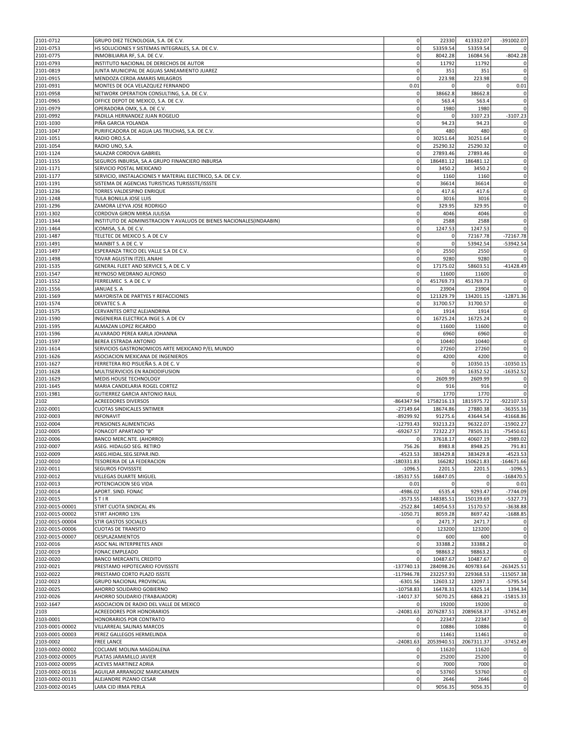| | | | | | |
|---|---|---|---|---|---|
| 2101-0712 | GRUPO DIEZ TECNOLOGIA, S.A. DE C.V. | 0 | 22330 | 413332.07 | -391002.07 |
| 2101-0753 | HS SOLUCIONES Y SISTEMAS INTEGRALES, S.A. DE C.V. | 0 | 53359.54 | 53359.54 | 0 |
| 2101-0775 | INMOBILIARIA RF, S.A. DE C.V. | 0 | 8042.28 | 16084.56 | -8042.28 |
| 2101-0793 | INSTITUTO NACIONAL DE DERECHOS DE AUTOR | 0 | 11792 | 11792 | 0 |
| 2101-0819 | JUNTA MUNICIPAL DE AGUAS SANEAMIENTO JUAREZ | 0 | 351 | 351 | 0 |
| 2101-0915 | MENDOZA CERDA AMARIS MILAGROS | 0 | 223.98 | 223.98 | 0 |
| 2101-0931 | MONTES DE OCA VELAZQUEZ FERNANDO | 0.01 | 0 | 0 | 0.01 |
| 2101-0958 | NETWORK OPERATION CONSULTING, S.A. DE C.V. | 0 | 38662.8 | 38662.8 | 0 |
| 2101-0965 | OFFICE DEPOT DE MEXICO, S.A. DE C.V. | 0 | 563.4 | 563.4 | 0 |
| 2101-0979 | OPERADORA OMX, S.A. DE C.V. | 0 | 1980 | 1980 | 0 |
| 2101-0992 | PADILLA HERNANDEZ JUAN ROGELIO | 0 | 0 | 3107.23 | -3107.23 |
| 2101-1030 | PIÑA GARCIA YOLANDA | 0 | 94.23 | 94.23 | 0 |
| 2101-1047 | PURIFICADORA DE AGUA LAS TRUCHAS, S.A. DE C.V. | 0 | 480 | 480 | 0 |
| 2101-1051 | RADIO ORO,S.A. | 0 | 30251.64 | 30251.64 | 0 |
| 2101-1054 | RADIO UNO, S.A. | 0 | 25290.32 | 25290.32 | 0 |
| 2101-1124 | SALAZAR CORDOVA GABRIEL | 0 | 27893.46 | 27893.46 | 0 |
| 2101-1155 | SEGUROS INBURSA, SA.A GRUPO FINANCIERO INBURSA | 0 | 186481.12 | 186481.12 | 0 |
| 2101-1171 | SERVICIO POSTAL MEXICANO | 0 | 3450.2 | 3450.2 | 0 |
| 2101-1177 | SERVICIO, IINSTALACIONES Y MATERIAL ELECTRICO, S.A. DE C.V. | 0 | 1160 | 1160 | 0 |
| 2101-1191 | SISTEMA DE AGENCIAS TURISTICAS TURISSSTE/ISSSTE | 0 | 36614 | 36614 | 0 |
| 2101-1236 | TORRES VALDESPINO ENRIQUE | 0 | 417.6 | 417.6 | 0 |
| 2101-1248 | TULA BONILLA JOSE LUIS | 0 | 3016 | 3016 | 0 |
| 2101-1296 | ZAMORA LEYVA JOSE RODRIGO | 0 | 329.95 | 329.95 | 0 |
| 2101-1302 | CORDOVA GIRON MIRSA JULISSA | 0 | 4046 | 4046 | 0 |
| 2101-1344 | INSTITUTO DE ADMINISTRACION Y AVALUOS DE BIENES NACIONALES(INDAABIN) | 0 | 2588 | 2588 | 0 |
| 2101-1464 | ICOMISA, S.A. DE C.V. | 0 | 1247.53 | 1247.53 | 0 |
| 2101-1487 | TELETEC DE MEXICO S. A DE C.V | 0 | 0 | 72167.78 | -72167.78 |
| 2101-1491 | MAINBIT S. A DE C. V | 0 | 0 | 53942.54 | -53942.54 |
| 2101-1497 | ESPERANZA TRICO DEL VALLE S.A DE C.V. | 0 | 2550 | 2550 | 0 |
| 2101-1498 | TOVAR AGUSTIN ITZEL ANAHI | 0 | 9280 | 9280 | 0 |
| 2101-1535 | GENERAL FLEET AND SERVICE S, A DE C. V | 0 | 17175.02 | 58603.51 | -41428.49 |
| 2101-1547 | REYNOSO MEDRANO ALFONSO | 0 | 11600 | 11600 | 0 |
| 2101-1552 | FERRELMEC S. A DE C. V | 0 | 451769.73 | 451769.73 | 0 |
| 2101-1556 | JANUAE S. A | 0 | 23904 | 23904 | 0 |
| 2101-1569 | MAYORISTA DE PARTYES Y REFACCIONES | 0 | 121329.79 | 134201.15 | -12871.36 |
| 2101-1574 | DEVATEC S. A | 0 | 31700.57 | 31700.57 | 0 |
| 2101-1575 | CERVANTES ORTIZ ALEJANDRINA | 0 | 1914 | 1914 | 0 |
| 2101-1590 | INGENIERIA ELECTRICA INGE S. A DE CV | 0 | 16725.24 | 16725.24 | 0 |
| 2101-1595 | ALMAZAN LOPEZ RICARDO | 0 | 11600 | 11600 | 0 |
| 2101-1596 | ALVARADO PEREA KARLA JOHANNA | 0 | 6960 | 6960 | 0 |
| 2101-1597 | BEREA ESTRADA ANTONIO | 0 | 10440 | 10440 | 0 |
| 2101-1614 | SERVICIOS GASTRONOMICOS ARTE MEXICANO P/EL MUNDO | 0 | 27260 | 27260 | 0 |
| 2101-1626 | ASOCIACION MEXICANA DE INGENIEROS | 0 | 4200 | 4200 | 0 |
| 2101-1627 | FERRETERA RIO PISUEÑA S. A DE C. V | 0 | 0 | 10350.15 | -10350.15 |
| 2101-1628 | MULTISERVICIOS EN RADIODIFUSION | 0 | 0 | 16352.52 | -16352.52 |
| 2101-1629 | MEDIS HOUSE TECHNOLOGY | 0 | 2609.99 | 2609.99 | 0 |
| 2101-1645 | MARIA CANDELARIA ROGEL CORTEZ | 0 | 916 | 916 | 0 |
| 2101-1981 | GUTIERREZ GARCIA ANTONIO RAUL | 0 | 1770 | 1770 | 0 |
| 2102 | ACREEDORES DIVERSOS | -864347.94 | 1758216.13 | 1815975.72 | -922107.53 |
| 2102-0001 | CUOTAS SINDICALES SNTIMER | -27149.64 | 18674.86 | 27880.38 | -36355.16 |
| 2102-0003 | INFONAVIT | -89299.92 | 91275.6 | 43644.54 | -41668.86 |
| 2102-0004 | PENSIONES ALIMENTICIAS | -12793.43 | 93213.23 | 96322.07 | -15902.27 |
| 2102-0005 | FONACOT APARTADO "B" | -69267.57 | 72322.27 | 78505.31 | -75450.61 |
| 2102-0006 | BANCO MERC.NTE. (AHORRO) | 0 | 37618.17 | 40607.19 | -2989.02 |
| 2102-0007 | ASEG. HIDALGO SEG. RETIRO | 756.26 | 8983.8 | 8948.25 | 791.81 |
| 2102-0009 | ASEG.HIDAL.SEG.SEPAR.IND. | -4523.53 | 383429.8 | 383429.8 | -4523.53 |
| 2102-0010 | TESORERIA DE LA FEDERACION | -180331.83 | 166282 | 150621.83 | -164671.66 |
| 2102-0011 | SEGUROS FOVISSSTE | -1096.5 | 2201.5 | 2201.5 | -1096.5 |
| 2102-0012 | VILLEGAS DUARTE MIGUEL | -185317.55 | 16847.05 | 0 | -168470.5 |
| 2102-0013 | POTENCIACION SEG VIDA | 0.01 | 0 | 0 | 0.01 |
| 2102-0014 | APORT. SIND. FONAC | -4986.02 | 6535.4 | 9293.47 | -7744.09 |
| 2102-0015 | S T I R | -3573.55 | 148385.51 | 150139.69 | -5327.73 |
| 2102-0015-00001 | STIRT CUOTA SINDICAL 4% | -2522.84 | 14054.53 | 15170.57 | -3638.88 |
| 2102-0015-00002 | STIRT AHORRO 13% | -1050.71 | 8059.28 | 8697.42 | -1688.85 |
| 2102-0015-00004 | STIR GASTOS SOCIALES | 0 | 2471.7 | 2471.7 | 0 |
| 2102-0015-00006 | CUOTAS DE TRANSITO | 0 | 123200 | 123200 | 0 |
| 2102-0015-00007 | DESPLAZAMIENTOS | 0 | 600 | 600 | 0 |
| 2102-0016 | ASOC NAL INTERPRETES ANDI | 0 | 33388.2 | 33388.2 | 0 |
| 2102-0019 | FONAC EMPLEADO | 0 | 98863.2 | 98863.2 | 0 |
| 2102-0020 | BANCO MERCANTIL CREDITO | 0 | 10487.67 | 10487.67 | 0 |
| 2102-0021 | PRESTAMO HIPOTECARIO FOVISSSTE | -137740.13 | 284098.26 | 409783.64 | -263425.51 |
| 2102-0022 | PRESTAMO CORTO PLAZO ISSSTE | -117946.78 | 232257.93 | 229368.53 | -115057.38 |
| 2102-0023 | GRUPO NACIONAL PROVINCIAL | -6301.56 | 12603.12 | 12097.1 | -5795.54 |
| 2102-0025 | AHORRO SOLIDARIO GOBIERNO | -10758.83 | 16478.31 | 4325.14 | 1394.34 |
| 2102-0026 | AHORRO SOLIDARIO (TRABAJADOR) | -14017.37 | 5070.25 | 6868.21 | -15815.33 |
| 2102-1647 | ASOCIACION DE RADIO DEL VALLE DE MEXICO | 0 | 19200 | 19200 | 0 |
| 2103 | ACREEDORES POR HONORARIOS | -24081.63 | 2076287.51 | 2089658.37 | -37452.49 |
| 2103-0001 | HONORARIOS POR CONTRATO | 0 | 22347 | 22347 | 0 |
| 2103-0001-00002 | VILLARREAL SALINAS MARCOS | 0 | 10886 | 10886 | 0 |
| 2103-0001-00003 | PEREZ GALLEGOS HERMELINDA | 0 | 11461 | 11461 | 0 |
| 2103-0002 | FREE LANCE | -24081.63 | 2053940.51 | 2067311.37 | -37452.49 |
| 2103-0002-00002 | COCLAME MOLINA MAGDALENA | 0 | 11620 | 11620 | 0 |
| 2103-0002-00005 | PLATAS JARAMILLO JAVIER | 0 | 25200 | 25200 | 0 |
| 2103-0002-00095 | ACEVES MARTINEZ ADRIA | 0 | 7000 | 7000 | 0 |
| 2103-0002-00116 | AGUILAR ARRANGOIZ MARICARMEN | 0 | 53760 | 53760 | 0 |
| 2103-0002-00131 | ALEJANDRE PIZANO CESAR | 0 | 2646 | 2646 | 0 |
| 2103-0002-00145 | LARA CID IRMA PERLA | 0 | 9056.35 | 9056.35 | 0 |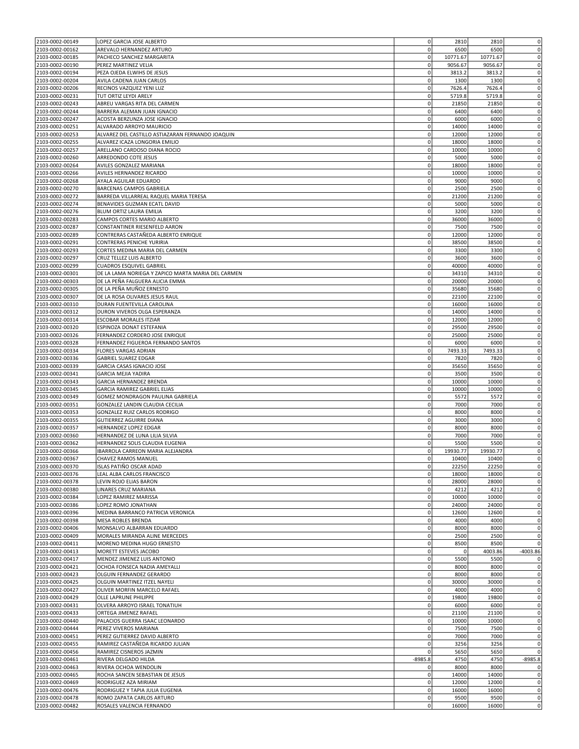| | | | | | |
|---|---|---|---|---|---|
| 2103-0002-00149 | LOPEZ GARCIA JOSE ALBERTO | 0 | 2810 | 2810 | 0 |
| 2103-0002-00162 | AREVALO HERNANDEZ ARTURO | 0 | 6500 | 6500 | 0 |
| 2103-0002-00185 | PACHECO SANCHEZ MARGARITA | 0 | 10771.67 | 10771.67 | 0 |
| 2103-0002-00190 | PEREZ MARTINEZ VELIA | 0 | 9056.67 | 9056.67 | 0 |
| 2103-0002-00194 | PEZA OJEDA ELWIHS DE JESUS | 0 | 3813.2 | 3813.2 | 0 |
| 2103-0002-00204 | AVILA CADENA JUAN CARLOS | 0 | 1300 | 1300 | 0 |
| 2103-0002-00206 | RECINOS VAZQUEZ YENI LUZ | 0 | 7626.4 | 7626.4 | 0 |
| 2103-0002-00231 | TUT ORTIZ LEYDI ARELY | 0 | 5719.8 | 5719.8 | 0 |
| 2103-0002-00243 | ABREU VARGAS RITA DEL CARMEN | 0 | 21850 | 21850 | 0 |
| 2103-0002-00244 | BARRERA ALEMAN JUAN IGNACIO | 0 | 6400 | 6400 | 0 |
| 2103-0002-00247 | ACOSTA BERZUNZA JOSE IGNACIO | 0 | 6000 | 6000 | 0 |
| 2103-0002-00251 | ALVARADO ARROYO MAURICIO | 0 | 14000 | 14000 | 0 |
| 2103-0002-00253 | ALVAREZ DEL CASTILLO ASTIAZARAN FERNANDO JOAQUIN | 0 | 12000 | 12000 | 0 |
| 2103-0002-00255 | ALVAREZ ICAZA LONGORIA EMILIO | 0 | 18000 | 18000 | 0 |
| 2103-0002-00257 | ARELLANO CARDOSO DIANA ROCIO | 0 | 10000 | 10000 | 0 |
| 2103-0002-00260 | ARREDONDO COTE JESUS | 0 | 5000 | 5000 | 0 |
| 2103-0002-00264 | AVILES GONZALEZ MARIANA | 0 | 18000 | 18000 | 0 |
| 2103-0002-00266 | AVILES HERNANDEZ RICARDO | 0 | 10000 | 10000 | 0 |
| 2103-0002-00268 | AYALA AGUILAR EDUARDO | 0 | 9000 | 9000 | 0 |
| 2103-0002-00270 | BARCENAS CAMPOS GABRIELA | 0 | 2500 | 2500 | 0 |
| 2103-0002-00272 | BARREDA VILLARREAL RAQUEL MARIA TERESA | 0 | 21200 | 21200 | 0 |
| 2103-0002-00274 | BENAVIDES GUZMAN ECATL DAVID | 0 | 5000 | 5000 | 0 |
| 2103-0002-00276 | BLUM ORTIZ LAURA EMILIA | 0 | 3200 | 3200 | 0 |
| 2103-0002-00283 | CAMPOS CORTES MARIO ALBERTO | 0 | 36000 | 36000 | 0 |
| 2103-0002-00287 | CONSTANTINER RIESENFELD AARON | 0 | 7500 | 7500 | 0 |
| 2103-0002-00289 | CONTRERAS CASTAÑEDA ALBERTO ENRIQUE | 0 | 12000 | 12000 | 0 |
| 2103-0002-00291 | CONTRERAS PENICHE YURIRIA | 0 | 38500 | 38500 | 0 |
| 2103-0002-00293 | CORTES MEDINA MARIA DEL CARMEN | 0 | 3300 | 3300 | 0 |
| 2103-0002-00297 | CRUZ TELLEZ LUIS ALBERTO | 0 | 3600 | 3600 | 0 |
| 2103-0002-00299 | CUADROS ESQUIVEL GABRIEL | 0 | 40000 | 40000 | 0 |
| 2103-0002-00301 | DE LA LAMA NORIEGA Y ZAPICO MARTA MARIA DEL CARMEN | 0 | 34310 | 34310 | 0 |
| 2103-0002-00303 | DE LA PEÑA FALGUERA ALICIA EMMA | 0 | 20000 | 20000 | 0 |
| 2103-0002-00305 | DE LA PEÑA MUÑOZ ERNESTO | 0 | 35680 | 35680 | 0 |
| 2103-0002-00307 | DE LA ROSA OLIVARES JESUS RAUL | 0 | 22100 | 22100 | 0 |
| 2103-0002-00310 | DURAN FUENTEVILLA CAROLINA | 0 | 16000 | 16000 | 0 |
| 2103-0002-00312 | DURON VIVEROS OLGA ESPERANZA | 0 | 14000 | 14000 | 0 |
| 2103-0002-00314 | ESCOBAR MORALES ITZIAR | 0 | 12000 | 12000 | 0 |
| 2103-0002-00320 | ESPINOZA DONAT ESTEFANIA | 0 | 29500 | 29500 | 0 |
| 2103-0002-00326 | FERNANDEZ CORDERO JOSE ENRIQUE | 0 | 25000 | 25000 | 0 |
| 2103-0002-00328 | FERNANDEZ FIGUEROA FERNANDO SANTOS | 0 | 6000 | 6000 | 0 |
| 2103-0002-00334 | FLORES VARGAS ADRIAN | 0 | 7493.33 | 7493.33 | 0 |
| 2103-0002-00336 | GABRIEL SUAREZ EDGAR | 0 | 7820 | 7820 | 0 |
| 2103-0002-00339 | GARCIA CASAS IGNACIO JOSE | 0 | 35650 | 35650 | 0 |
| 2103-0002-00341 | GARCIA MEJIA YADIRA | 0 | 3500 | 3500 | 0 |
| 2103-0002-00343 | GARCIA HERNANDEZ BRENDA | 0 | 10000 | 10000 | 0 |
| 2103-0002-00345 | GARCIA RAMIREZ GABRIEL ELIAS | 0 | 10000 | 10000 | 0 |
| 2103-0002-00349 | GOMEZ MONDRAGON PAULINA GABRIELA | 0 | 5572 | 5572 | 0 |
| 2103-0002-00351 | GONZALEZ LANDIN CLAUDIA CECILIA | 0 | 7000 | 7000 | 0 |
| 2103-0002-00353 | GONZALEZ RUIZ CARLOS RODRIGO | 0 | 8000 | 8000 | 0 |
| 2103-0002-00355 | GUTIERREZ AGUIRRE DIANA | 0 | 3000 | 3000 | 0 |
| 2103-0002-00357 | HERNANDEZ LOPEZ EDGAR | 0 | 8000 | 8000 | 0 |
| 2103-0002-00360 | HERNANDEZ DE LUNA LILIA SILVIA | 0 | 7000 | 7000 | 0 |
| 2103-0002-00362 | HERNANDEZ SOLIS CLAUDIA EUGENIA | 0 | 5500 | 5500 | 0 |
| 2103-0002-00366 | IBARROLA CARREON MARIA ALEJANDRA | 0 | 19930.77 | 19930.77 | 0 |
| 2103-0002-00367 | CHAVEZ RAMOS MANUEL | 0 | 10400 | 10400 | 0 |
| 2103-0002-00370 | ISLAS PATIÑO OSCAR ADAD | 0 | 22250 | 22250 | 0 |
| 2103-0002-00376 | LEAL ALBA CARLOS FRANCISCO | 0 | 18000 | 18000 | 0 |
| 2103-0002-00378 | LEVIN ROJO ELIAS BARON | 0 | 28000 | 28000 | 0 |
| 2103-0002-00380 | LINARES CRUZ MARIANA | 0 | 4212 | 4212 | 0 |
| 2103-0002-00384 | LOPEZ RAMIREZ MARISSA | 0 | 10000 | 10000 | 0 |
| 2103-0002-00386 | LOPEZ ROMO JONATHAN | 0 | 24000 | 24000 | 0 |
| 2103-0002-00396 | MEDINA BARRANCO PATRICIA VERONICA | 0 | 12600 | 12600 | 0 |
| 2103-0002-00398 | MESA ROBLES BRENDA | 0 | 4000 | 4000 | 0 |
| 2103-0002-00406 | MONSALVO ALBARRAN EDUARDO | 0 | 8000 | 8000 | 0 |
| 2103-0002-00409 | MORALES MIRANDA ALINE MERCEDES | 0 | 2500 | 2500 | 0 |
| 2103-0002-00411 | MORENO MEDINA HUGO ERNESTO | 0 | 8500 | 8500 | 0 |
| 2103-0002-00413 | MORETT ESTEVES JACOBO | 0 | 0 | 4003.86 | -4003.86 |
| 2103-0002-00417 | MENDEZ JIMENEZ LUIS ANTONIO | 0 | 5500 | 5500 | 0 |
| 2103-0002-00421 | OCHOA FONSECA NADIA AMEYALLI | 0 | 8000 | 8000 | 0 |
| 2103-0002-00423 | OLGUIN FERNANDEZ GERARDO | 0 | 8000 | 8000 | 0 |
| 2103-0002-00425 | OLGUIN MARTINEZ ITZEL NAYELI | 0 | 30000 | 30000 | 0 |
| 2103-0002-00427 | OLIVER MORFIN MARCELO RAFAEL | 0 | 4000 | 4000 | 0 |
| 2103-0002-00429 | OLLE LAPRUNE PHILIPPE | 0 | 19800 | 19800 | 0 |
| 2103-0002-00431 | OLVERA ARROYO ISRAEL TONATIUH | 0 | 6000 | 6000 | 0 |
| 2103-0002-00433 | ORTEGA JIMENEZ RAFAEL | 0 | 21100 | 21100 | 0 |
| 2103-0002-00440 | PALACIOS GUERRA ISAAC LEONARDO | 0 | 10000 | 10000 | 0 |
| 2103-0002-00444 | PEREZ VIVEROS MARIANA | 0 | 7500 | 7500 | 0 |
| 2103-0002-00451 | PEREZ GUTIERREZ DAVID ALBERTO | 0 | 7000 | 7000 | 0 |
| 2103-0002-00455 | RAMIREZ CASTAÑEDA RICARDO JULIAN | 0 | 3256 | 3256 | 0 |
| 2103-0002-00456 | RAMIREZ CISNEROS JAZMIN | 0 | 5650 | 5650 | 0 |
| 2103-0002-00461 | RIVERA DELGADO HILDA | -8985.8 | 4750 | 4750 | -8985.8 |
| 2103-0002-00463 | RIVERA OCHOA WENDOLIN | 0 | 8000 | 8000 | 0 |
| 2103-0002-00465 | ROCHA SANCEN SEBASTIAN DE JESUS | 0 | 14000 | 14000 | 0 |
| 2103-0002-00469 | RODRIGUEZ AZA MIRIAM | 0 | 12000 | 12000 | 0 |
| 2103-0002-00476 | RODRIGUEZ Y TAPIA JULIA EUGENIA | 0 | 16000 | 16000 | 0 |
| 2103-0002-00478 | ROMO ZAPATA CARLOS ARTURO | 0 | 9500 | 9500 | 0 |
| 2103-0002-00482 | ROSALES VALENCIA FERNANDO | 0 | 16000 | 16000 | 0 |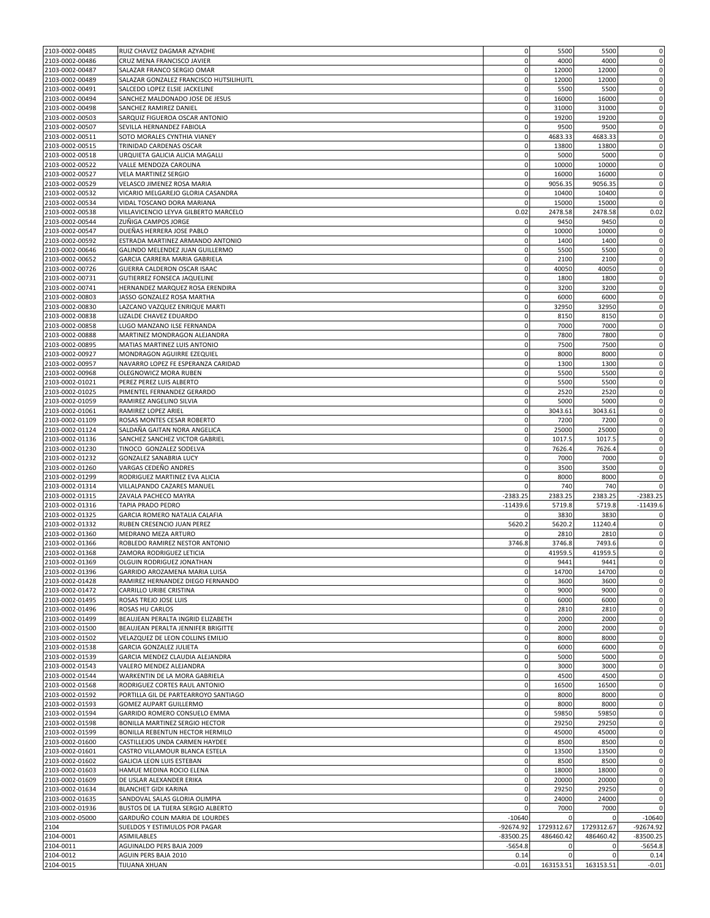| | | | | | |
|---|---|---|---|---|---|
| 2103-0002-00485 | RUIZ CHAVEZ DAGMAR AZYADHE | 0 | 5500 | 5500 | 0 |
| 2103-0002-00486 | CRUZ MENA FRANCISCO JAVIER | 0 | 4000 | 4000 | 0 |
| 2103-0002-00487 | SALAZAR FRANCO SERGIO OMAR | 0 | 12000 | 12000 | 0 |
| 2103-0002-00489 | SALAZAR GONZALEZ FRANCISCO HUTSILIHUITL | 0 | 12000 | 12000 | 0 |
| 2103-0002-00491 | SALCEDO LOPEZ ELSIE JACKELINE | 0 | 5500 | 5500 | 0 |
| 2103-0002-00494 | SANCHEZ MALDONADO JOSE DE JESUS | 0 | 16000 | 16000 | 0 |
| 2103-0002-00498 | SANCHEZ RAMIREZ DANIEL | 0 | 31000 | 31000 | 0 |
| 2103-0002-00503 | SARQUIZ FIGUEROA OSCAR ANTONIO | 0 | 19200 | 19200 | 0 |
| 2103-0002-00507 | SEVILLA HERNANDEZ FABIOLA | 0 | 9500 | 9500 | 0 |
| 2103-0002-00511 | SOTO MORALES CYNTHIA VIANEY | 0 | 4683.33 | 4683.33 | 0 |
| 2103-0002-00515 | TRINIDAD CARDENAS OSCAR | 0 | 13800 | 13800 | 0 |
| 2103-0002-00518 | URQUIETA GALICIA ALICIA MAGALLI | 0 | 5000 | 5000 | 0 |
| 2103-0002-00522 | VALLE MENDOZA CAROLINA | 0 | 10000 | 10000 | 0 |
| 2103-0002-00527 | VELA MARTINEZ SERGIO | 0 | 16000 | 16000 | 0 |
| 2103-0002-00529 | VELASCO JIMENEZ ROSA MARIA | 0 | 9056.35 | 9056.35 | 0 |
| 2103-0002-00532 | VICARIO MELGAREJO GLORIA CASANDRA | 0 | 10400 | 10400 | 0 |
| 2103-0002-00534 | VIDAL TOSCANO DORA MARIANA | 0 | 15000 | 15000 | 0 |
| 2103-0002-00538 | VILLAVICENCIO LEYVA GILBERTO MARCELO | 0.02 | 2478.58 | 2478.58 | 0.02 |
| 2103-0002-00544 | ZUÑIGA CAMPOS JORGE | 0 | 9450 | 9450 | 0 |
| 2103-0002-00547 | DUEÑAS HERRERA JOSE PABLO | 0 | 10000 | 10000 | 0 |
| 2103-0002-00592 | ESTRADA MARTINEZ ARMANDO ANTONIO | 0 | 1400 | 1400 | 0 |
| 2103-0002-00646 | GALINDO MELENDEZ JUAN GUILLERMO | 0 | 5500 | 5500 | 0 |
| 2103-0002-00652 | GARCIA CARRERA MARIA GABRIELA | 0 | 2100 | 2100 | 0 |
| 2103-0002-00726 | GUERRA CALDERON OSCAR ISAAC | 0 | 40050 | 40050 | 0 |
| 2103-0002-00731 | GUTIERREZ FONSECA JAQUELINE | 0 | 1800 | 1800 | 0 |
| 2103-0002-00741 | HERNANDEZ MARQUEZ ROSA ERENDIRA | 0 | 3200 | 3200 | 0 |
| 2103-0002-00803 | JASSO GONZALEZ ROSA MARTHA | 0 | 6000 | 6000 | 0 |
| 2103-0002-00830 | LAZCANO VAZQUEZ ENRIQUE MARTI | 0 | 32950 | 32950 | 0 |
| 2103-0002-00838 | LIZALDE CHAVEZ EDUARDO | 0 | 8150 | 8150 | 0 |
| 2103-0002-00858 | LUGO MANZANO ILSE FERNANDA | 0 | 7000 | 7000 | 0 |
| 2103-0002-00888 | MARTINEZ MONDRAGON ALEJANDRA | 0 | 7800 | 7800 | 0 |
| 2103-0002-00895 | MATIAS MARTINEZ LUIS ANTONIO | 0 | 7500 | 7500 | 0 |
| 2103-0002-00927 | MONDRAGON AGUIRRE EZEQUIEL | 0 | 8000 | 8000 | 0 |
| 2103-0002-00957 | NAVARRO LOPEZ FE ESPERANZA CARIDAD | 0 | 1300 | 1300 | 0 |
| 2103-0002-00968 | OLEGNOWICZ MORA RUBEN | 0 | 5500 | 5500 | 0 |
| 2103-0002-01021 | PEREZ PEREZ LUIS ALBERTO | 0 | 5500 | 5500 | 0 |
| 2103-0002-01025 | PIMENTEL FERNANDEZ GERARDO | 0 | 2520 | 2520 | 0 |
| 2103-0002-01059 | RAMIREZ ANGELINO SILVIA | 0 | 5000 | 5000 | 0 |
| 2103-0002-01061 | RAMIREZ LOPEZ ARIEL | 0 | 3043.61 | 3043.61 | 0 |
| 2103-0002-01109 | ROSAS MONTES CESAR ROBERTO | 0 | 7200 | 7200 | 0 |
| 2103-0002-01124 | SALDAÑA GAITAN NORA ANGELICA | 0 | 25000 | 25000 | 0 |
| 2103-0002-01136 | SANCHEZ SANCHEZ VICTOR GABRIEL | 0 | 1017.5 | 1017.5 | 0 |
| 2103-0002-01230 | TINOCO GONZALEZ SODELVA | 0 | 7626.4 | 7626.4 | 0 |
| 2103-0002-01232 | GONZALEZ SANABRIA LUCY | 0 | 7000 | 7000 | 0 |
| 2103-0002-01260 | VARGAS CEDEÑO ANDRES | 0 | 3500 | 3500 | 0 |
| 2103-0002-01299 | RODRIGUEZ MARTINEZ EVA ALICIA | 0 | 8000 | 8000 | 0 |
| 2103-0002-01314 | VILLALPANDO CAZARES MANUEL | 0 | 740 | 740 | 0 |
| 2103-0002-01315 | ZAVALA PACHECO MAYRA | -2383.25 | 2383.25 | 2383.25 | -2383.25 |
| 2103-0002-01316 | TAPIA PRADO PEDRO | -11439.6 | 5719.8 | 5719.8 | -11439.6 |
| 2103-0002-01325 | GARCIA ROMERO NATALIA CALAFIA | 0 | 3830 | 3830 | 0 |
| 2103-0002-01332 | RUBEN CRESENCIO JUAN PEREZ | 5620.2 | 5620.2 | 11240.4 | 0 |
| 2103-0002-01360 | MEDRANO MEZA ARTURO | 0 | 2810 | 2810 | 0 |
| 2103-0002-01366 | ROBLEDO RAMIREZ NESTOR ANTONIO | 3746.8 | 3746.8 | 7493.6 | 0 |
| 2103-0002-01368 | ZAMORA RODRIGUEZ LETICIA | 0 | 41959.5 | 41959.5 | 0 |
| 2103-0002-01369 | OLGUIN RODRIGUEZ JONATHAN | 0 | 9441 | 9441 | 0 |
| 2103-0002-01396 | GARRIDO AROZAMENA MARIA LUISA | 0 | 14700 | 14700 | 0 |
| 2103-0002-01428 | RAMIREZ HERNANDEZ DIEGO FERNANDO | 0 | 3600 | 3600 | 0 |
| 2103-0002-01472 | CARRILLO URIBE CRISTINA | 0 | 9000 | 9000 | 0 |
| 2103-0002-01495 | ROSAS TREJO JOSE LUIS | 0 | 6000 | 6000 | 0 |
| 2103-0002-01496 | ROSAS HU CARLOS | 0 | 2810 | 2810 | 0 |
| 2103-0002-01499 | BEAUJEAN PERALTA INGRID ELIZABETH | 0 | 2000 | 2000 | 0 |
| 2103-0002-01500 | BEAUJEAN PERALTA JENNIFER BRIGITTE | 0 | 2000 | 2000 | 0 |
| 2103-0002-01502 | VELAZQUEZ DE LEON COLLINS EMILIO | 0 | 8000 | 8000 | 0 |
| 2103-0002-01538 | GARCIA GONZALEZ JULIETA | 0 | 6000 | 6000 | 0 |
| 2103-0002-01539 | GARCIA MENDEZ CLAUDIA ALEJANDRA | 0 | 5000 | 5000 | 0 |
| 2103-0002-01543 | VALERO MENDEZ ALEJANDRA | 0 | 3000 | 3000 | 0 |
| 2103-0002-01544 | WARKENTIN DE LA MORA GABRIELA | 0 | 4500 | 4500 | 0 |
| 2103-0002-01568 | RODRIGUEZ CORTES RAUL ANTONIO | 0 | 16500 | 16500 | 0 |
| 2103-0002-01592 | PORTILLA GIL DE PARTEARROYO SANTIAGO | 0 | 8000 | 8000 | 0 |
| 2103-0002-01593 | GOMEZ AUPART GUILLERMO | 0 | 8000 | 8000 | 0 |
| 2103-0002-01594 | GARRIDO ROMERO CONSUELO EMMA | 0 | 59850 | 59850 | 0 |
| 2103-0002-01598 | BONILLA MARTINEZ SERGIO HECTOR | 0 | 29250 | 29250 | 0 |
| 2103-0002-01599 | BONILLA REBENTUN HECTOR HERMILO | 0 | 45000 | 45000 | 0 |
| 2103-0002-01600 | CASTILLEJOS UNDA CARMEN HAYDEE | 0 | 8500 | 8500 | 0 |
| 2103-0002-01601 | CASTRO VILLAMOUR BLANCA ESTELA | 0 | 13500 | 13500 | 0 |
| 2103-0002-01602 | GALICIA LEON LUIS ESTEBAN | 0 | 8500 | 8500 | 0 |
| 2103-0002-01603 | HAMUE MEDINA ROCIO ELENA | 0 | 18000 | 18000 | 0 |
| 2103-0002-01609 | DE USLAR ALEXANDER ERIKA | 0 | 20000 | 20000 | 0 |
| 2103-0002-01634 | BLANCHET GIDI KARINA | 0 | 29250 | 29250 | 0 |
| 2103-0002-01635 | SANDOVAL SALAS GLORIA OLIMPIA | 0 | 24000 | 24000 | 0 |
| 2103-0002-01936 | BUSTOS DE LA TIJERA SERGIO ALBERTO | 0 | 7000 | 7000 | 0 |
| 2103-0002-05000 | GARDUÑO COLIN MARIA DE LOURDES | -10640 | 0 | 0 | -10640 |
| 2104 | SUELDOS Y ESTIMULOS POR PAGAR | -92674.92 | 1729312.67 | 1729312.67 | -92674.92 |
| 2104-0001 | ASIMILABLES | -83500.25 | 486460.42 | 486460.42 | -83500.25 |
| 2104-0011 | AGUINALDO PERS BAJA 2009 | -5654.8 | 0 | 0 | -5654.8 |
| 2104-0012 | AGUIN PERS BAJA 2010 | 0.14 | 0 | 0 | 0.14 |
| 2104-0015 | TIJUANA XHUAN | -0.01 | 163153.51 | 163153.51 | -0.01 |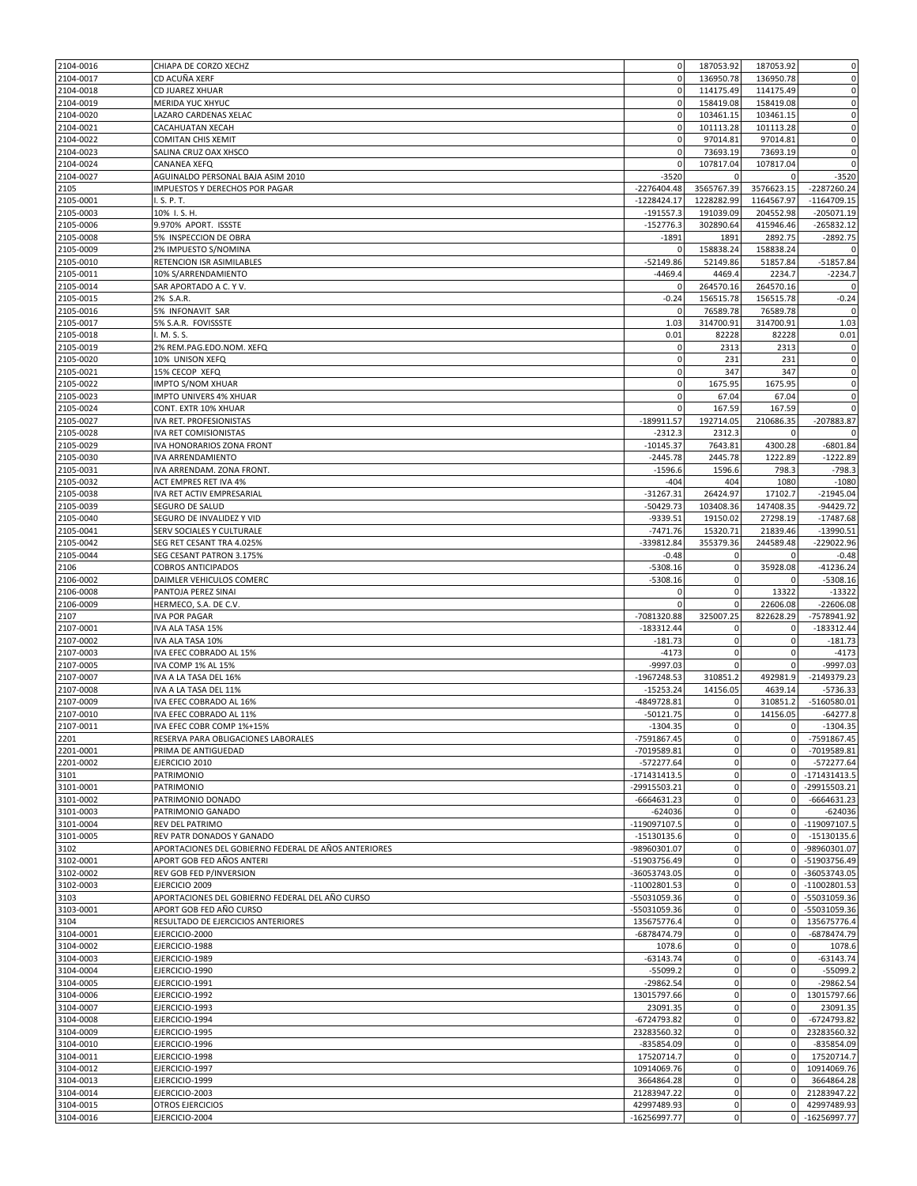| | | | | | |
|---|---|---|---|---|---|
| 2104-0016 | CHIAPA DE CORZO XECHZ | 0 | 187053.92 | 187053.92 | 0 |
| 2104-0017 | CD ACUÑA XERF | 0 | 136950.78 | 136950.78 | 0 |
| 2104-0018 | CD JUAREZ XHUAR | 0 | 114175.49 | 114175.49 | 0 |
| 2104-0019 | MERIDA YUC XHYUC | 0 | 158419.08 | 158419.08 | 0 |
| 2104-0020 | LAZARO CARDENAS XELAC | 0 | 103461.15 | 103461.15 | 0 |
| 2104-0021 | CACAHUATAN XECAH | 0 | 101113.28 | 101113.28 | 0 |
| 2104-0022 | COMITAN CHIS XEMIT | 0 | 97014.81 | 97014.81 | 0 |
| 2104-0023 | SALINA CRUZ OAX XHSCO | 0 | 73693.19 | 73693.19 | 0 |
| 2104-0024 | CANANEA XEFQ | 0 | 107817.04 | 107817.04 | 0 |
| 2104-0027 | AGUINALDO PERSONAL BAJA ASIM 2010 | -3520 | 0 | 0 | -3520 |
| 2105 | IMPUESTOS Y DERECHOS POR PAGAR | -2276404.48 | 3565767.39 | 3576623.15 | -2287260.24 |
| 2105-0001 | I. S. P. T. | -1228424.17 | 1228282.99 | 1164567.97 | -1164709.15 |
| 2105-0003 | 10% I. S. H. | -191557.3 | 191039.09 | 204552.98 | -205071.19 |
| 2105-0006 | 9.970% APORT. ISSSTE | -152776.3 | 302890.64 | 415946.46 | -265832.12 |
| 2105-0008 | 5% INSPECCION DE OBRA | -1891 | 1891 | 2892.75 | -2892.75 |
| 2105-0009 | 2% IMPUESTO S/NOMINA | 0 | 158838.24 | 158838.24 | 0 |
| 2105-0010 | RETENCION ISR ASIMILABLES | -52149.86 | 52149.86 | 51857.84 | -51857.84 |
| 2105-0011 | 10% S/ARRENDAMIENTO | -4469.4 | 4469.4 | 2234.7 | -2234.7 |
| 2105-0014 | SAR APORTADO A C. Y V. | 0 | 264570.16 | 264570.16 | 0 |
| 2105-0015 | 2% S.A.R. | -0.24 | 156515.78 | 156515.78 | -0.24 |
| 2105-0016 | 5% INFONAVIT SAR | 0 | 76589.78 | 76589.78 | 0 |
| 2105-0017 | 5% S.A.R. FOVISSSTE | 1.03 | 314700.91 | 314700.91 | 1.03 |
| 2105-0018 | I. M. S. S. | 0.01 | 82228 | 82228 | 0.01 |
| 2105-0019 | 2% REM.PAG.EDO.NOM. XEFQ | 0 | 2313 | 2313 | 0 |
| 2105-0020 | 10% UNISON XEFQ | 0 | 231 | 231 | 0 |
| 2105-0021 | 15% CECOP XEFQ | 0 | 347 | 347 | 0 |
| 2105-0022 | IMPTO S/NOM XHUAR | 0 | 1675.95 | 1675.95 | 0 |
| 2105-0023 | IMPTO UNIVERS 4% XHUAR | 0 | 67.04 | 67.04 | 0 |
| 2105-0024 | CONT. EXTR 10% XHUAR | 0 | 167.59 | 167.59 | 0 |
| 2105-0027 | IVA RET. PROFESIONISTAS | -189911.57 | 192714.05 | 210686.35 | -207883.87 |
| 2105-0028 | IVA RET COMISIONISTAS | -2312.3 | 2312.3 | 0 | 0 |
| 2105-0029 | IVA HONORARIOS ZONA FRONT | -10145.37 | 7643.81 | 4300.28 | -6801.84 |
| 2105-0030 | IVA ARRENDAMIENTO | -2445.78 | 2445.78 | 1222.89 | -1222.89 |
| 2105-0031 | IVA ARRENDAM. ZONA FRONT. | -1596.6 | 1596.6 | 798.3 | -798.3 |
| 2105-0032 | ACT EMPRES RET IVA 4% | -404 | 404 | 1080 | -1080 |
| 2105-0038 | IVA RET ACTIV EMPRESARIAL | -31267.31 | 26424.97 | 17102.7 | -21945.04 |
| 2105-0039 | SEGURO DE SALUD | -50429.73 | 103408.36 | 147408.35 | -94429.72 |
| 2105-0040 | SEGURO DE INVALIDEZ Y VID | -9339.51 | 19150.02 | 27298.19 | -17487.68 |
| 2105-0041 | SERV SOCIALES Y CULTURALE | -7471.76 | 15320.71 | 21839.46 | -13990.51 |
| 2105-0042 | SEG RET CESANT TRA 4.025% | -339812.84 | 355379.36 | 244589.48 | -229022.96 |
| 2105-0044 | SEG CESANT PATRON 3.175% | -0.48 | 0 | 0 | -0.48 |
| 2106 | COBROS ANTICIPADOS | -5308.16 | 0 | 35928.08 | -41236.24 |
| 2106-0002 | DAIMLER VEHICULOS COMERC | -5308.16 | 0 | 0 | -5308.16 |
| 2106-0008 | PANTOJA PEREZ SINAI | 0 | 0 | 13322 | -13322 |
| 2106-0009 | HERMECO, S.A. DE C.V. | 0 | 0 | 22606.08 | -22606.08 |
| 2107 | IVA POR PAGAR | -7081320.88 | 325007.25 | 822628.29 | -7578941.92 |
| 2107-0001 | IVA ALA TASA 15% | -183312.44 | 0 | 0 | -183312.44 |
| 2107-0002 | IVA ALA TASA 10% | -181.73 | 0 | 0 | -181.73 |
| 2107-0003 | IVA EFEC COBRADO AL 15% | -4173 | 0 | 0 | -4173 |
| 2107-0005 | IVA COMP 1% AL 15% | -9997.03 | 0 | 0 | -9997.03 |
| 2107-0007 | IVA A LA TASA DEL 16% | -1967248.53 | 310851.2 | 492981.9 | -2149379.23 |
| 2107-0008 | IVA A LA TASA DEL 11% | -15253.24 | 14156.05 | 4639.14 | -5736.33 |
| 2107-0009 | IVA EFEC COBRADO AL 16% | -4849728.81 | 0 | 310851.2 | -5160580.01 |
| 2107-0010 | IVA EFEC COBRADO AL 11% | -50121.75 | 0 | 14156.05 | -64277.8 |
| 2107-0011 | IVA EFEC COBR COMP 1%+15% | -1304.35 | 0 | 0 | -1304.35 |
| 2201 | RESERVA PARA OBLIGACIONES LABORALES | -7591867.45 | 0 | 0 | -7591867.45 |
| 2201-0001 | PRIMA DE ANTIGUEDAD | -7019589.81 | 0 | 0 | -7019589.81 |
| 2201-0002 | EJERCICIO 2010 | -572277.64 | 0 | 0 | -572277.64 |
| 3101 | PATRIMONIO | -171431413.5 | 0 | 0 | -171431413.5 |
| 3101-0001 | PATRIMONIO | -29915503.21 | 0 | 0 | -29915503.21 |
| 3101-0002 | PATRIMONIO DONADO | -6664631.23 | 0 | 0 | -6664631.23 |
| 3101-0003 | PATRIMONIO GANADO | -624036 | 0 | 0 | -624036 |
| 3101-0004 | REV DEL PATRIMO | -119097107.5 | 0 | 0 | -119097107.5 |
| 3101-0005 | REV PATR DONADOS Y GANADO | -15130135.6 | 0 | 0 | -15130135.6 |
| 3102 | APORTACIONES DEL GOBIERNO FEDERAL DE AÑOS ANTERIORES | -98960301.07 | 0 | 0 | -98960301.07 |
| 3102-0001 | APORT GOB FED AÑOS ANTERI | -51903756.49 | 0 | 0 | -51903756.49 |
| 3102-0002 | REV GOB FED P/INVERSION | -36053743.05 | 0 | 0 | -36053743.05 |
| 3102-0003 | EJERCICIO 2009 | -11002801.53 | 0 | 0 | -11002801.53 |
| 3103 | APORTACIONES DEL GOBIERNO FEDERAL DEL AÑO CURSO | -55031059.36 | 0 | 0 | -55031059.36 |
| 3103-0001 | APORT GOB FED AÑO CURSO | -55031059.36 | 0 | 0 | -55031059.36 |
| 3104 | RESULTADO DE EJERCICIOS ANTERIORES | 135675776.4 | 0 | 0 | 135675776.4 |
| 3104-0001 | EJERCICIO-2000 | -6878474.79 | 0 | 0 | -6878474.79 |
| 3104-0002 | EJERCICIO-1988 | 1078.6 | 0 | 0 | 1078.6 |
| 3104-0003 | EJERCICIO-1989 | -63143.74 | 0 | 0 | -63143.74 |
| 3104-0004 | EJERCICIO-1990 | -55099.2 | 0 | 0 | -55099.2 |
| 3104-0005 | EJERCICIO-1991 | -29862.54 | 0 | 0 | -29862.54 |
| 3104-0006 | EJERCICIO-1992 | 13015797.66 | 0 | 0 | 13015797.66 |
| 3104-0007 | EJERCICIO-1993 | 23091.35 | 0 | 0 | 23091.35 |
| 3104-0008 | EJERCICIO-1994 | -6724793.82 | 0 | 0 | -6724793.82 |
| 3104-0009 | EJERCICIO-1995 | 23283560.32 | 0 | 0 | 23283560.32 |
| 3104-0010 | EJERCICIO-1996 | -835854.09 | 0 | 0 | -835854.09 |
| 3104-0011 | EJERCICIO-1998 | 17520714.7 | 0 | 0 | 17520714.7 |
| 3104-0012 | EJERCICIO-1997 | 10914069.76 | 0 | 0 | 10914069.76 |
| 3104-0013 | EJERCICIO-1999 | 3664864.28 | 0 | 0 | 3664864.28 |
| 3104-0014 | EJERCICIO-2003 | 21283947.22 | 0 | 0 | 21283947.22 |
| 3104-0015 | OTROS EJERCICIOS | 42997489.93 | 0 | 0 | 42997489.93 |
| 3104-0016 | EJERCICIO-2004 | -16256997.77 | 0 | 0 | -16256997.77 |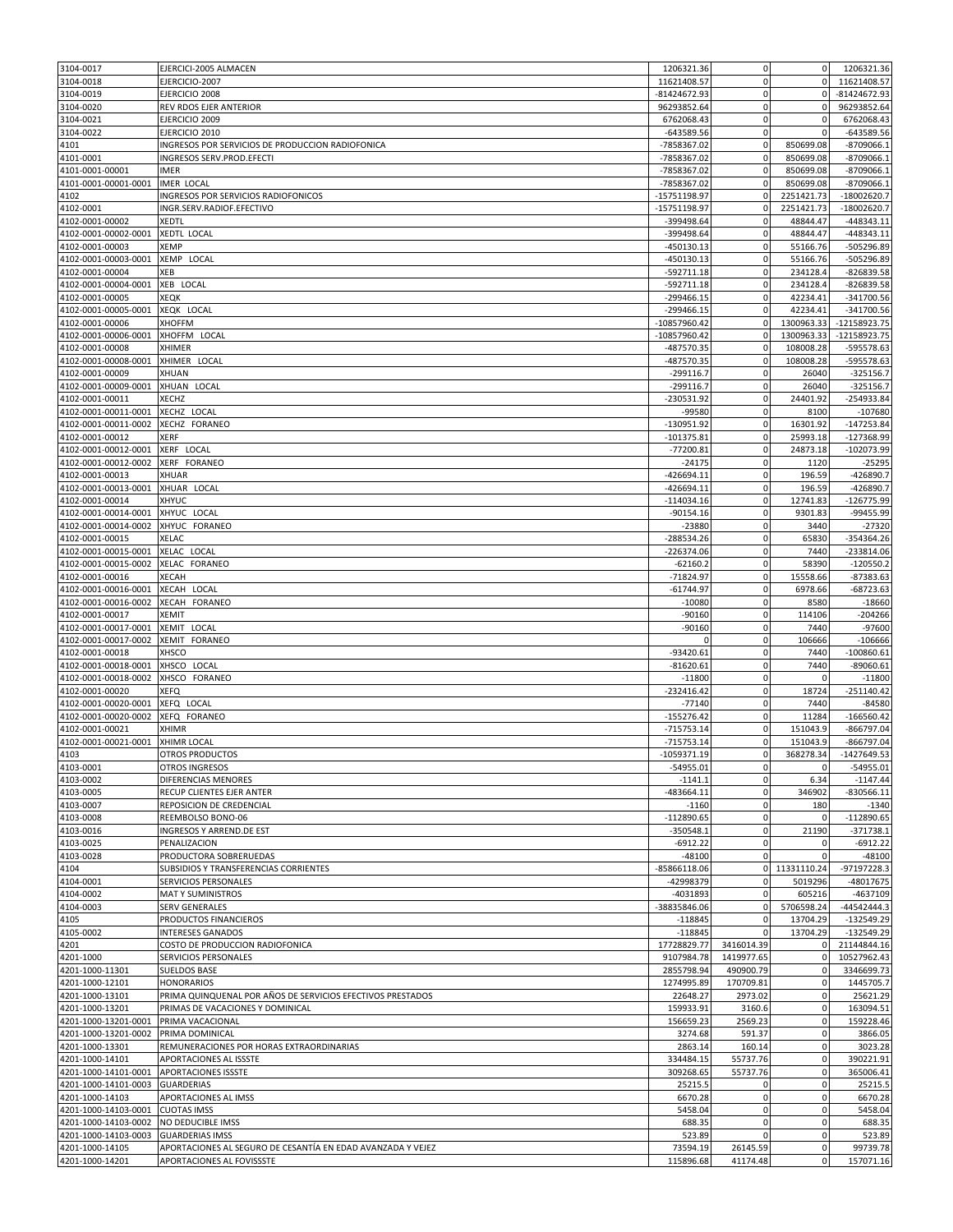| | | | | | |
|---|---|---|---|---|---|
| 3104-0017 | EJERCICI-2005 ALMACEN | 1206321.36 | 0 | 0 | 1206321.36 |
| 3104-0018 | EJERCICIO-2007 | 11621408.57 | 0 | 0 | 11621408.57 |
| 3104-0019 | EJERCICIO 2008 | -81424672.93 | 0 | 0 | -81424672.93 |
| 3104-0020 | REV RDOS EJER ANTERIOR | 96293852.64 | 0 | 0 | 96293852.64 |
| 3104-0021 | EJERCICIO 2009 | 6762068.43 | 0 | 0 | 6762068.43 |
| 3104-0022 | EJERCICIO 2010 | -643589.56 | 0 | 0 | -643589.56 |
| 4101 | INGRESOS POR SERVICIOS DE PRODUCCION RADIOFONICA | -7858367.02 | 0 | 850699.08 | -8709066.1 |
| 4101-0001 | INGRESOS SERV.PROD.EFECTI | -7858367.02 | 0 | 850699.08 | -8709066.1 |
| 4101-0001-00001 | IMER | -7858367.02 | 0 | 850699.08 | -8709066.1 |
| 4101-0001-00001-0001 | IMER LOCAL | -7858367.02 | 0 | 850699.08 | -8709066.1 |
| 4102 | INGRESOS POR SERVICIOS RADIOFONICOS | -15751198.97 | 0 | 2251421.73 | -18002620.7 |
| 4102-0001 | INGR.SERV.RADIOF.EFECTIVO | -15751198.97 | 0 | 2251421.73 | -18002620.7 |
| 4102-0001-00002 | XEDTL | -399498.64 | 0 | 48844.47 | -448343.11 |
| 4102-0001-00002-0001 | XEDTL LOCAL | -399498.64 | 0 | 48844.47 | -448343.11 |
| 4102-0001-00003 | XEMP | -450130.13 | 0 | 55166.76 | -505296.89 |
| 4102-0001-00003-0001 | XEMP LOCAL | -450130.13 | 0 | 55166.76 | -505296.89 |
| 4102-0001-00004 | XEB | -592711.18 | 0 | 234128.4 | -826839.58 |
| 4102-0001-00004-0001 | XEB LOCAL | -592711.18 | 0 | 234128.4 | -826839.58 |
| 4102-0001-00005 | XEQK | -299466.15 | 0 | 42234.41 | -341700.56 |
| 4102-0001-00005-0001 | XEQK LOCAL | -299466.15 | 0 | 42234.41 | -341700.56 |
| 4102-0001-00006 | XHOFFM | -10857960.42 | 0 | 1300963.33 | -12158923.75 |
| 4102-0001-00006-0001 | XHOFFM LOCAL | -10857960.42 | 0 | 1300963.33 | -12158923.75 |
| 4102-0001-00008 | XHIMER | -487570.35 | 0 | 108008.28 | -595578.63 |
| 4102-0001-00008-0001 | XHIMER LOCAL | -487570.35 | 0 | 108008.28 | -595578.63 |
| 4102-0001-00009 | XHUAN | -299116.7 | 0 | 26040 | -325156.7 |
| 4102-0001-00009-0001 | XHUAN LOCAL | -299116.7 | 0 | 26040 | -325156.7 |
| 4102-0001-00011 | XECHZ | -230531.92 | 0 | 24401.92 | -254933.84 |
| 4102-0001-00011-0001 | XECHZ LOCAL | -99580 | 0 | 8100 | -107680 |
| 4102-0001-00011-0002 | XECHZ FORANEO | -130951.92 | 0 | 16301.92 | -147253.84 |
| 4102-0001-00012 | XERF | -101375.81 | 0 | 25993.18 | -127368.99 |
| 4102-0001-00012-0001 | XERF LOCAL | -77200.81 | 0 | 24873.18 | -102073.99 |
| 4102-0001-00012-0002 | XERF FORANEO | -24175 | 0 | 1120 | -25295 |
| 4102-0001-00013 | XHUAR | -426694.11 | 0 | 196.59 | -426890.7 |
| 4102-0001-00013-0001 | XHUAR LOCAL | -426694.11 | 0 | 196.59 | -426890.7 |
| 4102-0001-00014 | XHYUC | -114034.16 | 0 | 12741.83 | -126775.99 |
| 4102-0001-00014-0001 | XHYUC LOCAL | -90154.16 | 0 | 9301.83 | -99455.99 |
| 4102-0001-00014-0002 | XHYUC FORANEO | -23880 | 0 | 3440 | -27320 |
| 4102-0001-00015 | XELAC | -288534.26 | 0 | 65830 | -354364.26 |
| 4102-0001-00015-0001 | XELAC LOCAL | -226374.06 | 0 | 7440 | -233814.06 |
| 4102-0001-00015-0002 | XELAC FORANEO | -62160.2 | 0 | 58390 | -120550.2 |
| 4102-0001-00016 | XECAH | -71824.97 | 0 | 15558.66 | -87383.63 |
| 4102-0001-00016-0001 | XECAH LOCAL | -61744.97 | 0 | 6978.66 | -68723.63 |
| 4102-0001-00016-0002 | XECAH FORANEO | -10080 | 0 | 8580 | -18660 |
| 4102-0001-00017 | XEMIT | -90160 | 0 | 114106 | -204266 |
| 4102-0001-00017-0001 | XEMIT LOCAL | -90160 | 0 | 7440 | -97600 |
| 4102-0001-00017-0002 | XEMIT FORANEO | 0 | 0 | 106666 | -106666 |
| 4102-0001-00018 | XHSCO | -93420.61 | 0 | 7440 | -100860.61 |
| 4102-0001-00018-0001 | XHSCO LOCAL | -81620.61 | 0 | 7440 | -89060.61 |
| 4102-0001-00018-0002 | XHSCO FORANEO | -11800 | 0 | 0 | -11800 |
| 4102-0001-00020 | XEFQ | -232416.42 | 0 | 18724 | -251140.42 |
| 4102-0001-00020-0001 | XEFQ LOCAL | -77140 | 0 | 7440 | -84580 |
| 4102-0001-00020-0002 | XEFQ FORANEO | -155276.42 | 0 | 11284 | -166560.42 |
| 4102-0001-00021 | XHIMR | -715753.14 | 0 | 151043.9 | -866797.04 |
| 4102-0001-00021-0001 | XHIMR LOCAL | -715753.14 | 0 | 151043.9 | -866797.04 |
| 4103 | OTROS PRODUCTOS | -1059371.19 | 0 | 368278.34 | -1427649.53 |
| 4103-0001 | OTROS INGRESOS | -54955.01 | 0 | 0 | -54955.01 |
| 4103-0002 | DIFERENCIAS MENORES | -1141.1 | 0 | 6.34 | -1147.44 |
| 4103-0005 | RECUP CLIENTES EJER ANTER | -483664.11 | 0 | 346902 | -830566.11 |
| 4103-0007 | REPOSICION DE CREDENCIAL | -1160 | 0 | 180 | -1340 |
| 4103-0008 | REEMBOLSO BONO-06 | -112890.65 | 0 | 0 | -112890.65 |
| 4103-0016 | INGRESOS Y ARREND.DE EST | -350548.1 | 0 | 21190 | -371738.1 |
| 4103-0025 | PENALIZACION | -6912.22 | 0 | 0 | -6912.22 |
| 4103-0028 | PRODUCTORA SOBRERUEDAS | -48100 | 0 | 0 | -48100 |
| 4104 | SUBSIDIOS Y TRANSFERENCIAS CORRIENTES | -85866118.06 | 0 | 11331110.24 | -97197228.3 |
| 4104-0001 | SERVICIOS PERSONALES | -42998379 | 0 | 5019296 | -48017675 |
| 4104-0002 | MAT Y SUMINISTROS | -4031893 | 0 | 605216 | -4637109 |
| 4104-0003 | SERV GENERALES | -38835846.06 | 0 | 5706598.24 | -44542444.3 |
| 4105 | PRODUCTOS FINANCIEROS | -118845 | 0 | 13704.29 | -132549.29 |
| 4105-0002 | INTERESES GANADOS | -118845 | 0 | 13704.29 | -132549.29 |
| 4201 | COSTO DE PRODUCCION RADIOFONICA | 17728829.77 | 3416014.39 | 0 | 21144844.16 |
| 4201-1000 | SERVICIOS PERSONALES | 9107984.78 | 1419977.65 | 0 | 10527962.43 |
| 4201-1000-11301 | SUELDOS BASE | 2855798.94 | 490900.79 | 0 | 3346699.73 |
| 4201-1000-12101 | HONORARIOS | 1274995.89 | 170709.81 | 0 | 1445705.7 |
| 4201-1000-13101 | PRIMA QUINQUENAL POR AÑOS DE SERVICIOS EFECTIVOS PRESTADOS | 22648.27 | 2973.02 | 0 | 25621.29 |
| 4201-1000-13201 | PRIMAS DE VACACIONES Y DOMINICAL | 159933.91 | 3160.6 | 0 | 163094.51 |
| 4201-1000-13201-0001 | PRIMA VACACIONAL | 156659.23 | 2569.23 | 0 | 159228.46 |
| 4201-1000-13201-0002 | PRIMA DOMINICAL | 3274.68 | 591.37 | 0 | 3866.05 |
| 4201-1000-13301 | REMUNERACIONES POR HORAS EXTRAORDINARIAS | 2863.14 | 160.14 | 0 | 3023.28 |
| 4201-1000-14101 | APORTACIONES AL ISSSTE | 334484.15 | 55737.76 | 0 | 390221.91 |
| 4201-1000-14101-0001 | APORTACIONES ISSSTE | 309268.65 | 55737.76 | 0 | 365006.41 |
| 4201-1000-14101-0003 | GUARDERIAS | 25215.5 | 0 | 0 | 25215.5 |
| 4201-1000-14103 | APORTACIONES AL IMSS | 6670.28 | 0 | 0 | 6670.28 |
| 4201-1000-14103-0001 | CUOTAS IMSS | 5458.04 | 0 | 0 | 5458.04 |
| 4201-1000-14103-0002 | NO DEDUCIBLE IMSS | 688.35 | 0 | 0 | 688.35 |
| 4201-1000-14103-0003 | GUARDERIAS IMSS | 523.89 | 0 | 0 | 523.89 |
| 4201-1000-14105 | APORTACIONES AL SEGURO DE CESANTÍA EN EDAD AVANZADA Y VEJEZ | 73594.19 | 26145.59 | 0 | 99739.78 |
| 4201-1000-14201 | APORTACIONES AL FOVISSSTE | 115896.68 | 41174.48 | 0 | 157071.16 |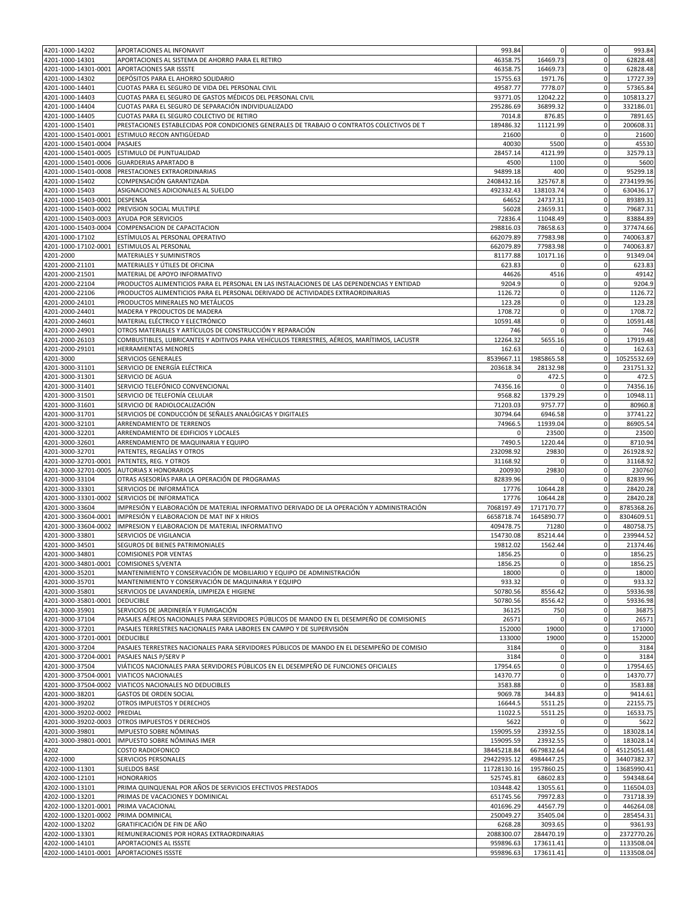| | | | | | |
|---|---|---|---|---|---|
| 4201-1000-14202 | APORTACIONES AL INFONAVIT | 993.84 | 0 | 0 | 993.84 |
| 4201-1000-14301 | APORTACIONES AL SISTEMA DE AHORRO PARA EL RETIRO | 46358.75 | 16469.73 | 0 | 62828.48 |
| 4201-1000-14301-0001 | APORTACIONES SAR ISSSTE | 46358.75 | 16469.73 | 0 | 62828.48 |
| 4201-1000-14302 | DEPÓSITOS PARA EL AHORRO SOLIDARIO | 15755.63 | 1971.76 | 0 | 17727.39 |
| 4201-1000-14401 | CUOTAS PARA EL SEGURO DE VIDA DEL PERSONAL CIVIL | 49587.77 | 7778.07 | 0 | 57365.84 |
| 4201-1000-14403 | CUOTAS PARA EL SEGURO DE GASTOS MÉDICOS DEL PERSONAL CIVIL | 93771.05 | 12042.22 | 0 | 105813.27 |
| 4201-1000-14404 | CUOTAS PARA EL SEGURO DE SEPARACIÓN INDIVIDUALIZADO | 295286.69 | 36899.32 | 0 | 332186.01 |
| 4201-1000-14405 | CUOTAS PARA EL SEGURO COLECTIVO DE RETIRO | 7014.8 | 876.85 | 0 | 7891.65 |
| 4201-1000-15401 | PRESTACIONES ESTABLECIDAS POR CONDICIONES GENERALES DE TRABAJO O CONTRATOS COLECTIVOS DE T | 189486.32 | 11121.99 | 0 | 200608.31 |
| 4201-1000-15401-0001 | ESTIMULO RECON ANTIGÜEDAD | 21600 | 0 | 0 | 21600 |
| 4201-1000-15401-0004 | PASAJES | 40030 | 5500 | 0 | 45530 |
| 4201-1000-15401-0005 | ESTIMULO DE PUNTUALIDAD | 28457.14 | 4121.99 | 0 | 32579.13 |
| 4201-1000-15401-0006 | GUARDERIAS APARTADO B | 4500 | 1100 | 0 | 5600 |
| 4201-1000-15401-0008 | PRESTACIONES EXTRAORDINARIAS | 94899.18 | 400 | 0 | 95299.18 |
| 4201-1000-15402 | COMPENSACIÓN GARANTIZADA | 2408432.16 | 325767.8 | 0 | 2734199.96 |
| 4201-1000-15403 | ASIGNACIONES ADICIONALES AL SUELDO | 492332.43 | 138103.74 | 0 | 630436.17 |
| 4201-1000-15403-0001 | DESPENSA | 64652 | 24737.31 | 0 | 89389.31 |
| 4201-1000-15403-0002 | PREVISION SOCIAL MULTIPLE | 56028 | 23659.31 | 0 | 79687.31 |
| 4201-1000-15403-0003 | AYUDA POR SERVICIOS | 72836.4 | 11048.49 | 0 | 83884.89 |
| 4201-1000-15403-0004 | COMPENSACION DE CAPACITACION | 298816.03 | 78658.63 | 0 | 377474.66 |
| 4201-1000-17102 | ESTÍMULOS AL PERSONAL OPERATIVO | 662079.89 | 77983.98 | 0 | 740063.87 |
| 4201-1000-17102-0001 | ESTIMULOS AL PERSONAL | 662079.89 | 77983.98 | 0 | 740063.87 |
| 4201-2000 | MATERIALES Y SUMINISTROS | 81177.88 | 10171.16 | 0 | 91349.04 |
| 4201-2000-21101 | MATERIALES Y ÚTILES DE OFICINA | 623.83 | 0 | 0 | 623.83 |
| 4201-2000-21501 | MATERIAL DE APOYO INFORMATIVO | 44626 | 4516 | 0 | 49142 |
| 4201-2000-22104 | PRODUCTOS ALIMENTICIOS PARA EL PERSONAL EN LAS INSTALACIONES DE LAS DEPENDENCIAS Y ENTIDAD | 9204.9 | 0 | 0 | 9204.9 |
| 4201-2000-22106 | PRODUCTOS ALIMENTICIOS PARA EL PERSONAL DERIVADO DE ACTIVIDADES EXTRAORDINARIAS | 1126.72 | 0 | 0 | 1126.72 |
| 4201-2000-24101 | PRODUCTOS MINERALES NO METÁLICOS | 123.28 | 0 | 0 | 123.28 |
| 4201-2000-24401 | MADERA Y PRODUCTOS DE MADERA | 1708.72 | 0 | 0 | 1708.72 |
| 4201-2000-24601 | MATERIAL ELÉCTRICO Y ELECTRÓNICO | 10591.48 | 0 | 0 | 10591.48 |
| 4201-2000-24901 | OTROS MATERIALES Y ARTÍCULOS DE CONSTRUCCIÓN Y REPARACIÓN | 746 | 0 | 0 | 746 |
| 4201-2000-26103 | COMBUSTIBLES, LUBRICANTES Y ADITIVOS PARA VEHÍCULOS TERRESTRES, AÉREOS, MARÍTIMOS, LACUSTR | 12264.32 | 5655.16 | 0 | 17919.48 |
| 4201-2000-29101 | HERRAMIENTAS MENORES | 162.63 | 0 | 0 | 162.63 |
| 4201-3000 | SERVICIOS GENERALES | 8539667.11 | 1985865.58 | 0 | 10525532.69 |
| 4201-3000-31101 | SERVICIO DE ENERGÍA ELÉCTRICA | 203618.34 | 28132.98 | 0 | 231751.32 |
| 4201-3000-31301 | SERVICIO DE AGUA | 0 | 472.5 | 0 | 472.5 |
| 4201-3000-31401 | SERVICIO TELEFÓNICO CONVENCIONAL | 74356.16 | 0 | 0 | 74356.16 |
| 4201-3000-31501 | SERVICIO DE TELEFONÍA CELULAR | 9568.82 | 1379.29 | 0 | 10948.11 |
| 4201-3000-31601 | SERVICIO DE RADIOLOCALIZACIÓN | 71203.03 | 9757.77 | 0 | 80960.8 |
| 4201-3000-31701 | SERVICIOS DE CONDUCCIÓN DE SEÑALES ANALÓGICAS Y DIGITALES | 30794.64 | 6946.58 | 0 | 37741.22 |
| 4201-3000-32101 | ARRENDAMIENTO DE TERRENOS | 74966.5 | 11939.04 | 0 | 86905.54 |
| 4201-3000-32201 | ARRENDAMIENTO DE EDIFICIOS Y LOCALES | 0 | 23500 | 0 | 23500 |
| 4201-3000-32601 | ARRENDAMIENTO DE MAQUINARIA Y EQUIPO | 7490.5 | 1220.44 | 0 | 8710.94 |
| 4201-3000-32701 | PATENTES, REGALÍAS Y OTROS | 232098.92 | 29830 | 0 | 261928.92 |
| 4201-3000-32701-0001 | PATENTES, REG. Y OTROS | 31168.92 | 0 | 0 | 31168.92 |
| 4201-3000-32701-0005 | AUTORIAS X HONORARIOS | 200930 | 29830 | 0 | 230760 |
| 4201-3000-33104 | OTRAS ASESORÍAS PARA LA OPERACIÓN DE PROGRAMAS | 82839.96 | 0 | 0 | 82839.96 |
| 4201-3000-33301 | SERVICIOS DE INFORMÁTICA | 17776 | 10644.28 | 0 | 28420.28 |
| 4201-3000-33301-0002 | SERVICIOS DE INFORMATICA | 17776 | 10644.28 | 0 | 28420.28 |
| 4201-3000-33604 | IMPRESIÓN Y ELABORACIÓN DE MATERIAL INFORMATIVO DERIVADO DE LA OPERACIÓN Y ADMINISTRACIÓN | 7068197.49 | 1717170.77 | 0 | 8785368.26 |
| 4201-3000-33604-0001 | IMPRESIÓN Y ELABORACION DE MAT INF X HRIOS | 6658718.74 | 1645890.77 | 0 | 8304609.51 |
| 4201-3000-33604-0002 | IMPRESION Y ELABORACION DE MATERIAL INFORMATIVO | 409478.75 | 71280 | 0 | 480758.75 |
| 4201-3000-33801 | SERVICIOS DE VIGILANCIA | 154730.08 | 85214.44 | 0 | 239944.52 |
| 4201-3000-34501 | SEGUROS DE BIENES PATRIMONIALES | 19812.02 | 1562.44 | 0 | 21374.46 |
| 4201-3000-34801 | COMISIONES POR VENTAS | 1856.25 | 0 | 0 | 1856.25 |
| 4201-3000-34801-0001 | COMISIONES S/VENTA | 1856.25 | 0 | 0 | 1856.25 |
| 4201-3000-35201 | MANTENIMIENTO Y CONSERVACIÓN DE MOBILIARIO Y EQUIPO DE ADMINISTRACIÓN | 18000 | 0 | 0 | 18000 |
| 4201-3000-35701 | MANTENIMIENTO Y CONSERVACIÓN DE MAQUINARIA Y EQUIPO | 933.32 | 0 | 0 | 933.32 |
| 4201-3000-35801 | SERVICIOS DE LAVANDERÍA, LIMPIEZA E HIGIENE | 50780.56 | 8556.42 | 0 | 59336.98 |
| 4201-3000-35801-0001 | DEDUCIBLE | 50780.56 | 8556.42 | 0 | 59336.98 |
| 4201-3000-35901 | SERVICIOS DE JARDINERÍA Y FUMIGACIÓN | 36125 | 750 | 0 | 36875 |
| 4201-3000-37104 | PASAJES AÉREOS NACIONALES PARA SERVIDORES PÚBLICOS DE MANDO EN EL DESEMPEÑO DE COMISIONES | 26571 | 0 | 0 | 26571 |
| 4201-3000-37201 | PASAJES TERRESTRES NACIONALES PARA LABORES EN CAMPO Y DE SUPERVISIÓN | 152000 | 19000 | 0 | 171000 |
| 4201-3000-37201-0001 | DEDUCIBLE | 133000 | 19000 | 0 | 152000 |
| 4201-3000-37204 | PASAJES TERRESTRES NACIONALES PARA SERVIDORES PÚBLICOS DE MANDO EN EL DESEMPEÑO DE COMISIO | 3184 | 0 | 0 | 3184 |
| 4201-3000-37204-0001 | PASAJES NALS P/SERV P | 3184 | 0 | 0 | 3184 |
| 4201-3000-37504 | VIÁTICOS NACIONALES PARA SERVIDORES PÚBLICOS EN EL DESEMPEÑO DE FUNCIONES OFICIALES | 17954.65 | 0 | 0 | 17954.65 |
| 4201-3000-37504-0001 | VIATICOS NACIONALES | 14370.77 | 0 | 0 | 14370.77 |
| 4201-3000-37504-0002 | VIATICOS NACIONALES NO DEDUCIBLES | 3583.88 | 0 | 0 | 3583.88 |
| 4201-3000-38201 | GASTOS DE ORDEN SOCIAL | 9069.78 | 344.83 | 0 | 9414.61 |
| 4201-3000-39202 | OTROS IMPUESTOS Y DERECHOS | 16644.5 | 5511.25 | 0 | 22155.75 |
| 4201-3000-39202-0002 | PREDIAL | 11022.5 | 5511.25 | 0 | 16533.75 |
| 4201-3000-39202-0003 | OTROS IMPUESTOS Y DERECHOS | 5622 | 0 | 0 | 5622 |
| 4201-3000-39801 | IMPUESTO SOBRE NÓMINAS | 159095.59 | 23932.55 | 0 | 183028.14 |
| 4201-3000-39801-0001 | IMPUESTO SOBRE NÓMINAS IMER | 159095.59 | 23932.55 | 0 | 183028.14 |
| 4202 | COSTO RADIOFONICO | 38445218.84 | 6679832.64 | 0 | 45125051.48 |
| 4202-1000 | SERVICIOS PERSONALES | 29422935.12 | 4984447.25 | 0 | 34407382.37 |
| 4202-1000-11301 | SUELDOS BASE | 11728130.16 | 1957860.25 | 0 | 13685990.41 |
| 4202-1000-12101 | HONORARIOS | 525745.81 | 68602.83 | 0 | 594348.64 |
| 4202-1000-13101 | PRIMA QUINQUENAL POR AÑOS DE SERVICIOS EFECTIVOS PRESTADOS | 103448.42 | 13055.61 | 0 | 116504.03 |
| 4202-1000-13201 | PRIMAS DE VACACIONES Y DOMINICAL | 651745.56 | 79972.83 | 0 | 731718.39 |
| 4202-1000-13201-0001 | PRIMA VACACIONAL | 401696.29 | 44567.79 | 0 | 446264.08 |
| 4202-1000-13201-0002 | PRIMA DOMINICAL | 250049.27 | 35405.04 | 0 | 285454.31 |
| 4202-1000-13202 | GRATIFICACIÓN DE FIN DE AÑO | 6268.28 | 3093.65 | 0 | 9361.93 |
| 4202-1000-13301 | REMUNERACIONES POR HORAS EXTRAORDINARIAS | 2088300.07 | 284470.19 | 0 | 2372770.26 |
| 4202-1000-14101 | APORTACIONES AL ISSSTE | 959896.63 | 173611.41 | 0 | 1133508.04 |
| 4202-1000-14101-0001 | APORTACIONES ISSSTE | 959896.63 | 173611.41 | 0 | 1133508.04 |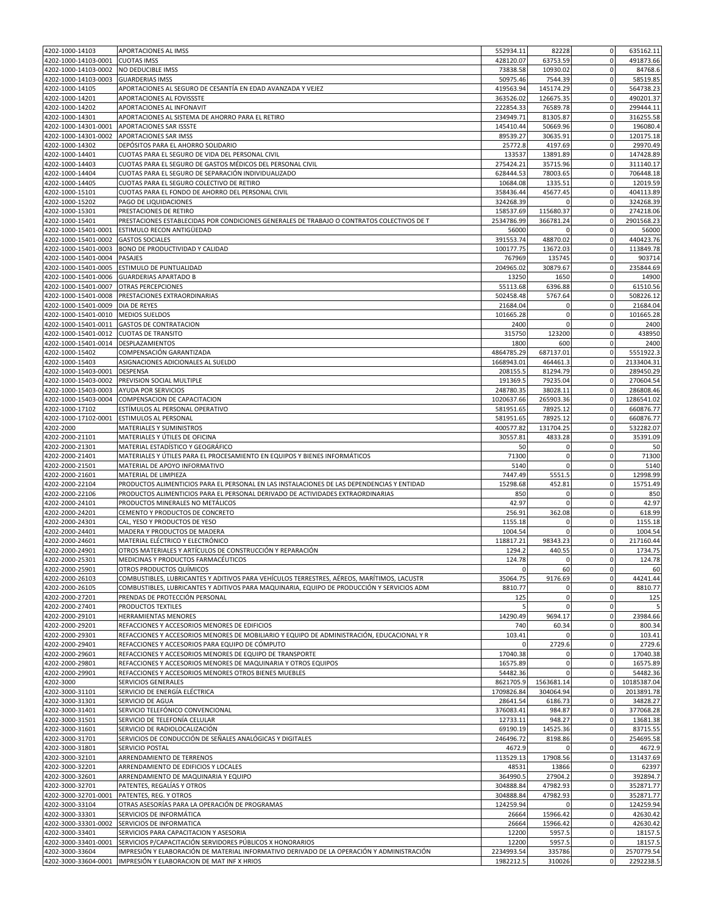| | | | | | |
|---|---|---|---|---|---|
| 4202-1000-14103 | APORTACIONES AL IMSS | 552934.11 | 82228 | 0 | 635162.11 |
| 4202-1000-14103-0001 | CUOTAS IMSS | 428120.07 | 63753.59 | 0 | 491873.66 |
| 4202-1000-14103-0002 | NO DEDUCIBLE IMSS | 73838.58 | 10930.02 | 0 | 84768.6 |
| 4202-1000-14103-0003 | GUARDERIAS IMSS | 50975.46 | 7544.39 | 0 | 58519.85 |
| 4202-1000-14105 | APORTACIONES AL SEGURO DE CESANTÍA EN EDAD AVANZADA Y VEJEZ | 419563.94 | 145174.29 | 0 | 564738.23 |
| 4202-1000-14201 | APORTACIONES AL FOVISSSTE | 363526.02 | 126675.35 | 0 | 490201.37 |
| 4202-1000-14202 | APORTACIONES AL INFONAVIT | 222854.33 | 76589.78 | 0 | 299444.11 |
| 4202-1000-14301 | APORTACIONES AL SISTEMA DE AHORRO PARA EL RETIRO | 234949.71 | 81305.87 | 0 | 316255.58 |
| 4202-1000-14301-0001 | APORTACIONES SAR ISSSTE | 145410.44 | 50669.96 | 0 | 196080.4 |
| 4202-1000-14301-0002 | APORTACIONES SAR IMSS | 89539.27 | 30635.91 | 0 | 120175.18 |
| 4202-1000-14302 | DEPÓSITOS PARA EL AHORRO SOLIDARIO | 25772.8 | 4197.69 | 0 | 29970.49 |
| 4202-1000-14401 | CUOTAS PARA EL SEGURO DE VIDA DEL PERSONAL CIVIL | 133537 | 13891.89 | 0 | 147428.89 |
| 4202-1000-14403 | CUOTAS PARA EL SEGURO DE GASTOS MÉDICOS DEL PERSONAL CIVIL | 275424.21 | 35715.96 | 0 | 311140.17 |
| 4202-1000-14404 | CUOTAS PARA EL SEGURO DE SEPARACIÓN INDIVIDUALIZADO | 628444.53 | 78003.65 | 0 | 706448.18 |
| 4202-1000-14405 | CUOTAS PARA EL SEGURO COLECTIVO DE RETIRO | 10684.08 | 1335.51 | 0 | 12019.59 |
| 4202-1000-15101 | CUOTAS PARA EL FONDO DE AHORRO DEL PERSONAL CIVIL | 358436.44 | 45677.45 | 0 | 404113.89 |
| 4202-1000-15202 | PAGO DE LIQUIDACIONES | 324268.39 | 0 | 0 | 324268.39 |
| 4202-1000-15301 | PRESTACIONES DE RETIRO | 158537.69 | 115680.37 | 0 | 274218.06 |
| 4202-1000-15401 | PRESTACIONES ESTABLECIDAS POR CONDICIONES GENERALES DE TRABAJO O CONTRATOS COLECTIVOS DE T | 2534786.99 | 366781.24 | 0 | 2901568.23 |
| 4202-1000-15401-0001 | ESTIMULO RECON ANTIGÜEDAD | 56000 | 0 | 0 | 56000 |
| 4202-1000-15401-0002 | GASTOS SOCIALES | 391553.74 | 48870.02 | 0 | 440423.76 |
| 4202-1000-15401-0003 | BONO DE PRODUCTIVIDAD Y CALIDAD | 100177.75 | 13672.03 | 0 | 113849.78 |
| 4202-1000-15401-0004 | PASAJES | 767969 | 135745 | 0 | 903714 |
| 4202-1000-15401-0005 | ESTIMULO DE PUNTUALIDAD | 204965.02 | 30879.67 | 0 | 235844.69 |
| 4202-1000-15401-0006 | GUARDERIAS APARTADO B | 13250 | 1650 | 0 | 14900 |
| 4202-1000-15401-0007 | OTRAS PERCEPCIONES | 55113.68 | 6396.88 | 0 | 61510.56 |
| 4202-1000-15401-0008 | PRESTACIONES EXTRAORDINARIAS | 502458.48 | 5767.64 | 0 | 508226.12 |
| 4202-1000-15401-0009 | DIA DE REYES | 21684.04 | 0 | 0 | 21684.04 |
| 4202-1000-15401-0010 | MEDIOS SUELDOS | 101665.28 | 0 | 0 | 101665.28 |
| 4202-1000-15401-0011 | GASTOS DE CONTRATACION | 2400 | 0 | 0 | 2400 |
| 4202-1000-15401-0012 | CUOTAS DE TRANSITO | 315750 | 123200 | 0 | 438950 |
| 4202-1000-15401-0014 | DESPLAZAMIENTOS | 1800 | 600 | 0 | 2400 |
| 4202-1000-15402 | COMPENSACIÓN GARANTIZADA | 4864785.29 | 687137.01 | 0 | 5551922.3 |
| 4202-1000-15403 | ASIGNACIONES ADICIONALES AL SUELDO | 1668943.01 | 464461.3 | 0 | 2133404.31 |
| 4202-1000-15403-0001 | DESPENSA | 208155.5 | 81294.79 | 0 | 289450.29 |
| 4202-1000-15403-0002 | PREVISION SOCIAL MULTIPLE | 191369.5 | 79235.04 | 0 | 270604.54 |
| 4202-1000-15403-0003 | AYUDA POR SERVICIOS | 248780.35 | 38028.11 | 0 | 286808.46 |
| 4202-1000-15403-0004 | COMPENSACION DE CAPACITACION | 1020637.66 | 265903.36 | 0 | 1286541.02 |
| 4202-1000-17102 | ESTÍMULOS AL PERSONAL OPERATIVO | 581951.65 | 78925.12 | 0 | 660876.77 |
| 4202-1000-17102-0001 | ESTIMULOS AL PERSONAL | 581951.65 | 78925.12 | 0 | 660876.77 |
| 4202-2000 | MATERIALES Y SUMINISTROS | 400577.82 | 131704.25 | 0 | 532282.07 |
| 4202-2000-21101 | MATERIALES Y ÚTILES DE OFICINA | 30557.81 | 4833.28 | 0 | 35391.09 |
| 4202-2000-21301 | MATERIAL ESTADÍSTICO Y GEOGRÁFICO | 50 | 0 | 0 | 50 |
| 4202-2000-21401 | MATERIALES Y ÚTILES PARA EL PROCESAMIENTO EN EQUIPOS Y BIENES INFORMÁTICOS | 71300 | 0 | 0 | 71300 |
| 4202-2000-21501 | MATERIAL DE APOYO INFORMATIVO | 5140 | 0 | 0 | 5140 |
| 4202-2000-21601 | MATERIAL DE LIMPIEZA | 7447.49 | 5551.5 | 0 | 12998.99 |
| 4202-2000-22104 | PRODUCTOS ALIMENTICIOS PARA EL PERSONAL EN LAS INSTALACIONES DE LAS DEPENDENCIAS Y ENTIDAD | 15298.68 | 452.81 | 0 | 15751.49 |
| 4202-2000-22106 | PRODUCTOS ALIMENTICIOS PARA EL PERSONAL DERIVADO DE ACTIVIDADES EXTRAORDINARIAS | 850 | 0 | 0 | 850 |
| 4202-2000-24101 | PRODUCTOS MINERALES NO METÁLICOS | 42.97 | 0 | 0 | 42.97 |
| 4202-2000-24201 | CEMENTO Y PRODUCTOS DE CONCRETO | 256.91 | 362.08 | 0 | 618.99 |
| 4202-2000-24301 | CAL, YESO Y PRODUCTOS DE YESO | 1155.18 | 0 | 0 | 1155.18 |
| 4202-2000-24401 | MADERA Y PRODUCTOS DE MADERA | 1004.54 | 0 | 0 | 1004.54 |
| 4202-2000-24601 | MATERIAL ELÉCTRICO Y ELECTRÓNICO | 118817.21 | 98343.23 | 0 | 217160.44 |
| 4202-2000-24901 | OTROS MATERIALES Y ARTÍCULOS DE CONSTRUCCIÓN Y REPARACIÓN | 1294.2 | 440.55 | 0 | 1734.75 |
| 4202-2000-25301 | MEDICINAS Y PRODUCTOS FARMACÉUTICOS | 124.78 | 0 | 0 | 124.78 |
| 4202-2000-25901 | OTROS PRODUCTOS QUÍMICOS | 0 | 60 | 0 | 60 |
| 4202-2000-26103 | COMBUSTIBLES, LUBRICANTES Y ADITIVOS PARA VEHÍCULOS TERRESTRES, AÉREOS, MARÍTIMOS, LACUSTR | 35064.75 | 9176.69 | 0 | 44241.44 |
| 4202-2000-26105 | COMBUSTIBLES, LUBRICANTES Y ADITIVOS PARA MAQUINARIA, EQUIPO DE PRODUCCIÓN Y SERVICIOS ADM | 8810.77 | 0 | 0 | 8810.77 |
| 4202-2000-27201 | PRENDAS DE PROTECCIÓN PERSONAL | 125 | 0 | 0 | 125 |
| 4202-2000-27401 | PRODUCTOS TEXTILES | 5 | 0 | 0 | 5 |
| 4202-2000-29101 | HERRAMIENTAS MENORES | 14290.49 | 9694.17 | 0 | 23984.66 |
| 4202-2000-29201 | REFACCIONES Y ACCESORIOS MENORES DE EDIFICIOS | 740 | 60.34 | 0 | 800.34 |
| 4202-2000-29301 | REFACCIONES Y ACCESORIOS MENORES DE MOBILIARIO Y EQUIPO DE ADMINISTRACIÓN, EDUCACIONAL Y R | 103.41 | 0 | 0 | 103.41 |
| 4202-2000-29401 | REFACCIONES Y ACCESORIOS PARA EQUIPO DE CÓMPUTO | 0 | 2729.6 | 0 | 2729.6 |
| 4202-2000-29601 | REFACCIONES Y ACCESORIOS MENORES DE EQUIPO DE TRANSPORTE | 17040.38 | 0 | 0 | 17040.38 |
| 4202-2000-29801 | REFACCIONES Y ACCESORIOS MENORES DE MAQUINARIA Y OTROS EQUIPOS | 16575.89 | 0 | 0 | 16575.89 |
| 4202-2000-29901 | REFACCIONES Y ACCESORIOS MENORES OTROS BIENES MUEBLES | 54482.36 | 0 | 0 | 54482.36 |
| 4202-3000 | SERVICIOS GENERALES | 8621705.9 | 1563681.14 | 0 | 10185387.04 |
| 4202-3000-31101 | SERVICIO DE ENERGÍA ELÉCTRICA | 1709826.84 | 304064.94 | 0 | 2013891.78 |
| 4202-3000-31301 | SERVICIO DE AGUA | 28641.54 | 6186.73 | 0 | 34828.27 |
| 4202-3000-31401 | SERVICIO TELEFÓNICO CONVENCIONAL | 376083.41 | 984.87 | 0 | 377068.28 |
| 4202-3000-31501 | SERVICIO DE TELEFONÍA CELULAR | 12733.11 | 948.27 | 0 | 13681.38 |
| 4202-3000-31601 | SERVICIO DE RADIOLOCALIZACIÓN | 69190.19 | 14525.36 | 0 | 83715.55 |
| 4202-3000-31701 | SERVICIOS DE CONDUCCIÓN DE SEÑALES ANALÓGICAS Y DIGITALES | 246496.72 | 8198.86 | 0 | 254695.58 |
| 4202-3000-31801 | SERVICIO POSTAL | 4672.9 | 0 | 0 | 4672.9 |
| 4202-3000-32101 | ARRENDAMIENTO DE TERRENOS | 113529.13 | 17908.56 | 0 | 131437.69 |
| 4202-3000-32201 | ARRENDAMIENTO DE EDIFICIOS Y LOCALES | 48531 | 13866 | 0 | 62397 |
| 4202-3000-32601 | ARRENDAMIENTO DE MAQUINARIA Y EQUIPO | 364990.5 | 27904.2 | 0 | 392894.7 |
| 4202-3000-32701 | PATENTES, REGALÍAS Y OTROS | 304888.84 | 47982.93 | 0 | 352871.77 |
| 4202-3000-32701-0001 | PATENTES, REG. Y OTROS | 304888.84 | 47982.93 | 0 | 352871.77 |
| 4202-3000-33104 | OTRAS ASESORÍAS PARA LA OPERACIÓN DE PROGRAMAS | 124259.94 | 0 | 0 | 124259.94 |
| 4202-3000-33301 | SERVICIOS DE INFORMÁTICA | 26664 | 15966.42 | 0 | 42630.42 |
| 4202-3000-33301-0002 | SERVICIOS DE INFORMATICA | 26664 | 15966.42 | 0 | 42630.42 |
| 4202-3000-33401 | SERVICIOS PARA CAPACITACION Y ASESORIA | 12200 | 5957.5 | 0 | 18157.5 |
| 4202-3000-33401-0001 | SERVICIOS P/CAPACITACIÓN SERVIDORES PÚBLICOS X HONORARIOS | 12200 | 5957.5 | 0 | 18157.5 |
| 4202-3000-33604 | IMPRESIÓN Y ELABORACIÓN DE MATERIAL INFORMATIVO DERIVADO DE LA OPERACIÓN Y ADMINISTRACIÓN | 2234993.54 | 335786 | 0 | 2570779.54 |
| 4202-3000-33604-0001 | IMPRESIÓN Y ELABORACION DE MAT INF X HRIOS | 1982212.5 | 310026 | 0 | 2292238.5 |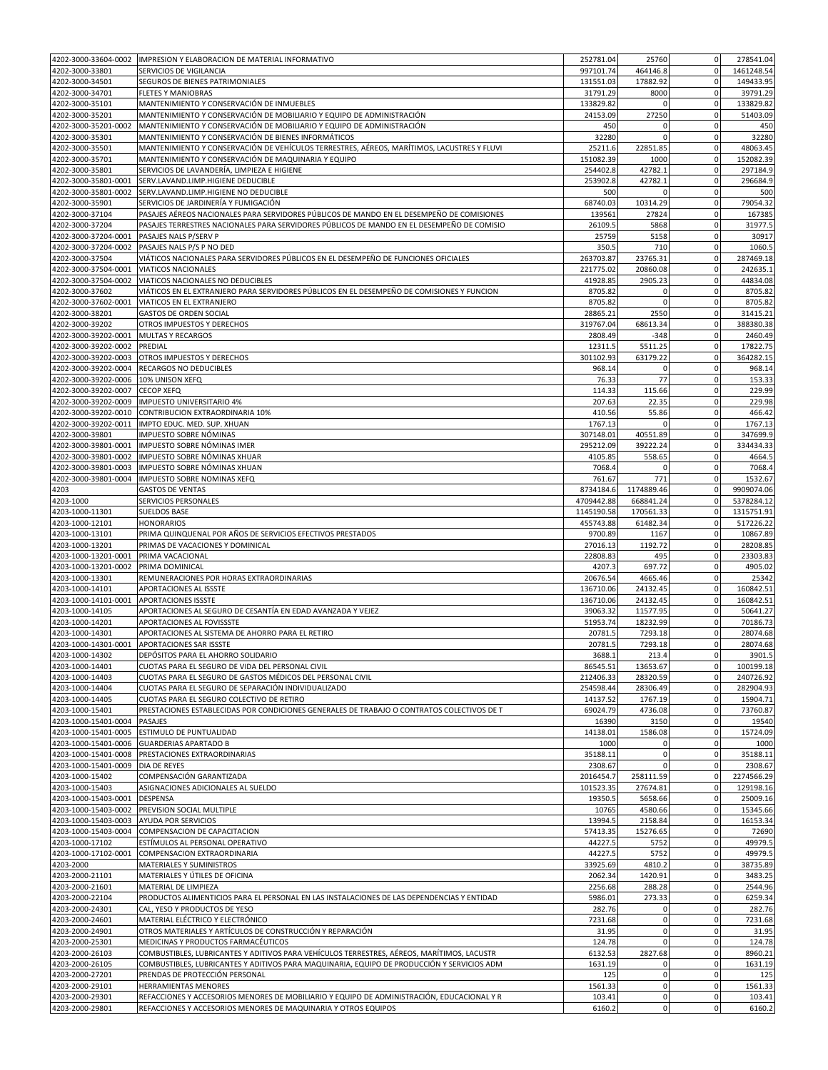| | | | | | |
|---|---|---|---|---|---|
| 4202-3000-33604-0002 | IMPRESION Y ELABORACION DE MATERIAL INFORMATIVO | 252781.04 | 25760 | 0 | 278541.04 |
| 4202-3000-33801 | SERVICIOS DE VIGILANCIA | 997101.74 | 464146.8 | 0 | 1461248.54 |
| 4202-3000-34501 | SEGUROS DE BIENES PATRIMONIALES | 131551.03 | 17882.92 | 0 | 149433.95 |
| 4202-3000-34701 | FLETES Y MANIOBRAS | 31791.29 | 8000 | 0 | 39791.29 |
| 4202-3000-35101 | MANTENIMIENTO Y CONSERVACIÓN DE INMUEBLES | 133829.82 | 0 | 0 | 133829.82 |
| 4202-3000-35201 | MANTENIMIENTO Y CONSERVACIÓN DE MOBILIARIO Y EQUIPO DE ADMINISTRACIÓN | 24153.09 | 27250 | 0 | 51403.09 |
| 4202-3000-35201-0002 | MANTENIMIENTO Y CONSERVACIÓN DE MOBILIARIO Y EQUIPO DE ADMINISTRACIÓN | 450 | 0 | 0 | 450 |
| 4202-3000-35301 | MANTENIMIENTO Y CONSERVACIÓN DE BIENES INFORMÁTICOS | 32280 | 0 | 0 | 32280 |
| 4202-3000-35501 | MANTENIMIENTO Y CONSERVACIÓN DE VEHÍCULOS TERRESTRES, AÉREOS, MARÍTIMOS, LACUSTRES Y FLUVI | 25211.6 | 22851.85 | 0 | 48063.45 |
| 4202-3000-35701 | MANTENIMIENTO Y CONSERVACIÓN DE MAQUINARIA Y EQUIPO | 151082.39 | 1000 | 0 | 152082.39 |
| 4202-3000-35801 | SERVICIOS DE LAVANDERÍA, LIMPIEZA E HIGIENE | 254402.8 | 42782.1 | 0 | 297184.9 |
| 4202-3000-35801-0001 | SERV.LAVAND.LIMP.HIGIENE DEDUCIBLE | 253902.8 | 42782.1 | 0 | 296684.9 |
| 4202-3000-35801-0002 | SERV.LAVAND.LIMP.HIGIENE NO DEDUCIBLE | 500 | 0 | 0 | 500 |
| 4202-3000-35901 | SERVICIOS DE JARDINERÍA Y FUMIGACIÓN | 68740.03 | 10314.29 | 0 | 79054.32 |
| 4202-3000-37104 | PASAJES AÉREOS NACIONALES PARA SERVIDORES PÚBLICOS DE MANDO EN EL DESEMPEÑO DE COMISIONES | 139561 | 27824 | 0 | 167385 |
| 4202-3000-37204 | PASAJES TERRESTRES NACIONALES PARA SERVIDORES PÚBLICOS DE MANDO EN EL DESEMPEÑO DE COMISIO | 26109.5 | 5868 | 0 | 31977.5 |
| 4202-3000-37204-0001 | PASAJES NALS P/SERV P | 25759 | 5158 | 0 | 30917 |
| 4202-3000-37204-0002 | PASAJES NALS P/S P NO DED | 350.5 | 710 | 0 | 1060.5 |
| 4202-3000-37504 | VIÁTICOS NACIONALES PARA SERVIDORES PÚBLICOS EN EL DESEMPEÑO DE FUNCIONES OFICIALES | 263703.87 | 23765.31 | 0 | 287469.18 |
| 4202-3000-37504-0001 | VIATICOS NACIONALES | 221775.02 | 20860.08 | 0 | 242635.1 |
| 4202-3000-37504-0002 | VIATICOS NACIONALES NO DEDUCIBLES | 41928.85 | 2905.23 | 0 | 44834.08 |
| 4202-3000-37602 | VIÁTICOS EN EL EXTRANJERO PARA SERVIDORES PÚBLICOS EN EL DESEMPEÑO DE COMISIONES Y FUNCION | 8705.82 | 0 | 0 | 8705.82 |
| 4202-3000-37602-0001 | VIATICOS EN EL EXTRANJERO | 8705.82 | 0 | 0 | 8705.82 |
| 4202-3000-38201 | GASTOS DE ORDEN SOCIAL | 28865.21 | 2550 | 0 | 31415.21 |
| 4202-3000-39202 | OTROS IMPUESTOS Y DERECHOS | 319767.04 | 68613.34 | 0 | 388380.38 |
| 4202-3000-39202-0001 | MULTAS Y RECARGOS | 2808.49 | -348 | 0 | 2460.49 |
| 4202-3000-39202-0002 | PREDIAL | 12311.5 | 5511.25 | 0 | 17822.75 |
| 4202-3000-39202-0003 | OTROS IMPUESTOS Y DERECHOS | 301102.93 | 63179.22 | 0 | 364282.15 |
| 4202-3000-39202-0004 | RECARGOS NO DEDUCIBLES | 968.14 | 0 | 0 | 968.14 |
| 4202-3000-39202-0006 | 10% UNISON XEFQ | 76.33 | 77 | 0 | 153.33 |
| 4202-3000-39202-0007 | CECOP XEFQ | 114.33 | 115.66 | 0 | 229.99 |
| 4202-3000-39202-0009 | IMPUESTO UNIVERSITARIO 4% | 207.63 | 22.35 | 0 | 229.98 |
| 4202-3000-39202-0010 | CONTRIBUCION EXTRAORDINARIA 10% | 410.56 | 55.86 | 0 | 466.42 |
| 4202-3000-39202-0011 | IMPTO EDUC. MED. SUP. XHUAN | 1767.13 | 0 | 0 | 1767.13 |
| 4202-3000-39801 | IMPUESTO SOBRE NÓMINAS | 307148.01 | 40551.89 | 0 | 347699.9 |
| 4202-3000-39801-0001 | IMPUESTO SOBRE NÓMINAS IMER | 295212.09 | 39222.24 | 0 | 334434.33 |
| 4202-3000-39801-0002 | IMPUESTO SOBRE NÓMINAS XHUAR | 4105.85 | 558.65 | 0 | 4664.5 |
| 4202-3000-39801-0003 | IMPUESTO SOBRE NÓMINAS XHUAN | 7068.4 | 0 | 0 | 7068.4 |
| 4202-3000-39801-0004 | IMPUESTO SOBRE NOMINAS XEFQ | 761.67 | 771 | 0 | 1532.67 |
| 4203 | GASTOS DE VENTAS | 8734184.6 | 1174889.46 | 0 | 9909074.06 |
| 4203-1000 | SERVICIOS PERSONALES | 4709442.88 | 668841.24 | 0 | 5378284.12 |
| 4203-1000-11301 | SUELDOS BASE | 1145190.58 | 170561.33 | 0 | 1315751.91 |
| 4203-1000-12101 | HONORARIOS | 455743.88 | 61482.34 | 0 | 517226.22 |
| 4203-1000-13101 | PRIMA QUINQUENAL POR AÑOS DE SERVICIOS EFECTIVOS PRESTADOS | 9700.89 | 1167 | 0 | 10867.89 |
| 4203-1000-13201 | PRIMAS DE VACACIONES Y DOMINICAL | 27016.13 | 1192.72 | 0 | 28208.85 |
| 4203-1000-13201-0001 | PRIMA VACACIONAL | 22808.83 | 495 | 0 | 23303.83 |
| 4203-1000-13201-0002 | PRIMA DOMINICAL | 4207.3 | 697.72 | 0 | 4905.02 |
| 4203-1000-13301 | REMUNERACIONES POR HORAS EXTRAORDINARIAS | 20676.54 | 4665.46 | 0 | 25342 |
| 4203-1000-14101 | APORTACIONES AL ISSSTE | 136710.06 | 24132.45 | 0 | 160842.51 |
| 4203-1000-14101-0001 | APORTACIONES ISSSTE | 136710.06 | 24132.45 | 0 | 160842.51 |
| 4203-1000-14105 | APORTACIONES AL SEGURO DE CESANTÍA EN EDAD AVANZADA Y VEJEZ | 39063.32 | 11577.95 | 0 | 50641.27 |
| 4203-1000-14201 | APORTACIONES AL FOVISSSTE | 51953.74 | 18232.99 | 0 | 70186.73 |
| 4203-1000-14301 | APORTACIONES AL SISTEMA DE AHORRO PARA EL RETIRO | 20781.5 | 7293.18 | 0 | 28074.68 |
| 4203-1000-14301-0001 | APORTACIONES SAR ISSSTE | 20781.5 | 7293.18 | 0 | 28074.68 |
| 4203-1000-14302 | DEPÓSITOS PARA EL AHORRO SOLIDARIO | 3688.1 | 213.4 | 0 | 3901.5 |
| 4203-1000-14401 | CUOTAS PARA EL SEGURO DE VIDA DEL PERSONAL CIVIL | 86545.51 | 13653.67 | 0 | 100199.18 |
| 4203-1000-14403 | CUOTAS PARA EL SEGURO DE GASTOS MÉDICOS DEL PERSONAL CIVIL | 212406.33 | 28320.59 | 0 | 240726.92 |
| 4203-1000-14404 | CUOTAS PARA EL SEGURO DE SEPARACIÓN INDIVIDUALIZADO | 254598.44 | 28306.49 | 0 | 282904.93 |
| 4203-1000-14405 | CUOTAS PARA EL SEGURO COLECTIVO DE RETIRO | 14137.52 | 1767.19 | 0 | 15904.71 |
| 4203-1000-15401 | PRESTACIONES ESTABLECIDAS POR CONDICIONES GENERALES DE TRABAJO O CONTRATOS COLECTIVOS DE T | 69024.79 | 4736.08 | 0 | 73760.87 |
| 4203-1000-15401-0004 | PASAJES | 16390 | 3150 | 0 | 19540 |
| 4203-1000-15401-0005 | ESTIMULO DE PUNTUALIDAD | 14138.01 | 1586.08 | 0 | 15724.09 |
| 4203-1000-15401-0006 | GUARDERIAS APARTADO B | 1000 | 0 | 0 | 1000 |
| 4203-1000-15401-0008 | PRESTACIONES EXTRAORDINARIAS | 35188.11 | 0 | 0 | 35188.11 |
| 4203-1000-15401-0009 | DIA DE REYES | 2308.67 | 0 | 0 | 2308.67 |
| 4203-1000-15402 | COMPENSACIÓN GARANTIZADA | 2016454.7 | 258111.59 | 0 | 2274566.29 |
| 4203-1000-15403 | ASIGNACIONES ADICIONALES AL SUELDO | 101523.35 | 27674.81 | 0 | 129198.16 |
| 4203-1000-15403-0001 | DESPENSA | 19350.5 | 5658.66 | 0 | 25009.16 |
| 4203-1000-15403-0002 | PREVISION SOCIAL MULTIPLE | 10765 | 4580.66 | 0 | 15345.66 |
| 4203-1000-15403-0003 | AYUDA POR SERVICIOS | 13994.5 | 2158.84 | 0 | 16153.34 |
| 4203-1000-15403-0004 | COMPENSACION DE CAPACITACION | 57413.35 | 15276.65 | 0 | 72690 |
| 4203-1000-17102 | ESTÍMULOS AL PERSONAL OPERATIVO | 44227.5 | 5752 | 0 | 49979.5 |
| 4203-1000-17102-0001 | COMPENSACION EXTRAORDINARIA | 44227.5 | 5752 | 0 | 49979.5 |
| 4203-2000 | MATERIALES Y SUMINISTROS | 33925.69 | 4810.2 | 0 | 38735.89 |
| 4203-2000-21101 | MATERIALES Y ÚTILES DE OFICINA | 2062.34 | 1420.91 | 0 | 3483.25 |
| 4203-2000-21601 | MATERIAL DE LIMPIEZA | 2256.68 | 288.28 | 0 | 2544.96 |
| 4203-2000-22104 | PRODUCTOS ALIMENTICIOS PARA EL PERSONAL EN LAS INSTALACIONES DE LAS DEPENDENCIAS Y ENTIDAD | 5986.01 | 273.33 | 0 | 6259.34 |
| 4203-2000-24301 | CAL, YESO Y PRODUCTOS DE YESO | 282.76 | 0 | 0 | 282.76 |
| 4203-2000-24601 | MATERIAL ELÉCTRICO Y ELECTRÓNICO | 7231.68 | 0 | 0 | 7231.68 |
| 4203-2000-24901 | OTROS MATERIALES Y ARTÍCULOS DE CONSTRUCCIÓN Y REPARACIÓN | 31.95 | 0 | 0 | 31.95 |
| 4203-2000-25301 | MEDICINAS Y PRODUCTOS FARMACÉUTICOS | 124.78 | 0 | 0 | 124.78 |
| 4203-2000-26103 | COMBUSTIBLES, LUBRICANTES Y ADITIVOS PARA VEHÍCULOS TERRESTRES, AÉREOS, MARÍTIMOS, LACUSTR | 6132.53 | 2827.68 | 0 | 8960.21 |
| 4203-2000-26105 | COMBUSTIBLES, LUBRICANTES Y ADITIVOS PARA MAQUINARIA, EQUIPO DE PRODUCCIÓN Y SERVICIOS ADM | 1631.19 | 0 | 0 | 1631.19 |
| 4203-2000-27201 | PRENDAS DE PROTECCIÓN PERSONAL | 125 | 0 | 0 | 125 |
| 4203-2000-29101 | HERRAMIENTAS MENORES | 1561.33 | 0 | 0 | 1561.33 |
| 4203-2000-29301 | REFACCIONES Y ACCESORIOS MENORES DE MOBILIARIO Y EQUIPO DE ADMINISTRACIÓN, EDUCACIONAL Y R | 103.41 | 0 | 0 | 103.41 |
| 4203-2000-29801 | REFACCIONES Y ACCESORIOS MENORES DE MAQUINARIA Y OTROS EQUIPOS | 6160.2 | 0 | 0 | 6160.2 |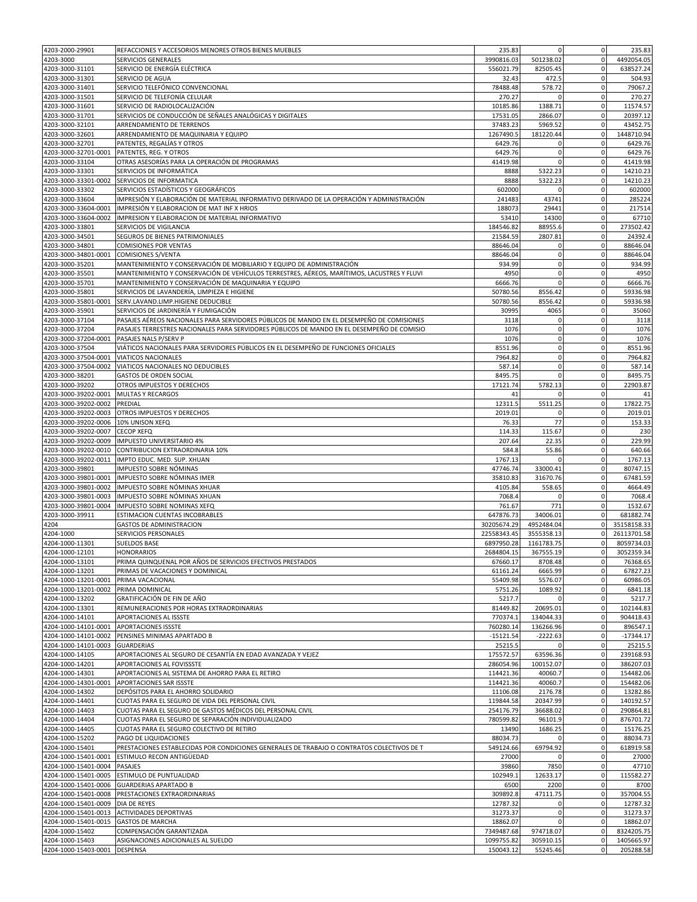| | | | | | |
|---|---|---|---|---|---|
| 4203-2000-29901 | REFACCIONES Y ACCESORIOS MENORES OTROS BIENES MUEBLES | 235.83 | 0 | 0 | 235.83 |
| 4203-3000 | SERVICIOS GENERALES | 3990816.03 | 501238.02 | 0 | 4492054.05 |
| 4203-3000-31101 | SERVICIO DE ENERGÍA ELÉCTRICA | 556021.79 | 82505.45 | 0 | 638527.24 |
| 4203-3000-31301 | SERVICIO DE AGUA | 32.43 | 472.5 | 0 | 504.93 |
| 4203-3000-31401 | SERVICIO TELEFÓNICO CONVENCIONAL | 78488.48 | 578.72 | 0 | 79067.2 |
| 4203-3000-31501 | SERVICIO DE TELEFONÍA CELULAR | 270.27 | 0 | 0 | 270.27 |
| 4203-3000-31601 | SERVICIO DE RADIOLOCALIZACIÓN | 10185.86 | 1388.71 | 0 | 11574.57 |
| 4203-3000-31701 | SERVICIOS DE CONDUCCIÓN DE SEÑALES ANALÓGICAS Y DIGITALES | 17531.05 | 2866.07 | 0 | 20397.12 |
| 4203-3000-32101 | ARRENDAMIENTO DE TERRENOS | 37483.23 | 5969.52 | 0 | 43452.75 |
| 4203-3000-32601 | ARRENDAMIENTO DE MAQUINARIA Y EQUIPO | 1267490.5 | 181220.44 | 0 | 1448710.94 |
| 4203-3000-32701 | PATENTES, REGALÍAS Y OTROS | 6429.76 | 0 | 0 | 6429.76 |
| 4203-3000-32701-0001 | PATENTES, REG. Y OTROS | 6429.76 | 0 | 0 | 6429.76 |
| 4203-3000-33104 | OTRAS ASESORÍAS PARA LA OPERACIÓN DE PROGRAMAS | 41419.98 | 0 | 0 | 41419.98 |
| 4203-3000-33301 | SERVICIOS DE INFORMÁTICA | 8888 | 5322.23 | 0 | 14210.23 |
| 4203-3000-33301-0002 | SERVICIOS DE INFORMATICA | 8888 | 5322.23 | 0 | 14210.23 |
| 4203-3000-33302 | SERVICIOS ESTADÍSTICOS Y GEOGRÁFICOS | 602000 | 0 | 0 | 602000 |
| 4203-3000-33604 | IMPRESIÓN Y ELABORACIÓN DE MATERIAL INFORMATIVO DERIVADO DE LA OPERACIÓN Y ADMINISTRACIÓN | 241483 | 43741 | 0 | 285224 |
| 4203-3000-33604-0001 | IMPRESIÓN Y ELABORACION DE MAT INF X HRIOS | 188073 | 29441 | 0 | 217514 |
| 4203-3000-33604-0002 | IMPRESION Y ELABORACION DE MATERIAL INFORMATIVO | 53410 | 14300 | 0 | 67710 |
| 4203-3000-33801 | SERVICIOS DE VIGILANCIA | 184546.82 | 88955.6 | 0 | 273502.42 |
| 4203-3000-34501 | SEGUROS DE BIENES PATRIMONIALES | 21584.59 | 2807.81 | 0 | 24392.4 |
| 4203-3000-34801 | COMISIONES POR VENTAS | 88646.04 | 0 | 0 | 88646.04 |
| 4203-3000-34801-0001 | COMISIONES S/VENTA | 88646.04 | 0 | 0 | 88646.04 |
| 4203-3000-35201 | MANTENIMIENTO Y CONSERVACIÓN DE MOBILIARIO Y EQUIPO DE ADMINISTRACIÓN | 934.99 | 0 | 0 | 934.99 |
| 4203-3000-35501 | MANTENIMIENTO Y CONSERVACIÓN DE VEHÍCULOS TERRESTRES, AÉREOS, MARÍTIMOS, LACUSTRES Y FLUVI | 4950 | 0 | 0 | 4950 |
| 4203-3000-35701 | MANTENIMIENTO Y CONSERVACIÓN DE MAQUINARIA Y EQUIPO | 6666.76 | 0 | 0 | 6666.76 |
| 4203-3000-35801 | SERVICIOS DE LAVANDERÍA, LIMPIEZA E HIGIENE | 50780.56 | 8556.42 | 0 | 59336.98 |
| 4203-3000-35801-0001 | SERV.LAVAND.LIMP.HIGIENE DEDUCIBLE | 50780.56 | 8556.42 | 0 | 59336.98 |
| 4203-3000-35901 | SERVICIOS DE JARDINERÍA Y FUMIGACIÓN | 30995 | 4065 | 0 | 35060 |
| 4203-3000-37104 | PASAJES AÉREOS NACIONALES PARA SERVIDORES PÚBLICOS DE MANDO EN EL DESEMPEÑO DE COMISIONES | 3118 | 0 | 0 | 3118 |
| 4203-3000-37204 | PASAJES TERRESTRES NACIONALES PARA SERVIDORES PÚBLICOS DE MANDO EN EL DESEMPEÑO DE COMISIO | 1076 | 0 | 0 | 1076 |
| 4203-3000-37204-0001 | PASAJES NALS P/SERV P | 1076 | 0 | 0 | 1076 |
| 4203-3000-37504 | VIÁTICOS NACIONALES PARA SERVIDORES PÚBLICOS EN EL DESEMPEÑO DE FUNCIONES OFICIALES | 8551.96 | 0 | 0 | 8551.96 |
| 4203-3000-37504-0001 | VIATICOS NACIONALES | 7964.82 | 0 | 0 | 7964.82 |
| 4203-3000-37504-0002 | VIATICOS NACIONALES NO DEDUCIBLES | 587.14 | 0 | 0 | 587.14 |
| 4203-3000-38201 | GASTOS DE ORDEN SOCIAL | 8495.75 | 0 | 0 | 8495.75 |
| 4203-3000-39202 | OTROS IMPUESTOS Y DERECHOS | 17121.74 | 5782.13 | 0 | 22903.87 |
| 4203-3000-39202-0001 | MULTAS Y RECARGOS | 41 | 0 | 0 | 41 |
| 4203-3000-39202-0002 | PREDIAL | 12311.5 | 5511.25 | 0 | 17822.75 |
| 4203-3000-39202-0003 | OTROS IMPUESTOS Y DERECHOS | 2019.01 | 0 | 0 | 2019.01 |
| 4203-3000-39202-0006 | 10% UNISON XEFQ | 76.33 | 77 | 0 | 153.33 |
| 4203-3000-39202-0007 | CECOP XEFQ | 114.33 | 115.67 | 0 | 230 |
| 4203-3000-39202-0009 | IMPUESTO UNIVERSITARIO 4% | 207.64 | 22.35 | 0 | 229.99 |
| 4203-3000-39202-0010 | CONTRIBUCION EXTRAORDINARIA 10% | 584.8 | 55.86 | 0 | 640.66 |
| 4203-3000-39202-0011 | IMPTO EDUC. MED. SUP. XHUAN | 1767.13 | 0 | 0 | 1767.13 |
| 4203-3000-39801 | IMPUESTO SOBRE NÓMINAS | 47746.74 | 33000.41 | 0 | 80747.15 |
| 4203-3000-39801-0001 | IMPUESTO SOBRE NÓMINAS IMER | 35810.83 | 31670.76 | 0 | 67481.59 |
| 4203-3000-39801-0002 | IMPUESTO SOBRE NÓMINAS XHUAR | 4105.84 | 558.65 | 0 | 4664.49 |
| 4203-3000-39801-0003 | IMPUESTO SOBRE NÓMINAS XHUAN | 7068.4 | 0 | 0 | 7068.4 |
| 4203-3000-39801-0004 | IMPUESTO SOBRE NOMINAS XEFQ | 761.67 | 771 | 0 | 1532.67 |
| 4203-3000-39911 | ESTIMACION CUENTAS INCOBRABLES | 647876.73 | 34006.01 | 0 | 681882.74 |
| 4204 | GASTOS DE ADMINISTRACION | 30205674.29 | 4952484.04 | 0 | 35158158.33 |
| 4204-1000 | SERVICIOS PERSONALES | 22558343.45 | 3555358.13 | 0 | 26113701.58 |
| 4204-1000-11301 | SUELDOS BASE | 6897950.28 | 1161783.75 | 0 | 8059734.03 |
| 4204-1000-12101 | HONORARIOS | 2684804.15 | 367555.19 | 0 | 3052359.34 |
| 4204-1000-13101 | PRIMA QUINQUENAL POR AÑOS DE SERVICIOS EFECTIVOS PRESTADOS | 67660.17 | 8708.48 | 0 | 76368.65 |
| 4204-1000-13201 | PRIMAS DE VACACIONES Y DOMINICAL | 61161.24 | 6665.99 | 0 | 67827.23 |
| 4204-1000-13201-0001 | PRIMA VACACIONAL | 55409.98 | 5576.07 | 0 | 60986.05 |
| 4204-1000-13201-0002 | PRIMA DOMINICAL | 5751.26 | 1089.92 | 0 | 6841.18 |
| 4204-1000-13202 | GRATIFICACIÓN DE FIN DE AÑO | 5217.7 | 0 | 0 | 5217.7 |
| 4204-1000-13301 | REMUNERACIONES POR HORAS EXTRAORDINARIAS | 81449.82 | 20695.01 | 0 | 102144.83 |
| 4204-1000-14101 | APORTACIONES AL ISSSTE | 770374.1 | 134044.33 | 0 | 904418.43 |
| 4204-1000-14101-0001 | APORTACIONES ISSSTE | 760280.14 | 136266.96 | 0 | 896547.1 |
| 4204-1000-14101-0002 | PENSINES MINIMAS APARTADO B | -15121.54 | -2222.63 | 0 | -17344.17 |
| 4204-1000-14101-0003 | GUARDERIAS | 25215.5 | 0 | 0 | 25215.5 |
| 4204-1000-14105 | APORTACIONES AL SEGURO DE CESANTÍA EN EDAD AVANZADA Y VEJEZ | 175572.57 | 63596.36 | 0 | 239168.93 |
| 4204-1000-14201 | APORTACIONES AL FOVISSSTE | 286054.96 | 100152.07 | 0 | 386207.03 |
| 4204-1000-14301 | APORTACIONES AL SISTEMA DE AHORRO PARA EL RETIRO | 114421.36 | 40060.7 | 0 | 154482.06 |
| 4204-1000-14301-0001 | APORTACIONES SAR ISSSTE | 114421.36 | 40060.7 | 0 | 154482.06 |
| 4204-1000-14302 | DEPÓSITOS PARA EL AHORRO SOLIDARIO | 11106.08 | 2176.78 | 0 | 13282.86 |
| 4204-1000-14401 | CUOTAS PARA EL SEGURO DE VIDA DEL PERSONAL CIVIL | 119844.58 | 20347.99 | 0 | 140192.57 |
| 4204-1000-14403 | CUOTAS PARA EL SEGURO DE GASTOS MÉDICOS DEL PERSONAL CIVIL | 254176.79 | 36688.02 | 0 | 290864.81 |
| 4204-1000-14404 | CUOTAS PARA EL SEGURO DE SEPARACIÓN INDIVIDUALIZADO | 780599.82 | 96101.9 | 0 | 876701.72 |
| 4204-1000-14405 | CUOTAS PARA EL SEGURO COLECTIVO DE RETIRO | 13490 | 1686.25 | 0 | 15176.25 |
| 4204-1000-15202 | PAGO DE LIQUIDACIONES | 88034.73 | 0 | 0 | 88034.73 |
| 4204-1000-15401 | PRESTACIONES ESTABLECIDAS POR CONDICIONES GENERALES DE TRABAJO O CONTRATOS COLECTIVOS DE T | 549124.66 | 69794.92 | 0 | 618919.58 |
| 4204-1000-15401-0001 | ESTIMULO RECON ANTIGÜEDAD | 27000 | 0 | 0 | 27000 |
| 4204-1000-15401-0004 | PASAJES | 39860 | 7850 | 0 | 47710 |
| 4204-1000-15401-0005 | ESTIMULO DE PUNTUALIDAD | 102949.1 | 12633.17 | 0 | 115582.27 |
| 4204-1000-15401-0006 | GUARDERIAS APARTADO B | 6500 | 2200 | 0 | 8700 |
| 4204-1000-15401-0008 | PRESTACIONES EXTRAORDINARIAS | 309892.8 | 47111.75 | 0 | 357004.55 |
| 4204-1000-15401-0009 | DIA DE REYES | 12787.32 | 0 | 0 | 12787.32 |
| 4204-1000-15401-0013 | ACTIVIDADES DEPORTIVAS | 31273.37 | 0 | 0 | 31273.37 |
| 4204-1000-15401-0015 | GASTOS DE MARCHA | 18862.07 | 0 | 0 | 18862.07 |
| 4204-1000-15402 | COMPENSACIÓN GARANTIZADA | 7349487.68 | 974718.07 | 0 | 8324205.75 |
| 4204-1000-15403 | ASIGNACIONES ADICIONALES AL SUELDO | 1099755.82 | 305910.15 | 0 | 1405665.97 |
| 4204-1000-15403-0001 | DESPENSA | 150043.12 | 55245.46 | 0 | 205288.58 |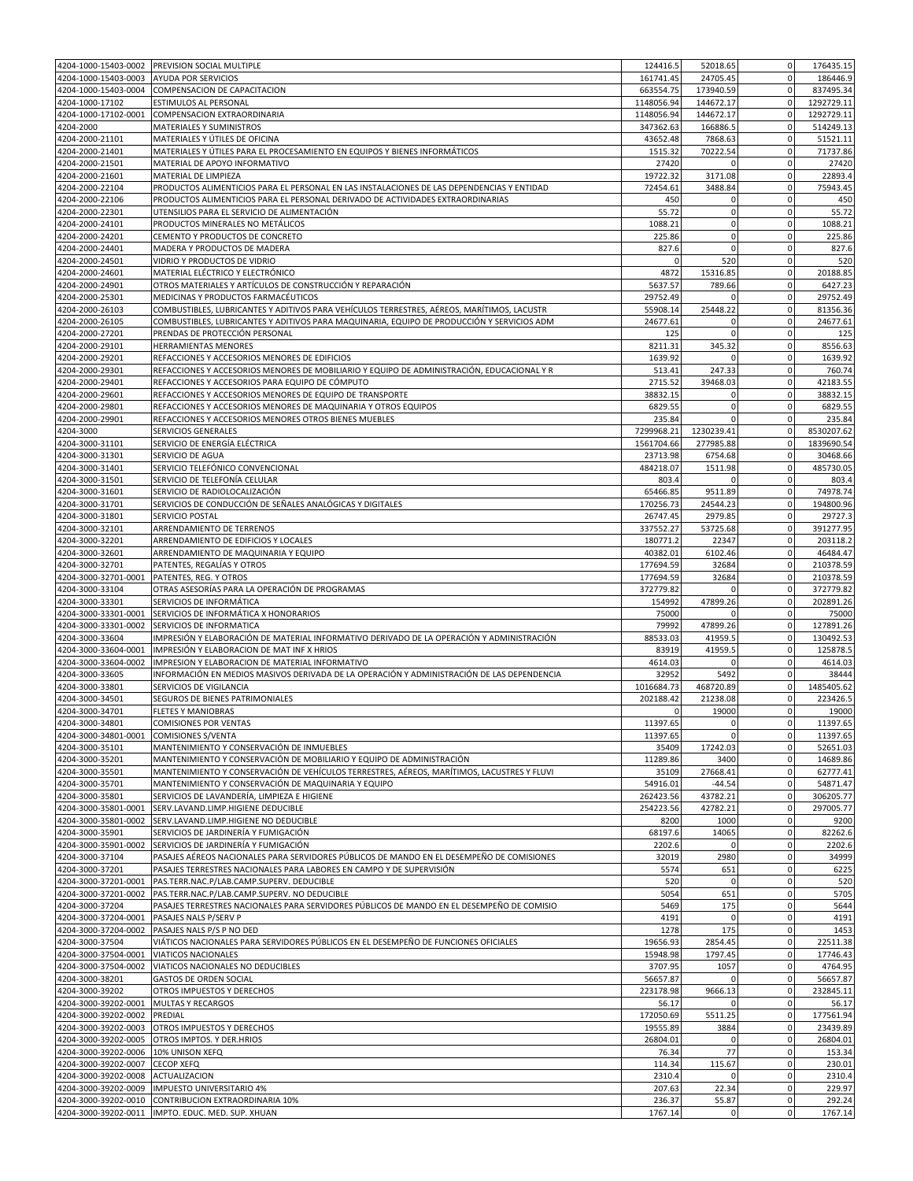| | | | | | |
|---|---|---|---|---|---|
| 4204-1000-15403-0002 | PREVISION SOCIAL MULTIPLE | 124416.5 | 52018.65 | 0 | 176435.15 |
| 4204-1000-15403-0003 | AYUDA POR SERVICIOS | 161741.45 | 24705.45 | 0 | 186446.9 |
| 4204-1000-15403-0004 | COMPENSACION DE CAPACITACION | 663554.75 | 173940.59 | 0 | 837495.34 |
| 4204-1000-17102 | ESTIMULOS AL PERSONAL | 1148056.94 | 144672.17 | 0 | 1292729.11 |
| 4204-1000-17102-0001 | COMPENSACION EXTRAORDINARIA | 1148056.94 | 144672.17 | 0 | 1292729.11 |
| 4204-2000 | MATERIALES Y SUMINISTROS | 347362.63 | 166886.5 | 0 | 514249.13 |
| 4204-2000-21101 | MATERIALES Y ÚTILES DE OFICINA | 43652.48 | 7868.63 | 0 | 51521.11 |
| 4204-2000-21401 | MATERIALES Y ÚTILES PARA EL PROCESAMIENTO EN EQUIPOS Y BIENES INFORMÁTICOS | 1515.32 | 70222.54 | 0 | 71737.86 |
| 4204-2000-21501 | MATERIAL DE APOYO INFORMATIVO | 27420 | 0 | 0 | 27420 |
| 4204-2000-21601 | MATERIAL DE LIMPIEZA | 19722.32 | 3171.08 | 0 | 22893.4 |
| 4204-2000-22104 | PRODUCTOS ALIMENTICIOS PARA EL PERSONAL EN LAS INSTALACIONES DE LAS DEPENDENCIAS Y ENTIDAD | 72454.61 | 3488.84 | 0 | 75943.45 |
| 4204-2000-22106 | PRODUCTOS ALIMENTICIOS PARA EL PERSONAL DERIVADO DE ACTIVIDADES EXTRAORDINARIAS | 450 | 0 | 0 | 450 |
| 4204-2000-22301 | UTENSILIOS PARA EL SERVICIO DE ALIMENTACIÓN | 55.72 | 0 | 0 | 55.72 |
| 4204-2000-24101 | PRODUCTOS MINERALES NO METÁLICOS | 1088.21 | 0 | 0 | 1088.21 |
| 4204-2000-24201 | CEMENTO Y PRODUCTOS DE CONCRETO | 225.86 | 0 | 0 | 225.86 |
| 4204-2000-24401 | MADERA Y PRODUCTOS DE MADERA | 827.6 | 0 | 0 | 827.6 |
| 4204-2000-24501 | VIDRIO Y PRODUCTOS DE VIDRIO | 0 | 520 | 0 | 520 |
| 4204-2000-24601 | MATERIAL ELÉCTRICO Y ELECTRÓNICO | 4872 | 15316.85 | 0 | 20188.85 |
| 4204-2000-24901 | OTROS MATERIALES Y ARTÍCULOS DE CONSTRUCCIÓN Y REPARACIÓN | 5637.57 | 789.66 | 0 | 6427.23 |
| 4204-2000-25301 | MEDICINAS Y PRODUCTOS FARMACÉUTICOS | 29752.49 | 0 | 0 | 29752.49 |
| 4204-2000-26103 | COMBUSTIBLES, LUBRICANTES Y ADITIVOS PARA VEHÍCULOS TERRESTRES, AÉREOS, MARÍTIMOS, LACUSTR | 55908.14 | 25448.22 | 0 | 81356.36 |
| 4204-2000-26105 | COMBUSTIBLES, LUBRICANTES Y ADITIVOS PARA MAQUINARIA, EQUIPO DE PRODUCCIÓN Y SERVICIOS ADM | 24677.61 | 0 | 0 | 24677.61 |
| 4204-2000-27201 | PRENDAS DE PROTECCIÓN PERSONAL | 125 | 0 | 0 | 125 |
| 4204-2000-29101 | HERRAMIENTAS MENORES | 8211.31 | 345.32 | 0 | 8556.63 |
| 4204-2000-29201 | REFACCIONES Y ACCESORIOS MENORES DE EDIFICIOS | 1639.92 | 0 | 0 | 1639.92 |
| 4204-2000-29301 | REFACCIONES Y ACCESORIOS MENORES DE MOBILIARIO Y EQUIPO DE ADMINISTRACIÓN, EDUCACIONAL Y R | 513.41 | 247.33 | 0 | 760.74 |
| 4204-2000-29401 | REFACCIONES Y ACCESORIOS PARA EQUIPO DE CÓMPUTO | 2715.52 | 39468.03 | 0 | 42183.55 |
| 4204-2000-29601 | REFACCIONES Y ACCESORIOS MENORES DE EQUIPO DE TRANSPORTE | 38832.15 | 0 | 0 | 38832.15 |
| 4204-2000-29801 | REFACCIONES Y ACCESORIOS MENORES DE MAQUINARIA Y OTROS EQUIPOS | 6829.55 | 0 | 0 | 6829.55 |
| 4204-2000-29901 | REFACCIONES Y ACCESORIOS MENORES OTROS BIENES MUEBLES | 235.84 | 0 | 0 | 235.84 |
| 4204-3000 | SERVICIOS GENERALES | 7299968.21 | 1230239.41 | 0 | 8530207.62 |
| 4204-3000-31101 | SERVICIO DE ENERGÍA ELÉCTRICA | 1561704.66 | 277985.88 | 0 | 1839690.54 |
| 4204-3000-31301 | SERVICIO DE AGUA | 23713.98 | 6754.68 | 0 | 30468.66 |
| 4204-3000-31401 | SERVICIO TELEFÓNICO CONVENCIONAL | 484218.07 | 1511.98 | 0 | 485730.05 |
| 4204-3000-31501 | SERVICIO DE TELEFONÍA CELULAR | 803.4 | 0 | 0 | 803.4 |
| 4204-3000-31601 | SERVICIO DE RADIOLOCALIZACIÓN | 65466.85 | 9511.89 | 0 | 74978.74 |
| 4204-3000-31701 | SERVICIOS DE CONDUCCIÓN DE SEÑALES ANALÓGICAS Y DIGITALES | 170256.73 | 24544.23 | 0 | 194800.96 |
| 4204-3000-31801 | SERVICIO POSTAL | 26747.45 | 2979.85 | 0 | 29727.3 |
| 4204-3000-32101 | ARRENDAMIENTO DE TERRENOS | 337552.27 | 53725.68 | 0 | 391277.95 |
| 4204-3000-32201 | ARRENDAMIENTO DE EDIFICIOS Y LOCALES | 180771.2 | 22347 | 0 | 203118.2 |
| 4204-3000-32601 | ARRENDAMIENTO DE MAQUINARIA Y EQUIPO | 40382.01 | 6102.46 | 0 | 46484.47 |
| 4204-3000-32701 | PATENTES, REGALÍAS Y OTROS | 177694.59 | 32684 | 0 | 210378.59 |
| 4204-3000-32701-0001 | PATENTES, REG. Y OTROS | 177694.59 | 32684 | 0 | 210378.59 |
| 4204-3000-33104 | OTRAS ASESORÍAS PARA LA OPERACIÓN DE PROGRAMAS | 372779.82 | 0 | 0 | 372779.82 |
| 4204-3000-33301 | SERVICIOS DE INFORMÁTICA | 154992 | 47899.26 | 0 | 202891.26 |
| 4204-3000-33301-0001 | SERVICIOS DE INFORMÁTICA X HONORARIOS | 75000 | 0 | 0 | 75000 |
| 4204-3000-33301-0002 | SERVICIOS DE INFORMATICA | 79992 | 47899.26 | 0 | 127891.26 |
| 4204-3000-33604 | IMPRESIÓN Y ELABORACIÓN DE MATERIAL INFORMATIVO DERIVADO DE LA OPERACIÓN Y ADMINISTRACIÓN | 88533.03 | 41959.5 | 0 | 130492.53 |
| 4204-3000-33604-0001 | IMPRESIÓN Y ELABORACION DE MAT INF X HRIOS | 83919 | 41959.5 | 0 | 125878.5 |
| 4204-3000-33604-0002 | IMPRESION Y ELABORACION DE MATERIAL INFORMATIVO | 4614.03 | 0 | 0 | 4614.03 |
| 4204-3000-33605 | INFORMACIÓN EN MEDIOS MASIVOS DERIVADA DE LA OPERACIÓN Y ADMINISTRACIÓN DE LAS DEPENDENCIA | 32952 | 5492 | 0 | 38444 |
| 4204-3000-33801 | SERVICIOS DE VIGILANCIA | 1016684.73 | 468720.89 | 0 | 1485405.62 |
| 4204-3000-34501 | SEGUROS DE BIENES PATRIMONIALES | 202188.42 | 21238.08 | 0 | 223426.5 |
| 4204-3000-34701 | FLETES Y MANIOBRAS | 0 | 19000 | 0 | 19000 |
| 4204-3000-34801 | COMISIONES POR VENTAS | 11397.65 | 0 | 0 | 11397.65 |
| 4204-3000-34801-0001 | COMISIONES S/VENTA | 11397.65 | 0 | 0 | 11397.65 |
| 4204-3000-35101 | MANTENIMIENTO Y CONSERVACIÓN DE INMUEBLES | 35409 | 17242.03 | 0 | 52651.03 |
| 4204-3000-35201 | MANTENIMIENTO Y CONSERVACIÓN DE MOBILIARIO Y EQUIPO DE ADMINISTRACIÓN | 11289.86 | 3400 | 0 | 14689.86 |
| 4204-3000-35501 | MANTENIMIENTO Y CONSERVACIÓN DE VEHÍCULOS TERRESTRES, AÉREOS, MARÍTIMOS, LACUSTRES Y FLUVI | 35109 | 27668.41 | 0 | 62777.41 |
| 4204-3000-35701 | MANTENIMIENTO Y CONSERVACIÓN DE MAQUINARIA Y EQUIPO | 54916.01 | -44.54 | 0 | 54871.47 |
| 4204-3000-35801 | SERVICIOS DE LAVANDERÍA, LIMPIEZA E HIGIENE | 262423.56 | 43782.21 | 0 | 306205.77 |
| 4204-3000-35801-0001 | SERV.LAVAND.LIMP.HIGIENE DEDUCIBLE | 254223.56 | 42782.21 | 0 | 297005.77 |
| 4204-3000-35801-0002 | SERV.LAVAND.LIMP.HIGIENE NO DEDUCIBLE | 8200 | 1000 | 0 | 9200 |
| 4204-3000-35901 | SERVICIOS DE JARDINERÍA Y FUMIGACIÓN | 68197.6 | 14065 | 0 | 82262.6 |
| 4204-3000-35901-0002 | SERVICIOS DE JARDINERÍA Y FUMIGACIÓN | 2202.6 | 0 | 0 | 2202.6 |
| 4204-3000-37104 | PASAJES AÉREOS NACIONALES PARA SERVIDORES PÚBLICOS DE MANDO EN EL DESEMPEÑO DE COMISIONES | 32019 | 2980 | 0 | 34999 |
| 4204-3000-37201 | PASAJES TERRESTRES NACIONALES PARA LABORES EN CAMPO Y DE SUPERVISIÓN | 5574 | 651 | 0 | 6225 |
| 4204-3000-37201-0001 | PAS.TERR.NAC.P/LAB.CAMP.SUPERV. DEDUCIBLE | 520 | 0 | 0 | 520 |
| 4204-3000-37201-0002 | PAS.TERR.NAC.P/LAB.CAMP.SUPERV. NO DEDUCIBLE | 5054 | 651 | 0 | 5705 |
| 4204-3000-37204 | PASAJES TERRESTRES NACIONALES PARA SERVIDORES PÚBLICOS DE MANDO EN EL DESEMPEÑO DE COMISIO | 5469 | 175 | 0 | 5644 |
| 4204-3000-37204-0001 | PASAJES NALS P/SERV P | 4191 | 0 | 0 | 4191 |
| 4204-3000-37204-0002 | PASAJES NALS P/S P NO DED | 1278 | 175 | 0 | 1453 |
| 4204-3000-37504 | VIÁTICOS NACIONALES PARA SERVIDORES PÚBLICOS EN EL DESEMPEÑO DE FUNCIONES OFICIALES | 19656.93 | 2854.45 | 0 | 22511.38 |
| 4204-3000-37504-0001 | VIATICOS NACIONALES | 15948.98 | 1797.45 | 0 | 17746.43 |
| 4204-3000-37504-0002 | VIATICOS NACIONALES NO DEDUCIBLES | 3707.95 | 1057 | 0 | 4764.95 |
| 4204-3000-38201 | GASTOS DE ORDEN SOCIAL | 56657.87 | 0 | 0 | 56657.87 |
| 4204-3000-39202 | OTROS IMPUESTOS Y DERECHOS | 223178.98 | 9666.13 | 0 | 232845.11 |
| 4204-3000-39202-0001 | MULTAS Y RECARGOS | 56.17 | 0 | 0 | 56.17 |
| 4204-3000-39202-0002 | PREDIAL | 172050.69 | 5511.25 | 0 | 177561.94 |
| 4204-3000-39202-0003 | OTROS IMPUESTOS Y DERECHOS | 19555.89 | 3884 | 0 | 23439.89 |
| 4204-3000-39202-0005 | OTROS IMPTOS. Y DER.HRIOS | 26804.01 | 0 | 0 | 26804.01 |
| 4204-3000-39202-0006 | 10% UNISON XEFQ | 76.34 | 77 | 0 | 153.34 |
| 4204-3000-39202-0007 | CECOP XEFQ | 114.34 | 115.67 | 0 | 230.01 |
| 4204-3000-39202-0008 | ACTUALIZACION | 2310.4 | 0 | 0 | 2310.4 |
| 4204-3000-39202-0009 | IMPUESTO UNIVERSITARIO 4% | 207.63 | 22.34 | 0 | 229.97 |
| 4204-3000-39202-0010 | CONTRIBUCION EXTRAORDINARIA 10% | 236.37 | 55.87 | 0 | 292.24 |
| 4204-3000-39202-0011 | IMPTO. EDUC. MED. SUP. XHUAN | 1767.14 | 0 | 0 | 1767.14 |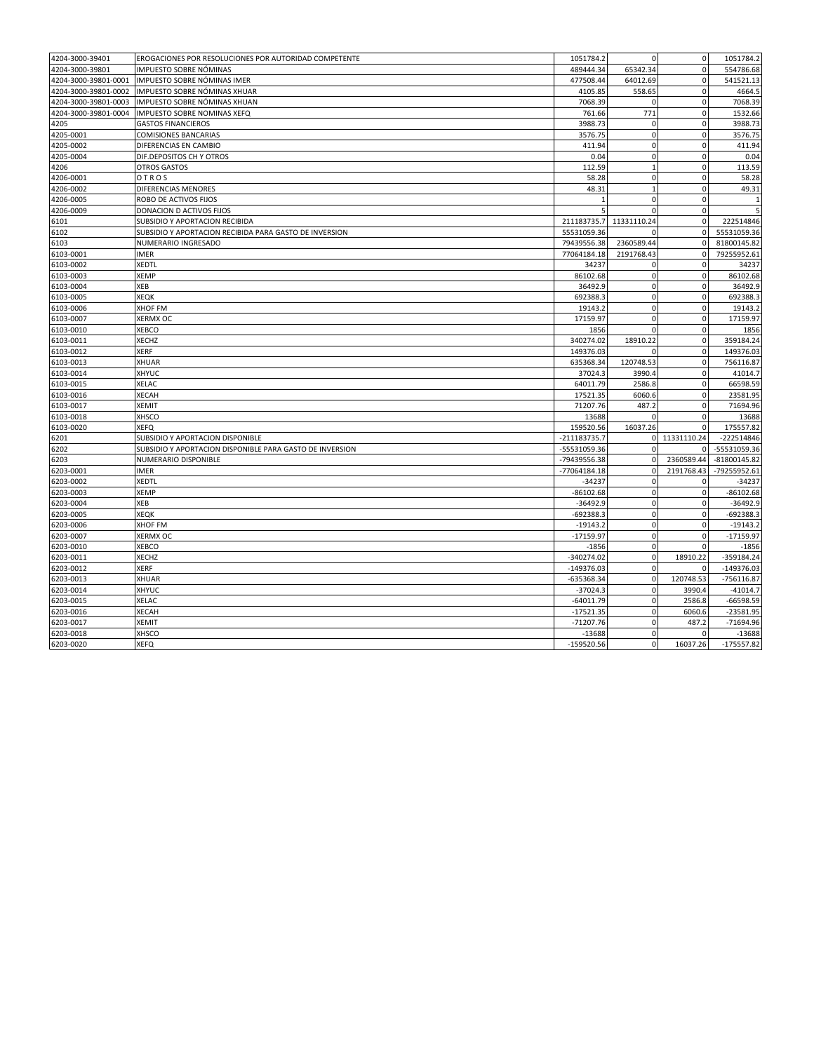| | | | | | |
|---|---|---|---|---|---|
| 4204-3000-39401 | EROGACIONES POR RESOLUCIONES POR AUTORIDAD COMPETENTE | 1051784.2 | 0 | 0 | 1051784.2 |
| 4204-3000-39801 | IMPUESTO SOBRE NÓMINAS | 489444.34 | 65342.34 | 0 | 554786.68 |
| 4204-3000-39801-0001 | IMPUESTO SOBRE NÓMINAS IMER | 477508.44 | 64012.69 | 0 | 541521.13 |
| 4204-3000-39801-0002 | IMPUESTO SOBRE NÓMINAS XHUAR | 4105.85 | 558.65 | 0 | 4664.5 |
| 4204-3000-39801-0003 | IMPUESTO SOBRE NÓMINAS XHUAN | 7068.39 | 0 | 0 | 7068.39 |
| 4204-3000-39801-0004 | IMPUESTO SOBRE NOMINAS XEFQ | 761.66 | 771 | 0 | 1532.66 |
| 4205 | GASTOS FINANCIEROS | 3988.73 | 0 | 0 | 3988.73 |
| 4205-0001 | COMISIONES BANCARIAS | 3576.75 | 0 | 0 | 3576.75 |
| 4205-0002 | DIFERENCIAS EN CAMBIO | 411.94 | 0 | 0 | 411.94 |
| 4205-0004 | DIF.DEPOSITOS CH Y OTROS | 0.04 | 0 | 0 | 0.04 |
| 4206 | OTROS GASTOS | 112.59 | 1 | 0 | 113.59 |
| 4206-0001 | O T R O S | 58.28 | 0 | 0 | 58.28 |
| 4206-0002 | DIFERENCIAS MENORES | 48.31 | 1 | 0 | 49.31 |
| 4206-0005 | ROBO DE ACTIVOS FIJOS | 1 | 0 | 0 | 1 |
| 4206-0009 | DONACION D ACTIVOS FIJOS | 5 | 0 | 0 | 5 |
| 6101 | SUBSIDIO Y APORTACION RECIBIDA | 211183735.7 | 11331110.24 | 0 | 222514846 |
| 6102 | SUBSIDIO Y APORTACION RECIBIDA PARA GASTO DE INVERSION | 55531059.36 | 0 | 0 | 55531059.36 |
| 6103 | NUMERARIO INGRESADO | 79439556.38 | 2360589.44 | 0 | 81800145.82 |
| 6103-0001 | IMER | 77064184.18 | 2191768.43 | 0 | 79255952.61 |
| 6103-0002 | XEDTL | 34237 | 0 | 0 | 34237 |
| 6103-0003 | XEMP | 86102.68 | 0 | 0 | 86102.68 |
| 6103-0004 | XEB | 36492.9 | 0 | 0 | 36492.9 |
| 6103-0005 | XEQK | 692388.3 | 0 | 0 | 692388.3 |
| 6103-0006 | XHOF FM | 19143.2 | 0 | 0 | 19143.2 |
| 6103-0007 | XERMX OC | 17159.97 | 0 | 0 | 17159.97 |
| 6103-0010 | XEBCO | 1856 | 0 | 0 | 1856 |
| 6103-0011 | XECHZ | 340274.02 | 18910.22 | 0 | 359184.24 |
| 6103-0012 | XERF | 149376.03 | 0 | 0 | 149376.03 |
| 6103-0013 | XHUAR | 635368.34 | 120748.53 | 0 | 756116.87 |
| 6103-0014 | XHYUC | 37024.3 | 3990.4 | 0 | 41014.7 |
| 6103-0015 | XELAC | 64011.79 | 2586.8 | 0 | 66598.59 |
| 6103-0016 | XECAH | 17521.35 | 6060.6 | 0 | 23581.95 |
| 6103-0017 | XEMIT | 71207.76 | 487.2 | 0 | 71694.96 |
| 6103-0018 | XHSCO | 13688 | 0 | 0 | 13688 |
| 6103-0020 | XEFQ | 159520.56 | 16037.26 | 0 | 175557.82 |
| 6201 | SUBSIDIO Y APORTACION DISPONIBLE | -211183735.7 | 0 | 11331110.24 | -222514846 |
| 6202 | SUBSIDIO Y APORTACION DISPONIBLE PARA GASTO DE INVERSION | -55531059.36 | 0 | 0 | -55531059.36 |
| 6203 | NUMERARIO DISPONIBLE | -79439556.38 | 0 | 2360589.44 | -81800145.82 |
| 6203-0001 | IMER | -77064184.18 | 0 | 2191768.43 | -79255952.61 |
| 6203-0002 | XEDTL | -34237 | 0 | 0 | -34237 |
| 6203-0003 | XEMP | -86102.68 | 0 | 0 | -86102.68 |
| 6203-0004 | XEB | -36492.9 | 0 | 0 | -36492.9 |
| 6203-0005 | XEQK | -692388.3 | 0 | 0 | -692388.3 |
| 6203-0006 | XHOF FM | -19143.2 | 0 | 0 | -19143.2 |
| 6203-0007 | XERMX OC | -17159.97 | 0 | 0 | -17159.97 |
| 6203-0010 | XEBCO | -1856 | 0 | 0 | -1856 |
| 6203-0011 | XECHZ | -340274.02 | 0 | 18910.22 | -359184.24 |
| 6203-0012 | XERF | -149376.03 | 0 | 0 | -149376.03 |
| 6203-0013 | XHUAR | -635368.34 | 0 | 120748.53 | -756116.87 |
| 6203-0014 | XHYUC | -37024.3 | 0 | 3990.4 | -41014.7 |
| 6203-0015 | XELAC | -64011.79 | 0 | 2586.8 | -66598.59 |
| 6203-0016 | XECAH | -17521.35 | 0 | 6060.6 | -23581.95 |
| 6203-0017 | XEMIT | -71207.76 | 0 | 487.2 | -71694.96 |
| 6203-0018 | XHSCO | -13688 | 0 | 0 | -13688 |
| 6203-0020 | XEFQ | -159520.56 | 0 | 16037.26 | -175557.82 |